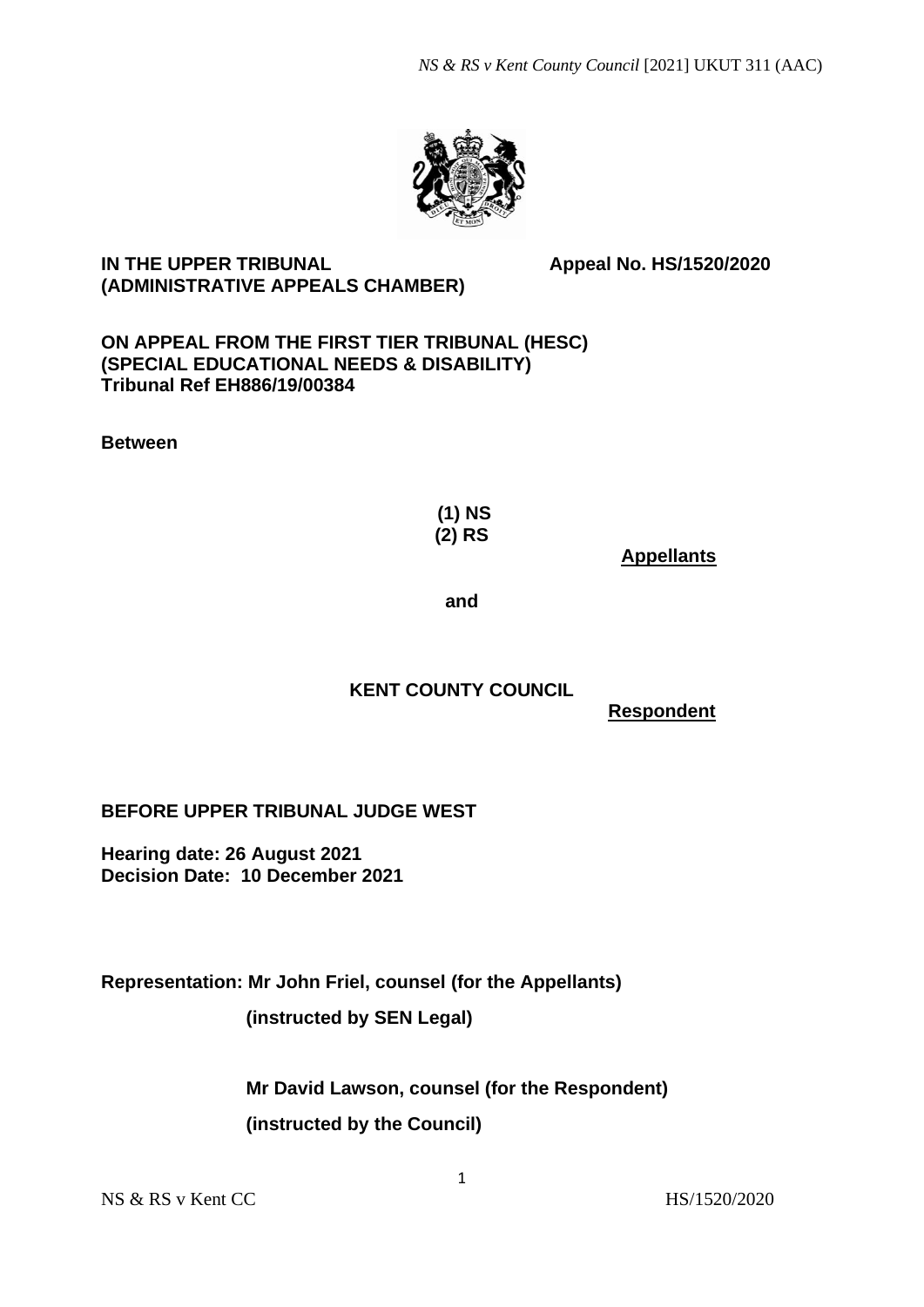**IN THE UPPER TRIBUNAL (ADMINISTRATIVE APPEALS CHAMBER)**

**Appeal No. HS/1520/2020**

**ON APPEAL FROM THE FIRST TIER TRIBUNAL (HESC) (SPECIAL EDUCATIONAL NEEDS & DISABILITY) Tribunal Ref EH886/19/00384**

**Between**

**(1) NS**
**(2) RS**

**Appellants**

**and**

**KENT COUNTY COUNCIL**

**Respondent**

**BEFORE UPPER TRIBUNAL JUDGE WEST**

**Hearing date: 26 August 2021**
**Decision Date: 10 December 2021**

**Representation: Mr John Friel, counsel (for the Appellants)**

**(instructed by SEN Legal)**

**Mr David Lawson, counsel (for the Respondent)**

**(instructed by the Council)**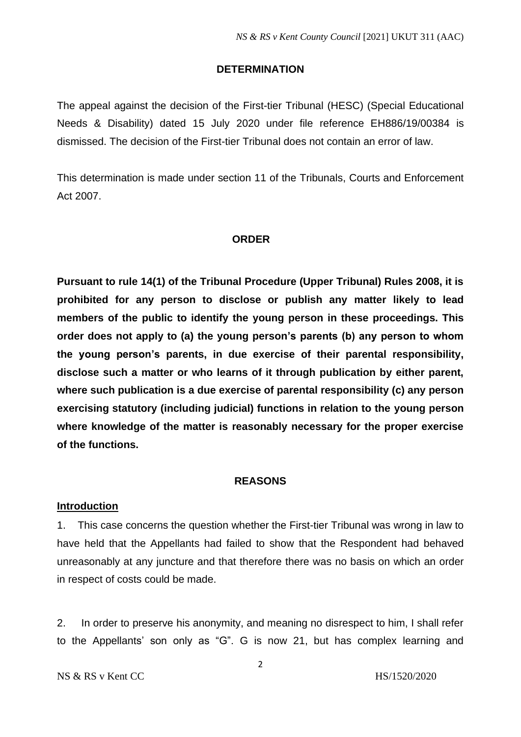## DETERMINATION

The appeal against the decision of the First-tier Tribunal (HESC) (Special Educational Needs & Disability) dated 15 July 2020 under file reference EH886/19/00384 is dismissed. The decision of the First-tier Tribunal does not contain an error of law.

This determination is made under section 11 of the Tribunals, Courts and Enforcement Act 2007.

## ORDER

**Pursuant to rule 14(1) of the Tribunal Procedure (Upper Tribunal) Rules 2008, it is prohibited for any person to disclose or publish any matter likely to lead members of the public to identify the young person in these proceedings. This order does not apply to (a) the young person's parents (b) any person to whom the young person's parents, in due exercise of their parental responsibility, disclose such a matter or who learns of it through publication by either parent, where such publication is a due exercise of parental responsibility (c) any person exercising statutory (including judicial) functions in relation to the young person where knowledge of the matter is reasonably necessary for the proper exercise of the functions.**

## REASONS

### Introduction

1. This case concerns the question whether the First-tier Tribunal was wrong in law to have held that the Appellants had failed to show that the Respondent had behaved unreasonably at any juncture and that therefore there was no basis on which an order in respect of costs could be made.

2. In order to preserve his anonymity, and meaning no disrespect to him, I shall refer to the Appellants' son only as "G". G is now 21, but has complex learning and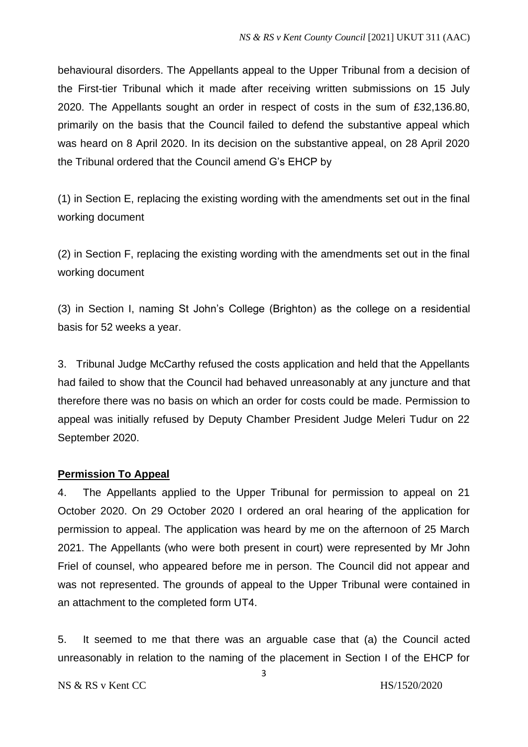behavioural disorders. The Appellants appeal to the Upper Tribunal from a decision of the First-tier Tribunal which it made after receiving written submissions on 15 July 2020. The Appellants sought an order in respect of costs in the sum of £32,136.80, primarily on the basis that the Council failed to defend the substantive appeal which was heard on 8 April 2020. In its decision on the substantive appeal, on 28 April 2020 the Tribunal ordered that the Council amend G's EHCP by

(1) in Section E, replacing the existing wording with the amendments set out in the final working document

(2) in Section F, replacing the existing wording with the amendments set out in the final working document

(3) in Section I, naming St John's College (Brighton) as the college on a residential basis for 52 weeks a year.

3. Tribunal Judge McCarthy refused the costs application and held that the Appellants had failed to show that the Council had behaved unreasonably at any juncture and that therefore there was no basis on which an order for costs could be made. Permission to appeal was initially refused by Deputy Chamber President Judge Meleri Tudur on 22 September 2020.

**Permission To Appeal**

4. The Appellants applied to the Upper Tribunal for permission to appeal on 21 October 2020. On 29 October 2020 I ordered an oral hearing of the application for permission to appeal. The application was heard by me on the afternoon of 25 March 2021. The Appellants (who were both present in court) were represented by Mr John Friel of counsel, who appeared before me in person. The Council did not appear and was not represented. The grounds of appeal to the Upper Tribunal were contained in an attachment to the completed form UT4.

5. It seemed to me that there was an arguable case that (a) the Council acted unreasonably in relation to the naming of the placement in Section I of the EHCP for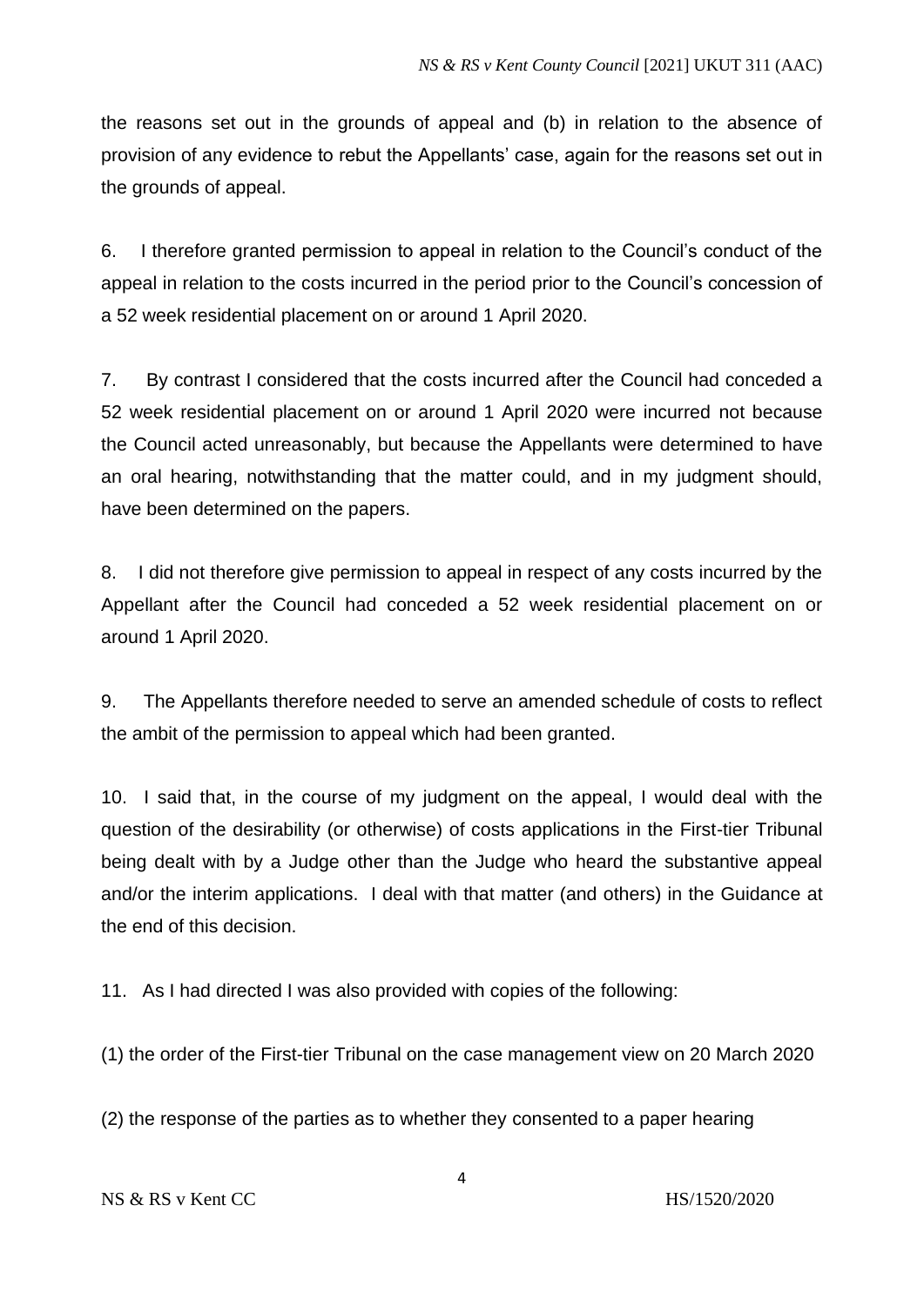the reasons set out in the grounds of appeal and (b) in relation to the absence of provision of any evidence to rebut the Appellants' case, again for the reasons set out in the grounds of appeal.

6. I therefore granted permission to appeal in relation to the Council's conduct of the appeal in relation to the costs incurred in the period prior to the Council's concession of a 52 week residential placement on or around 1 April 2020.

7. By contrast I considered that the costs incurred after the Council had conceded a 52 week residential placement on or around 1 April 2020 were incurred not because the Council acted unreasonably, but because the Appellants were determined to have an oral hearing, notwithstanding that the matter could, and in my judgment should, have been determined on the papers.

8. I did not therefore give permission to appeal in respect of any costs incurred by the Appellant after the Council had conceded a 52 week residential placement on or around 1 April 2020.

9. The Appellants therefore needed to serve an amended schedule of costs to reflect the ambit of the permission to appeal which had been granted.

10. I said that, in the course of my judgment on the appeal, I would deal with the question of the desirability (or otherwise) of costs applications in the First-tier Tribunal being dealt with by a Judge other than the Judge who heard the substantive appeal and/or the interim applications. I deal with that matter (and others) in the Guidance at the end of this decision.

11. As I had directed I was also provided with copies of the following:

(1) the order of the First-tier Tribunal on the case management view on 20 March 2020

(2) the response of the parties as to whether they consented to a paper hearing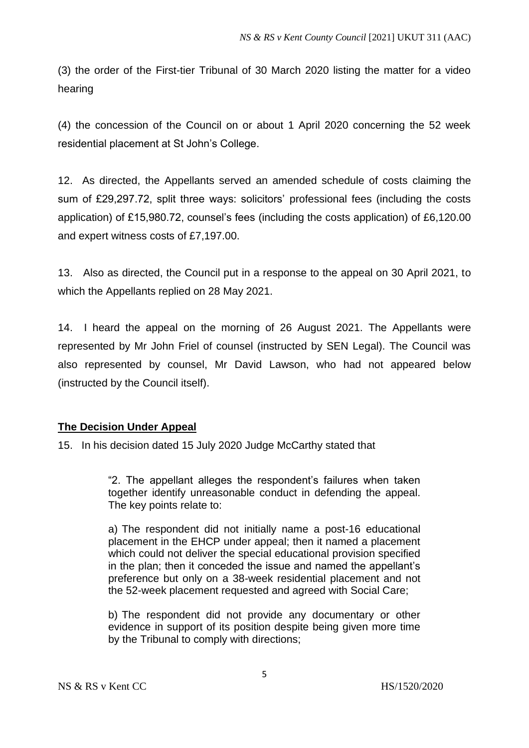(3) the order of the First-tier Tribunal of 30 March 2020 listing the matter for a video hearing

(4) the concession of the Council on or about 1 April 2020 concerning the 52 week residential placement at St John's College.

12. As directed, the Appellants served an amended schedule of costs claiming the sum of £29,297.72, split three ways: solicitors' professional fees (including the costs application) of £15,980.72, counsel's fees (including the costs application) of £6,120.00 and expert witness costs of £7,197.00.

13. Also as directed, the Council put in a response to the appeal on 30 April 2021, to which the Appellants replied on 28 May 2021.

14. I heard the appeal on the morning of 26 August 2021. The Appellants were represented by Mr John Friel of counsel (instructed by SEN Legal). The Council was also represented by counsel, Mr David Lawson, who had not appeared below (instructed by the Council itself).

## The Decision Under Appeal

15. In his decision dated 15 July 2020 Judge McCarthy stated that

> "2. The appellant alleges the respondent's failures when taken together identify unreasonable conduct in defending the appeal. The key points relate to:
>
> a) The respondent did not initially name a post-16 educational placement in the EHCP under appeal; then it named a placement which could not deliver the special educational provision specified in the plan; then it conceded the issue and named the appellant's preference but only on a 38-week residential placement and not the 52-week placement requested and agreed with Social Care;
>
> b) The respondent did not provide any documentary or other evidence in support of its position despite being given more time by the Tribunal to comply with directions;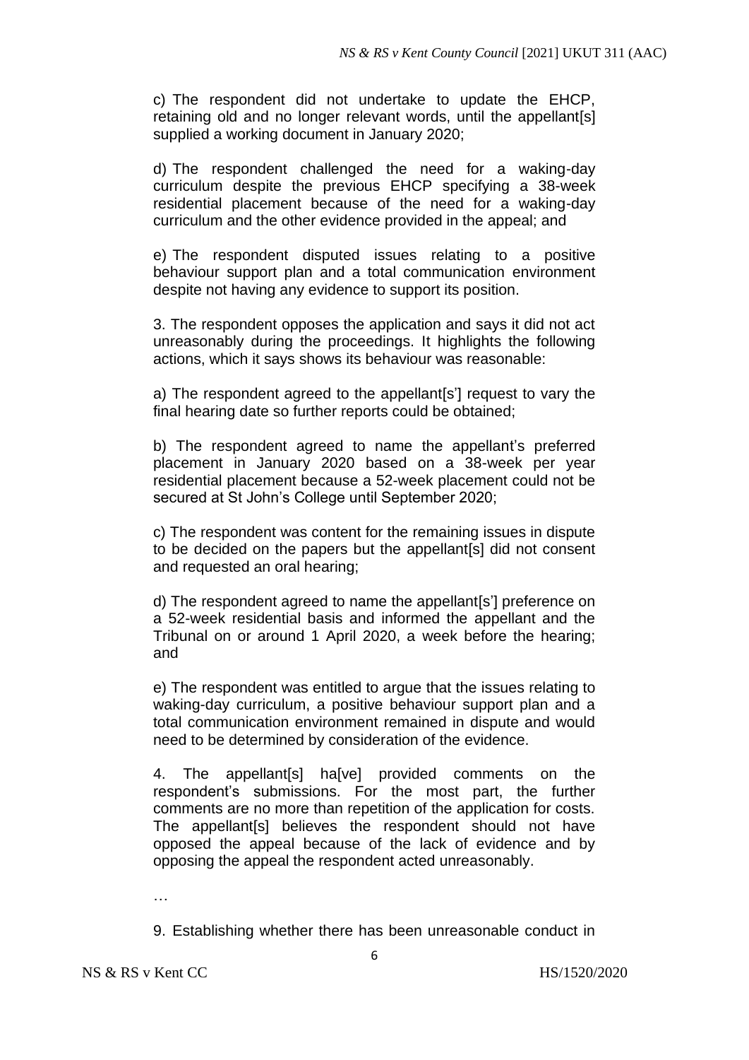c) The respondent did not undertake to update the EHCP, retaining old and no longer relevant words, until the appellant[s] supplied a working document in January 2020;

d) The respondent challenged the need for a waking-day curriculum despite the previous EHCP specifying a 38-week residential placement because of the need for a waking-day curriculum and the other evidence provided in the appeal; and

e) The respondent disputed issues relating to a positive behaviour support plan and a total communication environment despite not having any evidence to support its position.

3. The respondent opposes the application and says it did not act unreasonably during the proceedings. It highlights the following actions, which it says shows its behaviour was reasonable:

a) The respondent agreed to the appellant[s'] request to vary the final hearing date so further reports could be obtained;

b) The respondent agreed to name the appellant's preferred placement in January 2020 based on a 38-week per year residential placement because a 52-week placement could not be secured at St John's College until September 2020;

c) The respondent was content for the remaining issues in dispute to be decided on the papers but the appellant[s] did not consent and requested an oral hearing;

d) The respondent agreed to name the appellant[s'] preference on a 52-week residential basis and informed the appellant and the Tribunal on or around 1 April 2020, a week before the hearing; and

e) The respondent was entitled to argue that the issues relating to waking-day curriculum, a positive behaviour support plan and a total communication environment remained in dispute and would need to be determined by consideration of the evidence.

4. The appellant[s] ha[ve] provided comments on the respondent's submissions. For the most part, the further comments are no more than repetition of the application for costs. The appellant[s] believes the respondent should not have opposed the appeal because of the lack of evidence and by opposing the appeal the respondent acted unreasonably.

…

9. Establishing whether there has been unreasonable conduct in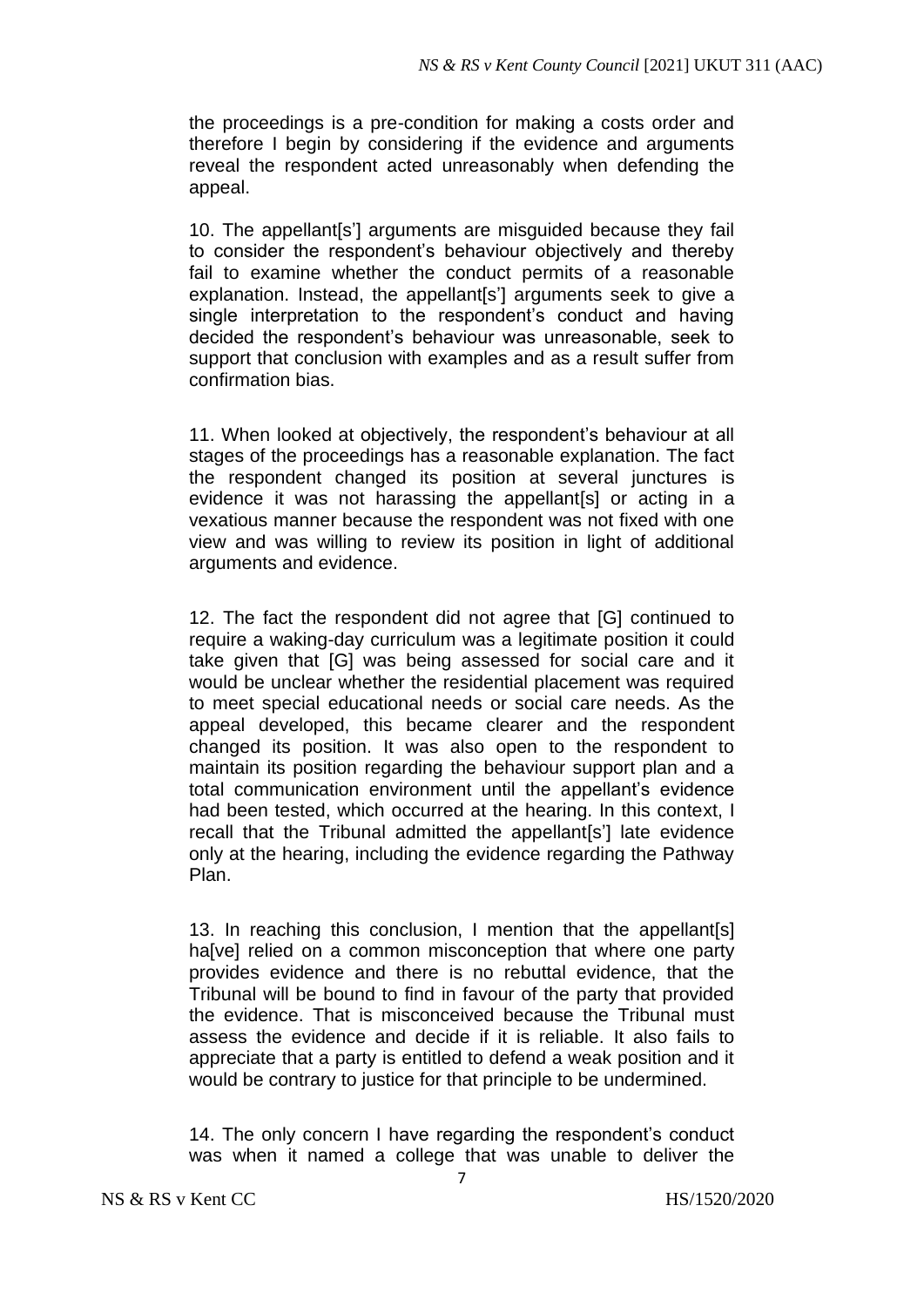the proceedings is a pre-condition for making a costs order and therefore I begin by considering if the evidence and arguments reveal the respondent acted unreasonably when defending the appeal.

10. The appellant[s'] arguments are misguided because they fail to consider the respondent's behaviour objectively and thereby fail to examine whether the conduct permits of a reasonable explanation. Instead, the appellant[s'] arguments seek to give a single interpretation to the respondent's conduct and having decided the respondent's behaviour was unreasonable, seek to support that conclusion with examples and as a result suffer from confirmation bias.

11. When looked at objectively, the respondent's behaviour at all stages of the proceedings has a reasonable explanation. The fact the respondent changed its position at several junctures is evidence it was not harassing the appellant[s] or acting in a vexatious manner because the respondent was not fixed with one view and was willing to review its position in light of additional arguments and evidence.

12. The fact the respondent did not agree that [G] continued to require a waking-day curriculum was a legitimate position it could take given that [G] was being assessed for social care and it would be unclear whether the residential placement was required to meet special educational needs or social care needs. As the appeal developed, this became clearer and the respondent changed its position. It was also open to the respondent to maintain its position regarding the behaviour support plan and a total communication environment until the appellant's evidence had been tested, which occurred at the hearing. In this context, I recall that the Tribunal admitted the appellant[s'] late evidence only at the hearing, including the evidence regarding the Pathway Plan.

13. In reaching this conclusion, I mention that the appellant[s] ha[ve] relied on a common misconception that where one party provides evidence and there is no rebuttal evidence, that the Tribunal will be bound to find in favour of the party that provided the evidence. That is misconceived because the Tribunal must assess the evidence and decide if it is reliable. It also fails to appreciate that a party is entitled to defend a weak position and it would be contrary to justice for that principle to be undermined.

14. The only concern I have regarding the respondent's conduct was when it named a college that was unable to deliver the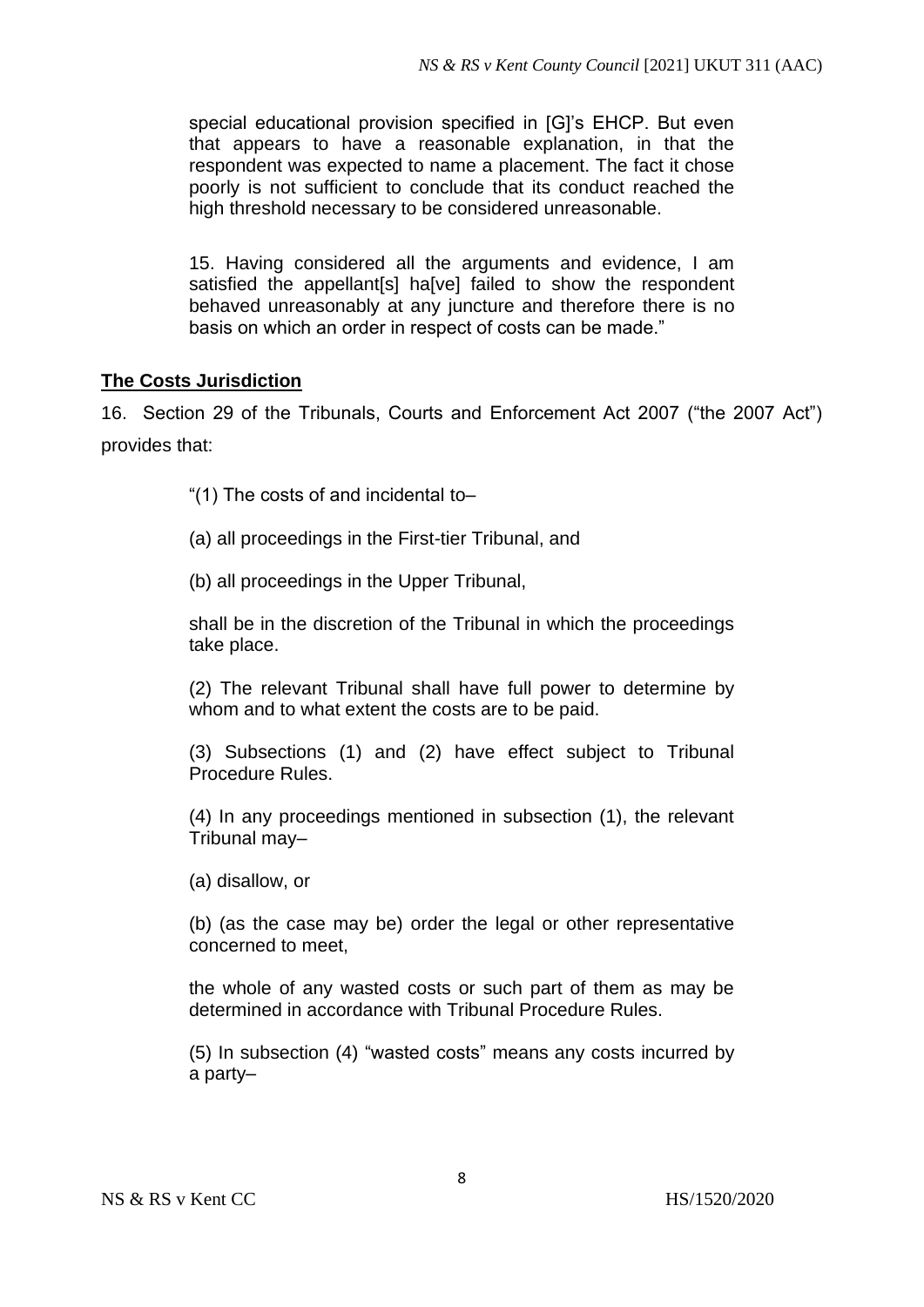special educational provision specified in [G]'s EHCP. But even that appears to have a reasonable explanation, in that the respondent was expected to name a placement. The fact it chose poorly is not sufficient to conclude that its conduct reached the high threshold necessary to be considered unreasonable.

15. Having considered all the arguments and evidence, I am satisfied the appellant[s] ha[ve] failed to show the respondent behaved unreasonably at any juncture and therefore there is no basis on which an order in respect of costs can be made."

## The Costs Jurisdiction

16. Section 29 of the Tribunals, Courts and Enforcement Act 2007 ("the 2007 Act") provides that:

> "(1) The costs of and incidental to–
>
> (a) all proceedings in the First-tier Tribunal, and
>
> (b) all proceedings in the Upper Tribunal,
>
> shall be in the discretion of the Tribunal in which the proceedings take place.
>
> (2) The relevant Tribunal shall have full power to determine by whom and to what extent the costs are to be paid.
>
> (3) Subsections (1) and (2) have effect subject to Tribunal Procedure Rules.
>
> (4) In any proceedings mentioned in subsection (1), the relevant Tribunal may–
>
> (a) disallow, or
>
> (b) (as the case may be) order the legal or other representative concerned to meet,
>
> the whole of any wasted costs or such part of them as may be determined in accordance with Tribunal Procedure Rules.
>
> (5) In subsection (4) "wasted costs" means any costs incurred by a party–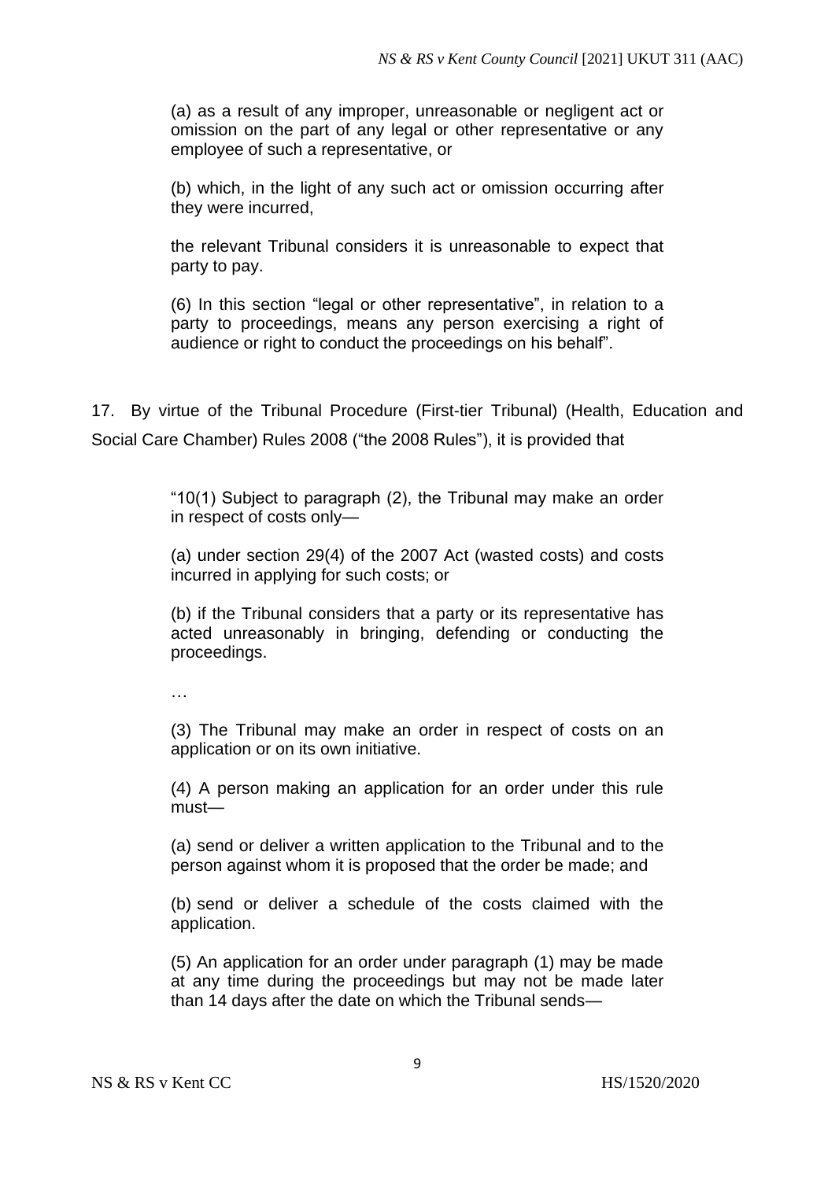> (a) as a result of any improper, unreasonable or negligent act or omission on the part of any legal or other representative or any employee of such a representative, or
>
> (b) which, in the light of any such act or omission occurring after they were incurred,
>
> the relevant Tribunal considers it is unreasonable to expect that party to pay.
>
> (6) In this section "legal or other representative", in relation to a party to proceedings, means any person exercising a right of audience or right to conduct the proceedings on his behalf".

17. By virtue of the Tribunal Procedure (First-tier Tribunal) (Health, Education and Social Care Chamber) Rules 2008 ("the 2008 Rules"), it is provided that

> "10(1) Subject to paragraph (2), the Tribunal may make an order in respect of costs only—
>
> (a) under section 29(4) of the 2007 Act (wasted costs) and costs incurred in applying for such costs; or
>
> (b) if the Tribunal considers that a party or its representative has acted unreasonably in bringing, defending or conducting the proceedings.
>
> …
>
> (3) The Tribunal may make an order in respect of costs on an application or on its own initiative.
>
> (4) A person making an application for an order under this rule must—
>
> (a) send or deliver a written application to the Tribunal and to the person against whom it is proposed that the order be made; and
>
> (b) send or deliver a schedule of the costs claimed with the application.
>
> (5) An application for an order under paragraph (1) may be made at any time during the proceedings but may not be made later than 14 days after the date on which the Tribunal sends—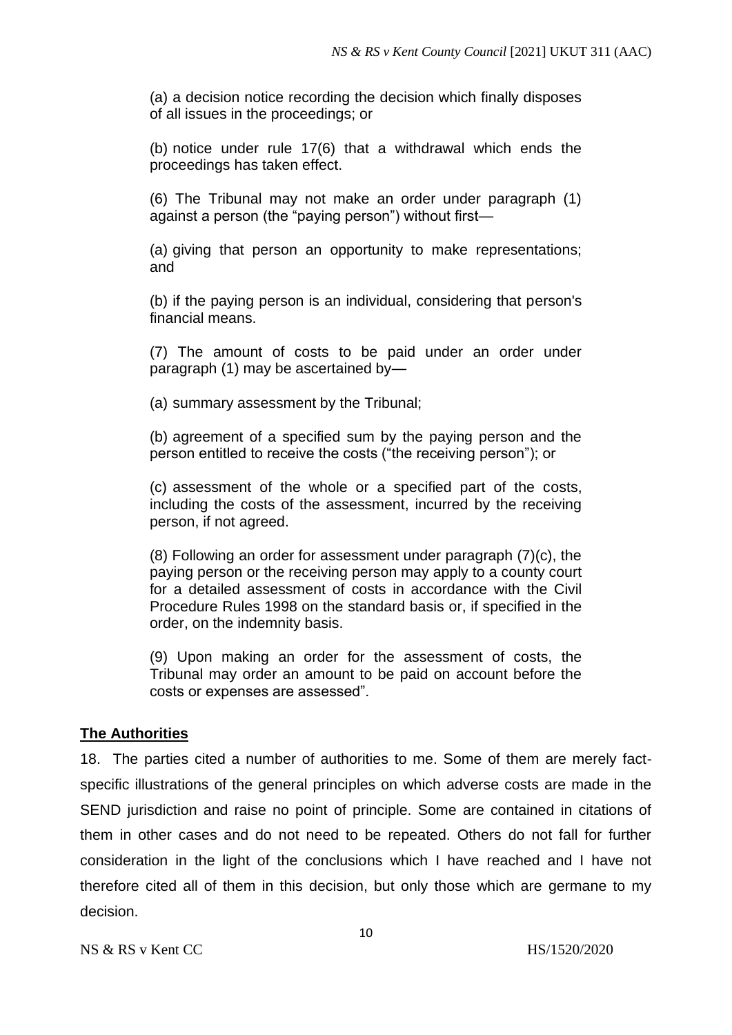(a) a decision notice recording the decision which finally disposes of all issues in the proceedings; or

(b) notice under rule 17(6) that a withdrawal which ends the proceedings has taken effect.

(6) The Tribunal may not make an order under paragraph (1) against a person (the "paying person") without first—

(a) giving that person an opportunity to make representations; and

(b) if the paying person is an individual, considering that person's financial means.

(7) The amount of costs to be paid under an order under paragraph (1) may be ascertained by—

(a) summary assessment by the Tribunal;

(b) agreement of a specified sum by the paying person and the person entitled to receive the costs ("the receiving person"); or

(c) assessment of the whole or a specified part of the costs, including the costs of the assessment, incurred by the receiving person, if not agreed.

(8) Following an order for assessment under paragraph (7)(c), the paying person or the receiving person may apply to a county court for a detailed assessment of costs in accordance with the Civil Procedure Rules 1998 on the standard basis or, if specified in the order, on the indemnity basis.

(9) Upon making an order for the assessment of costs, the Tribunal may order an amount to be paid on account before the costs or expenses are assessed".

## **The Authorities**

18. The parties cited a number of authorities to me. Some of them are merely fact-specific illustrations of the general principles on which adverse costs are made in the SEND jurisdiction and raise no point of principle. Some are contained in citations of them in other cases and do not need to be repeated. Others do not fall for further consideration in the light of the conclusions which I have reached and I have not therefore cited all of them in this decision, but only those which are germane to my decision.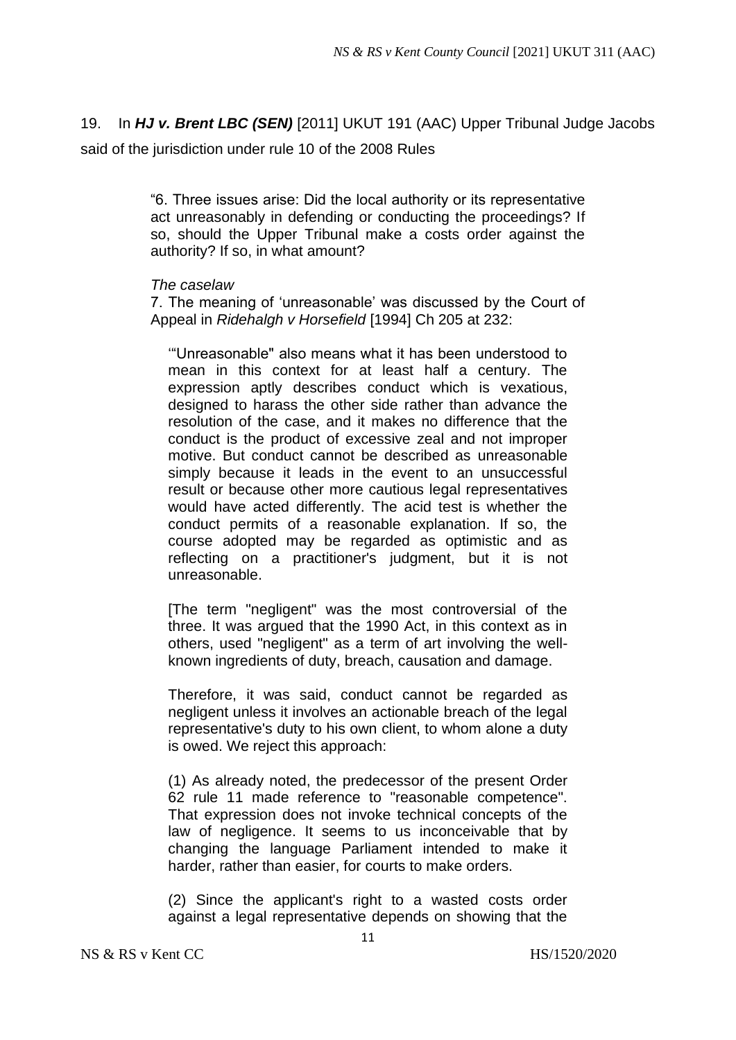19. In ***HJ v. Brent LBC (SEN)*** [2011] UKUT 191 (AAC) Upper Tribunal Judge Jacobs said of the jurisdiction under rule 10 of the 2008 Rules

> "6. Three issues arise: Did the local authority or its representative act unreasonably in defending or conducting the proceedings? If so, should the Upper Tribunal make a costs order against the authority? If so, in what amount?
>
> *The caselaw*
>
> 7. The meaning of 'unreasonable' was discussed by the Court of Appeal in *Ridehalgh v Horsefield* [1994] Ch 205 at 232:
>
> > '"Unreasonable" also means what it has been understood to mean in this context for at least half a century. The expression aptly describes conduct which is vexatious, designed to harass the other side rather than advance the resolution of the case, and it makes no difference that the conduct is the product of excessive zeal and not improper motive. But conduct cannot be described as unreasonable simply because it leads in the event to an unsuccessful result or because other more cautious legal representatives would have acted differently. The acid test is whether the conduct permits of a reasonable explanation. If so, the course adopted may be regarded as optimistic and as reflecting on a practitioner's judgment, but it is not unreasonable.
> >
> > [The term "negligent" was the most controversial of the three. It was argued that the 1990 Act, in this context as in others, used "negligent" as a term of art involving the well-known ingredients of duty, breach, causation and damage.
> >
> > Therefore, it was said, conduct cannot be regarded as negligent unless it involves an actionable breach of the legal representative's duty to his own client, to whom alone a duty is owed. We reject this approach:
> >
> > (1) As already noted, the predecessor of the present Order 62 rule 11 made reference to "reasonable competence". That expression does not invoke technical concepts of the law of negligence. It seems to us inconceivable that by changing the language Parliament intended to make it harder, rather than easier, for courts to make orders.
> >
> > (2) Since the applicant's right to a wasted costs order against a legal representative depends on showing that the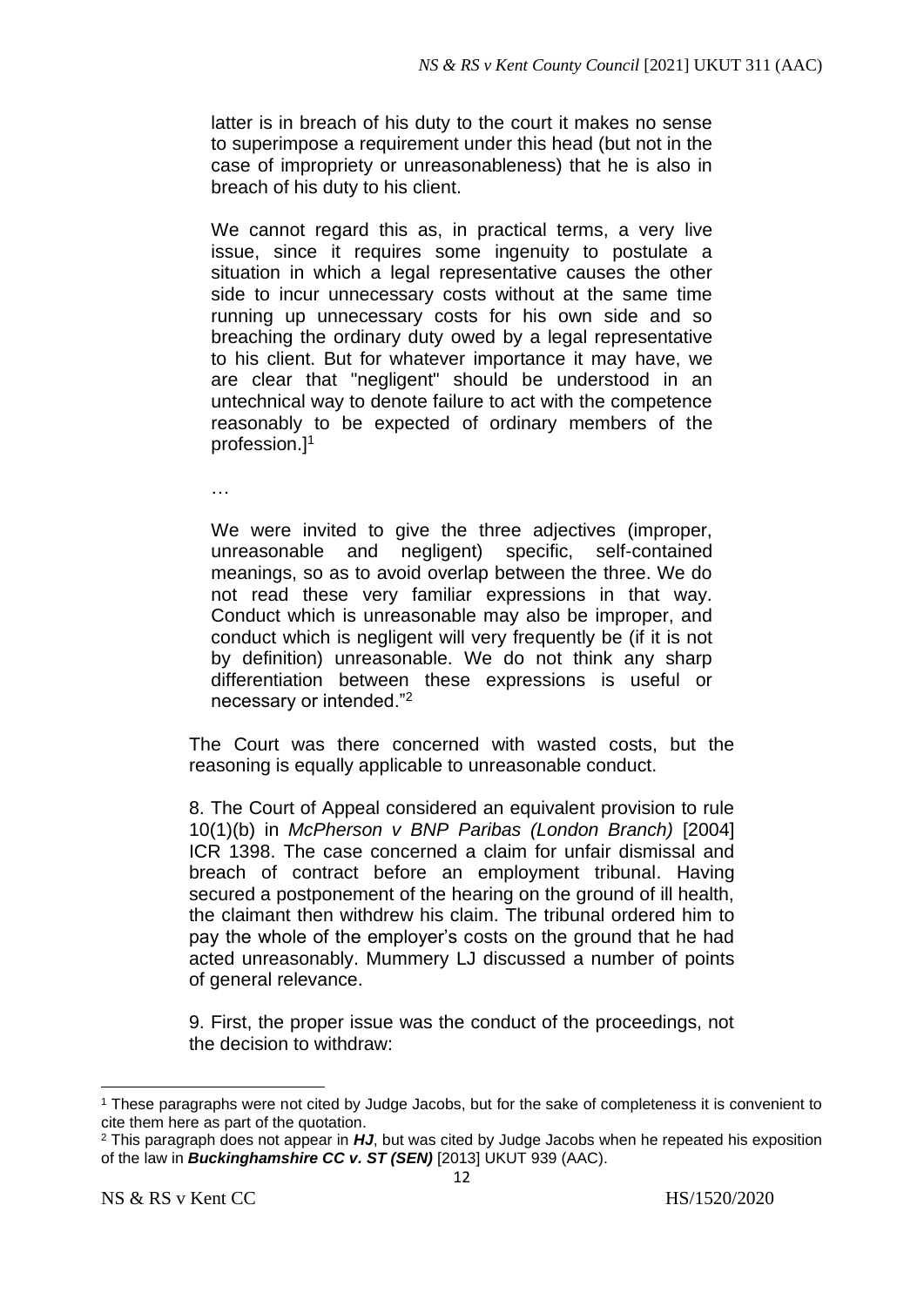> latter is in breach of his duty to the court it makes no sense to superimpose a requirement under this head (but not in the case of impropriety or unreasonableness) that he is also in breach of his duty to his client.
>
> We cannot regard this as, in practical terms, a very live issue, since it requires some ingenuity to postulate a situation in which a legal representative causes the other side to incur unnecessary costs without at the same time running up unnecessary costs for his own side and so breaching the ordinary duty owed by a legal representative to his client. But for whatever importance it may have, we are clear that "negligent" should be understood in an untechnical way to denote failure to act with the competence reasonably to be expected of ordinary members of the profession.][1]
>
> …
>
> We were invited to give the three adjectives (improper, unreasonable and negligent) specific, self-contained meanings, so as to avoid overlap between the three. We do not read these very familiar expressions in that way. Conduct which is unreasonable may also be improper, and conduct which is negligent will very frequently be (if it is not by definition) unreasonable. We do not think any sharp differentiation between these expressions is useful or necessary or intended."[2]

The Court was there concerned with wasted costs, but the reasoning is equally applicable to unreasonable conduct.

8. The Court of Appeal considered an equivalent provision to rule 10(1)(b) in *McPherson v BNP Paribas (London Branch)* [2004] ICR 1398. The case concerned a claim for unfair dismissal and breach of contract before an employment tribunal. Having secured a postponement of the hearing on the ground of ill health, the claimant then withdrew his claim. The tribunal ordered him to pay the whole of the employer's costs on the ground that he had acted unreasonably. Mummery LJ discussed a number of points of general relevance.

9. First, the proper issue was the conduct of the proceedings, not the decision to withdraw:

---

[1] These paragraphs were not cited by Judge Jacobs, but for the sake of completeness it is convenient to cite them here as part of the quotation.

[2] This paragraph does not appear in ***HJ***, but was cited by Judge Jacobs when he repeated his exposition of the law in ***Buckinghamshire CC v. ST (SEN)*** [2013] UKUT 939 (AAC).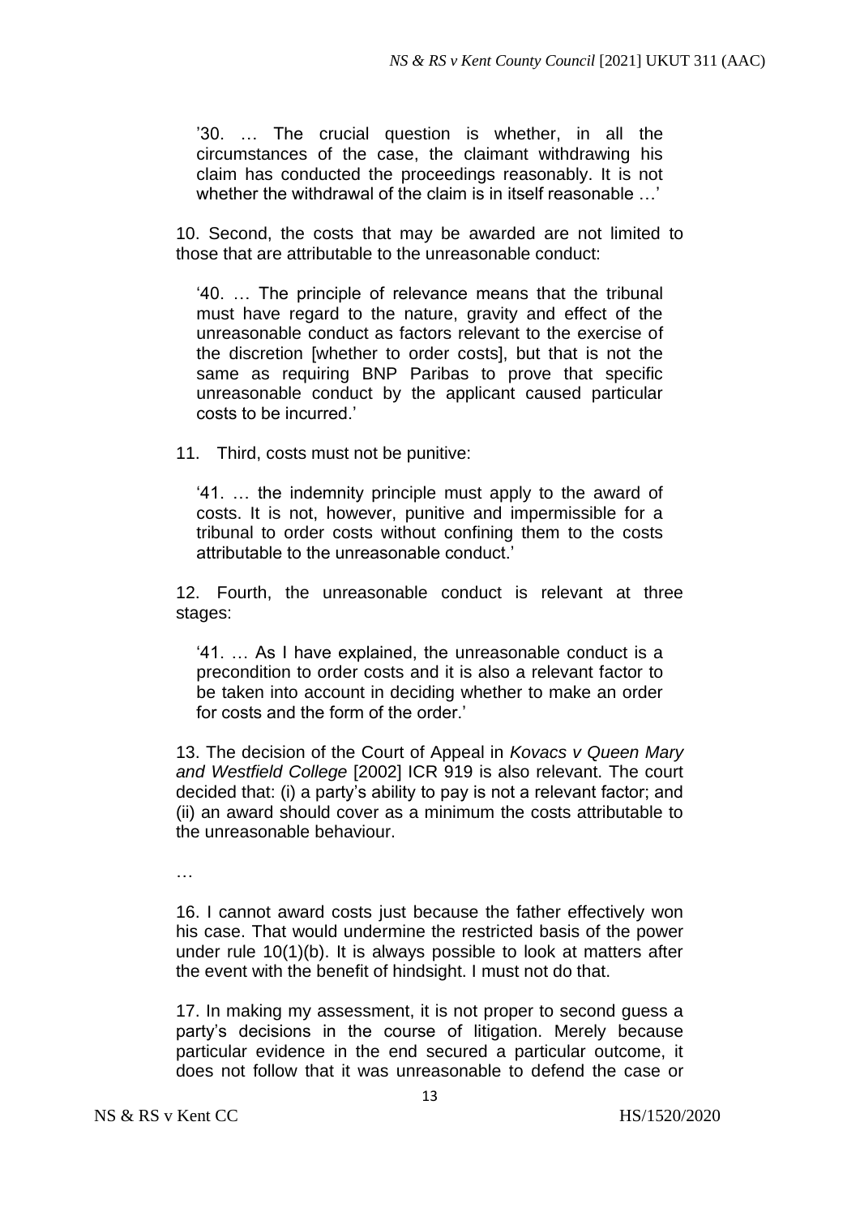> '30. … The crucial question is whether, in all the circumstances of the case, the claimant withdrawing his claim has conducted the proceedings reasonably. It is not whether the withdrawal of the claim is in itself reasonable …'

10. Second, the costs that may be awarded are not limited to those that are attributable to the unreasonable conduct:

> '40. … The principle of relevance means that the tribunal must have regard to the nature, gravity and effect of the unreasonable conduct as factors relevant to the exercise of the discretion [whether to order costs], but that is not the same as requiring BNP Paribas to prove that specific unreasonable conduct by the applicant caused particular costs to be incurred.'

11. Third, costs must not be punitive:

> '41. … the indemnity principle must apply to the award of costs. It is not, however, punitive and impermissible for a tribunal to order costs without confining them to the costs attributable to the unreasonable conduct.'

12. Fourth, the unreasonable conduct is relevant at three stages:

> '41. … As I have explained, the unreasonable conduct is a precondition to order costs and it is also a relevant factor to be taken into account in deciding whether to make an order for costs and the form of the order.'

13. The decision of the Court of Appeal in *Kovacs v Queen Mary and Westfield College* [2002] ICR 919 is also relevant. The court decided that: (i) a party's ability to pay is not a relevant factor; and (ii) an award should cover as a minimum the costs attributable to the unreasonable behaviour.

…

16. I cannot award costs just because the father effectively won his case. That would undermine the restricted basis of the power under rule 10(1)(b). It is always possible to look at matters after the event with the benefit of hindsight. I must not do that.

17. In making my assessment, it is not proper to second guess a party's decisions in the course of litigation. Merely because particular evidence in the end secured a particular outcome, it does not follow that it was unreasonable to defend the case or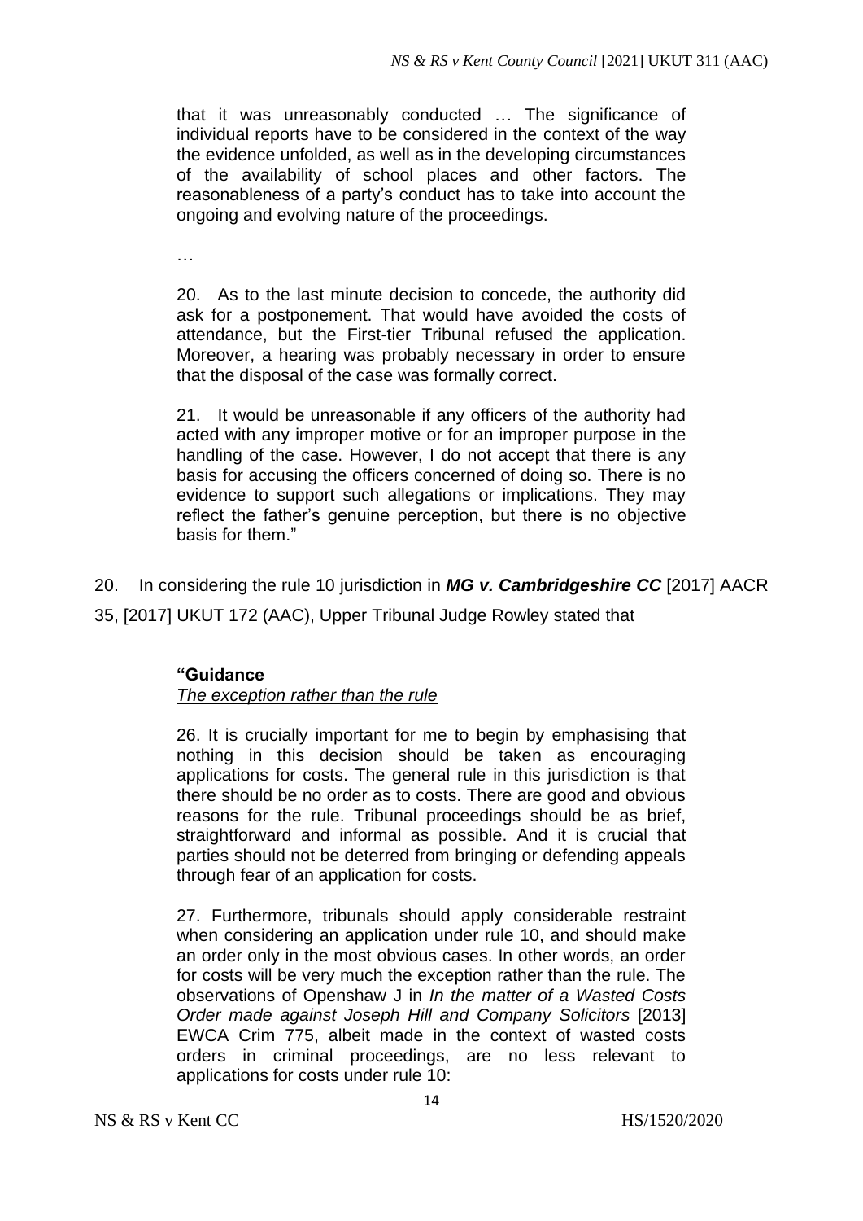> that it was unreasonably conducted … The significance of individual reports have to be considered in the context of the way the evidence unfolded, as well as in the developing circumstances of the availability of school places and other factors. The reasonableness of a party's conduct has to take into account the ongoing and evolving nature of the proceedings.
>
> …
>
> 20. As to the last minute decision to concede, the authority did ask for a postponement. That would have avoided the costs of attendance, but the First-tier Tribunal refused the application. Moreover, a hearing was probably necessary in order to ensure that the disposal of the case was formally correct.
>
> 21. It would be unreasonable if any officers of the authority had acted with any improper motive or for an improper purpose in the handling of the case. However, I do not accept that there is any basis for accusing the officers concerned of doing so. There is no evidence to support such allegations or implications. They may reflect the father's genuine perception, but there is no objective basis for them."

20. In considering the rule 10 jurisdiction in ***MG v. Cambridgeshire CC*** [2017] AACR 35, [2017] UKUT 172 (AAC), Upper Tribunal Judge Rowley stated that

> **"Guidance**
>
> *The exception rather than the rule*
>
> 26. It is crucially important for me to begin by emphasising that nothing in this decision should be taken as encouraging applications for costs. The general rule in this jurisdiction is that there should be no order as to costs. There are good and obvious reasons for the rule. Tribunal proceedings should be as brief, straightforward and informal as possible. And it is crucial that parties should not be deterred from bringing or defending appeals through fear of an application for costs.
>
> 27. Furthermore, tribunals should apply considerable restraint when considering an application under rule 10, and should make an order only in the most obvious cases. In other words, an order for costs will be very much the exception rather than the rule. The observations of Openshaw J in *In the matter of a Wasted Costs Order made against Joseph Hill and Company Solicitors* [2013] EWCA Crim 775, albeit made in the context of wasted costs orders in criminal proceedings, are no less relevant to applications for costs under rule 10: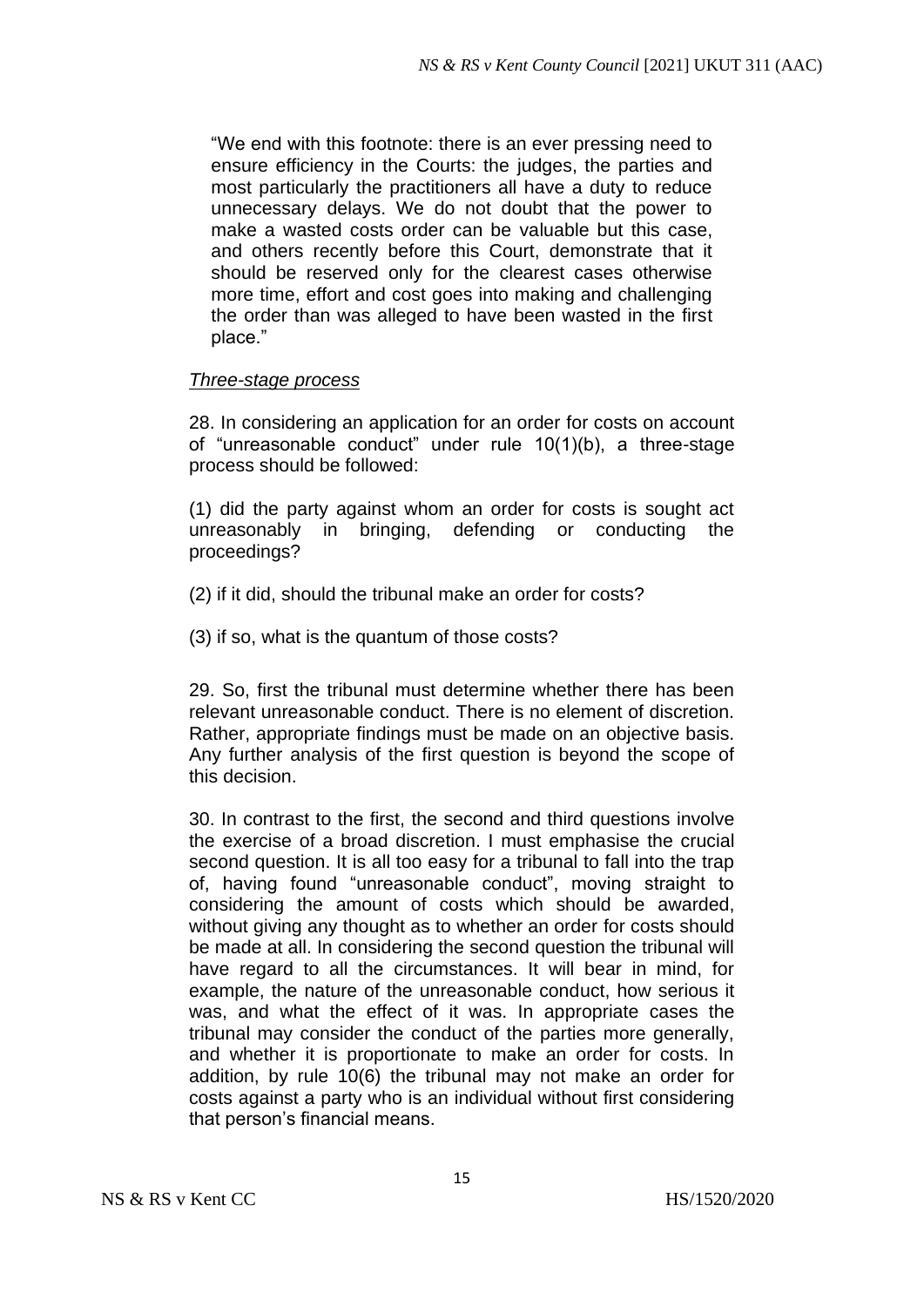> "We end with this footnote: there is an ever pressing need to ensure efficiency in the Courts: the judges, the parties and most particularly the practitioners all have a duty to reduce unnecessary delays. We do not doubt that the power to make a wasted costs order can be valuable but this case, and others recently before this Court, demonstrate that it should be reserved only for the clearest cases otherwise more time, effort and cost goes into making and challenging the order than was alleged to have been wasted in the first place."

*Three-stage process*

28. In considering an application for an order for costs on account of "unreasonable conduct" under rule 10(1)(b), a three-stage process should be followed:

(1) did the party against whom an order for costs is sought act unreasonably in bringing, defending or conducting the proceedings?

(2) if it did, should the tribunal make an order for costs?

(3) if so, what is the quantum of those costs?

29. So, first the tribunal must determine whether there has been relevant unreasonable conduct. There is no element of discretion. Rather, appropriate findings must be made on an objective basis. Any further analysis of the first question is beyond the scope of this decision.

30. In contrast to the first, the second and third questions involve the exercise of a broad discretion. I must emphasise the crucial second question. It is all too easy for a tribunal to fall into the trap of, having found "unreasonable conduct", moving straight to considering the amount of costs which should be awarded, without giving any thought as to whether an order for costs should be made at all. In considering the second question the tribunal will have regard to all the circumstances. It will bear in mind, for example, the nature of the unreasonable conduct, how serious it was, and what the effect of it was. In appropriate cases the tribunal may consider the conduct of the parties more generally, and whether it is proportionate to make an order for costs. In addition, by rule 10(6) the tribunal may not make an order for costs against a party who is an individual without first considering that person's financial means.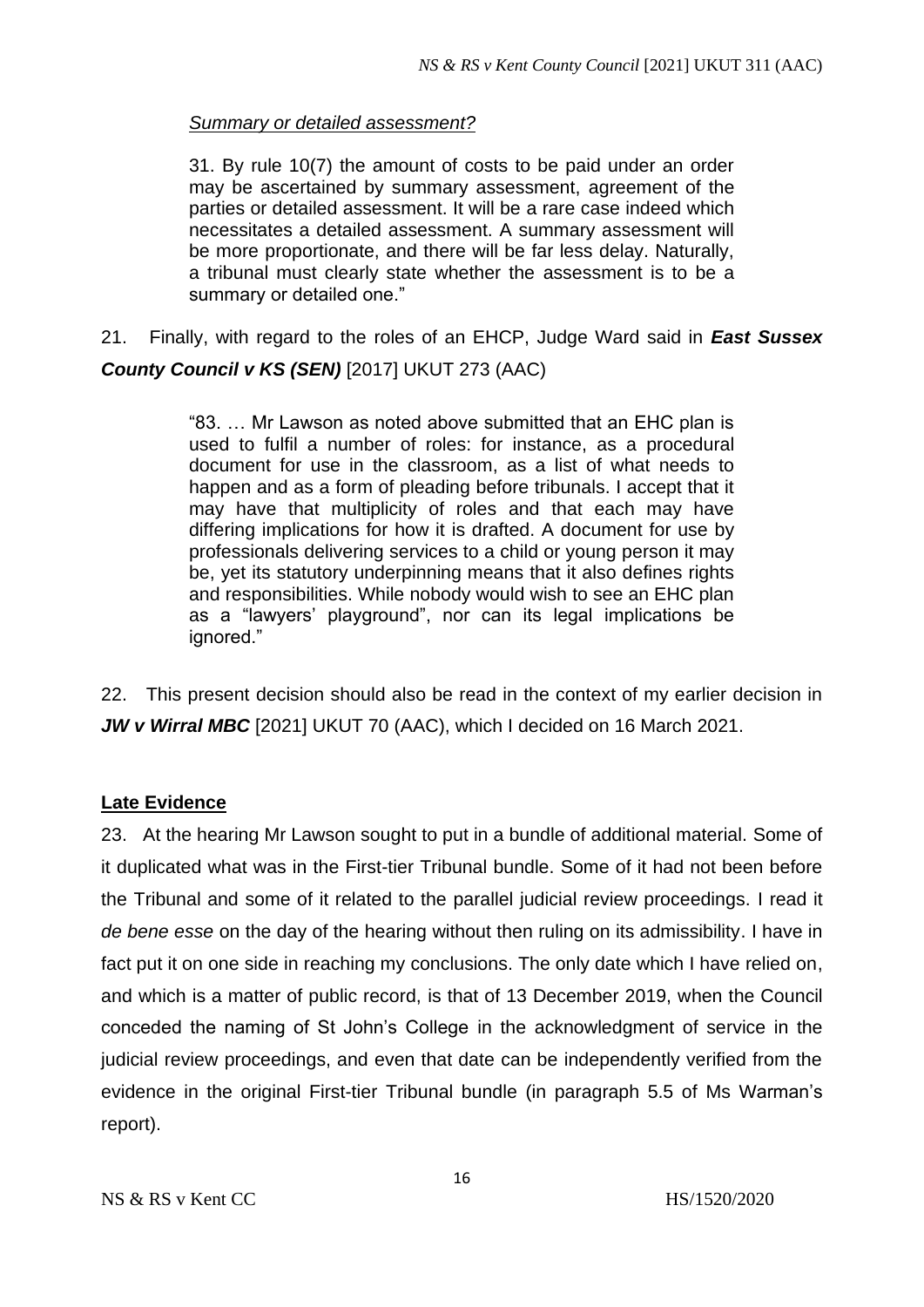*Summary or detailed assessment?*

> 31. By rule 10(7) the amount of costs to be paid under an order may be ascertained by summary assessment, agreement of the parties or detailed assessment. It will be a rare case indeed which necessitates a detailed assessment. A summary assessment will be more proportionate, and there will be far less delay. Naturally, a tribunal must clearly state whether the assessment is to be a summary or detailed one."

21. Finally, with regard to the roles of an EHCP, Judge Ward said in ***East Sussex County Council v KS (SEN)*** [2017] UKUT 273 (AAC)

> "83. … Mr Lawson as noted above submitted that an EHC plan is used to fulfil a number of roles: for instance, as a procedural document for use in the classroom, as a list of what needs to happen and as a form of pleading before tribunals. I accept that it may have that multiplicity of roles and that each may have differing implications for how it is drafted. A document for use by professionals delivering services to a child or young person it may be, yet its statutory underpinning means that it also defines rights and responsibilities. While nobody would wish to see an EHC plan as a "lawyers' playground", nor can its legal implications be ignored."

22. This present decision should also be read in the context of my earlier decision in ***JW v Wirral MBC*** [2021] UKUT 70 (AAC), which I decided on 16 March 2021.

## Late Evidence

23. At the hearing Mr Lawson sought to put in a bundle of additional material. Some of it duplicated what was in the First-tier Tribunal bundle. Some of it had not been before the Tribunal and some of it related to the parallel judicial review proceedings. I read it *de bene esse* on the day of the hearing without then ruling on its admissibility. I have in fact put it on one side in reaching my conclusions. The only date which I have relied on, and which is a matter of public record, is that of 13 December 2019, when the Council conceded the naming of St John's College in the acknowledgment of service in the judicial review proceedings, and even that date can be independently verified from the evidence in the original First-tier Tribunal bundle (in paragraph 5.5 of Ms Warman's report).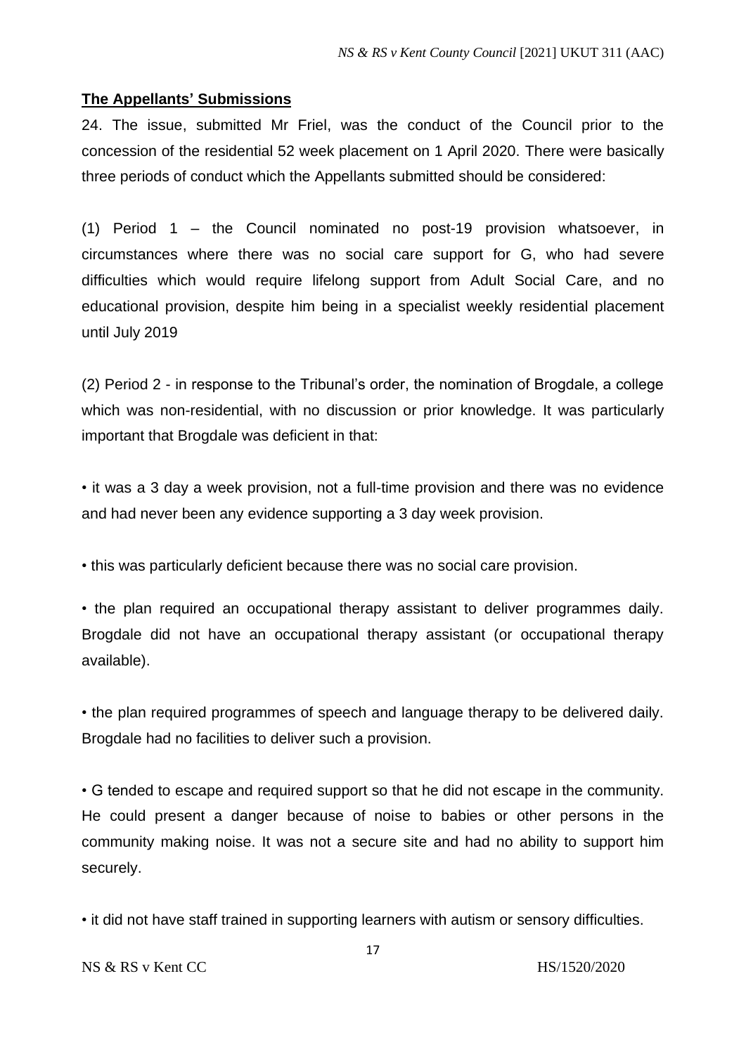## The Appellants' Submissions

24. The issue, submitted Mr Friel, was the conduct of the Council prior to the concession of the residential 52 week placement on 1 April 2020. There were basically three periods of conduct which the Appellants submitted should be considered:

(1) Period 1 – the Council nominated no post-19 provision whatsoever, in circumstances where there was no social care support for G, who had severe difficulties which would require lifelong support from Adult Social Care, and no educational provision, despite him being in a specialist weekly residential placement until July 2019

(2) Period 2 - in response to the Tribunal's order, the nomination of Brogdale, a college which was non-residential, with no discussion or prior knowledge. It was particularly important that Brogdale was deficient in that:

• it was a 3 day a week provision, not a full-time provision and there was no evidence and had never been any evidence supporting a 3 day week provision.

• this was particularly deficient because there was no social care provision.

• the plan required an occupational therapy assistant to deliver programmes daily. Brogdale did not have an occupational therapy assistant (or occupational therapy available).

• the plan required programmes of speech and language therapy to be delivered daily. Brogdale had no facilities to deliver such a provision.

• G tended to escape and required support so that he did not escape in the community. He could present a danger because of noise to babies or other persons in the community making noise. It was not a secure site and had no ability to support him securely.

• it did not have staff trained in supporting learners with autism or sensory difficulties.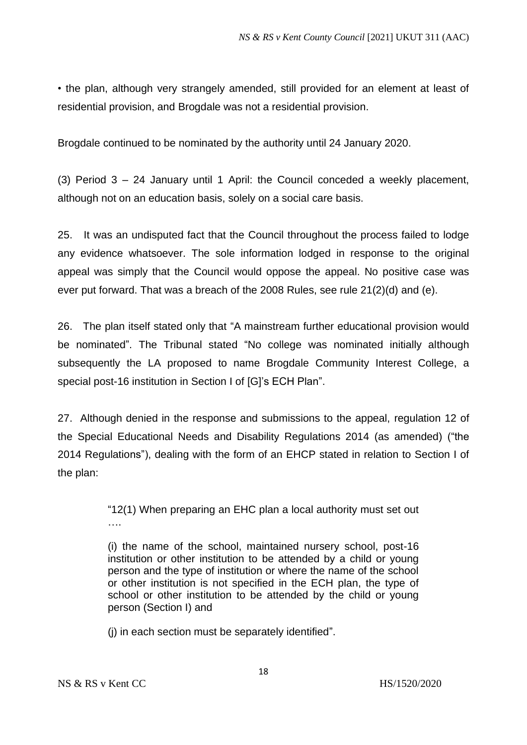• the plan, although very strangely amended, still provided for an element at least of residential provision, and Brogdale was not a residential provision.

Brogdale continued to be nominated by the authority until 24 January 2020.

(3) Period 3 – 24 January until 1 April: the Council conceded a weekly placement, although not on an education basis, solely on a social care basis.

25. It was an undisputed fact that the Council throughout the process failed to lodge any evidence whatsoever. The sole information lodged in response to the original appeal was simply that the Council would oppose the appeal. No positive case was ever put forward. That was a breach of the 2008 Rules, see rule 21(2)(d) and (e).

26. The plan itself stated only that "A mainstream further educational provision would be nominated". The Tribunal stated "No college was nominated initially although subsequently the LA proposed to name Brogdale Community Interest College, a special post-16 institution in Section I of [G]'s ECH Plan".

27. Although denied in the response and submissions to the appeal, regulation 12 of the Special Educational Needs and Disability Regulations 2014 (as amended) ("the 2014 Regulations"), dealing with the form of an EHCP stated in relation to Section I of the plan:

> "12(1) When preparing an EHC plan a local authority must set out ….
>
> (i) the name of the school, maintained nursery school, post-16 institution or other institution to be attended by a child or young person and the type of institution or where the name of the school or other institution is not specified in the ECH plan, the type of school or other institution to be attended by the child or young person (Section I) and
>
> (j) in each section must be separately identified".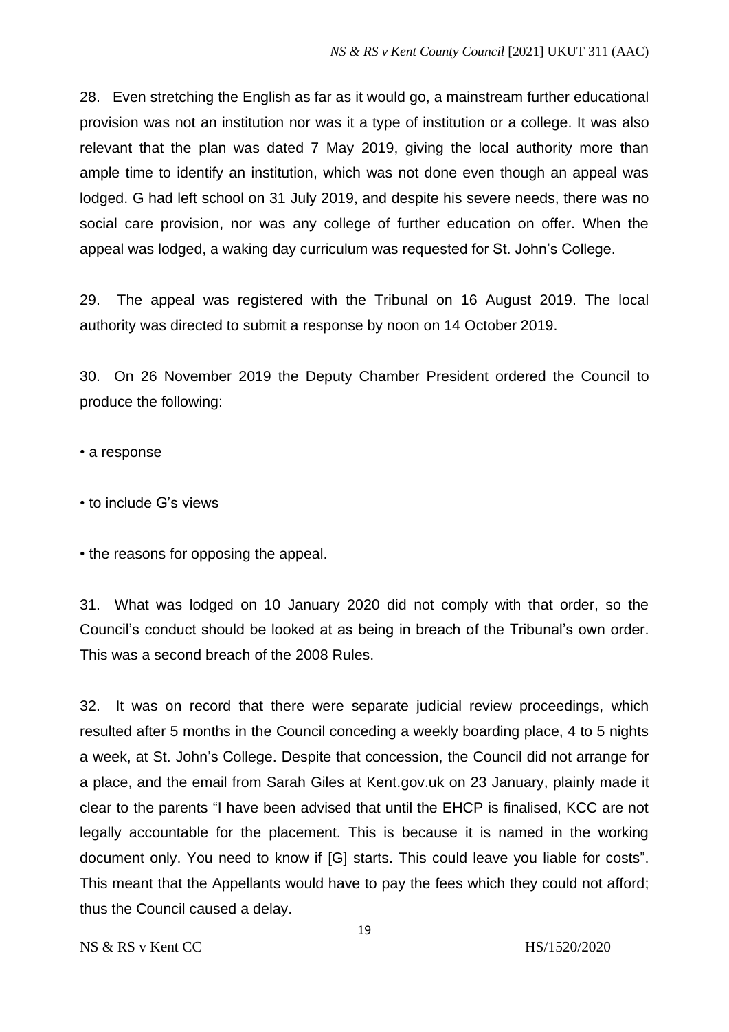28. Even stretching the English as far as it would go, a mainstream further educational provision was not an institution nor was it a type of institution or a college. It was also relevant that the plan was dated 7 May 2019, giving the local authority more than ample time to identify an institution, which was not done even though an appeal was lodged. G had left school on 31 July 2019, and despite his severe needs, there was no social care provision, nor was any college of further education on offer. When the appeal was lodged, a waking day curriculum was requested for St. John's College.

29. The appeal was registered with the Tribunal on 16 August 2019. The local authority was directed to submit a response by noon on 14 October 2019.

30. On 26 November 2019 the Deputy Chamber President ordered the Council to produce the following:

- a response
- to include G's views
- the reasons for opposing the appeal.

31. What was lodged on 10 January 2020 did not comply with that order, so the Council's conduct should be looked at as being in breach of the Tribunal's own order. This was a second breach of the 2008 Rules.

32. It was on record that there were separate judicial review proceedings, which resulted after 5 months in the Council conceding a weekly boarding place, 4 to 5 nights a week, at St. John's College. Despite that concession, the Council did not arrange for a place, and the email from Sarah Giles at Kent.gov.uk on 23 January, plainly made it clear to the parents "I have been advised that until the EHCP is finalised, KCC are not legally accountable for the placement. This is because it is named in the working document only. You need to know if [G] starts. This could leave you liable for costs". This meant that the Appellants would have to pay the fees which they could not afford; thus the Council caused a delay.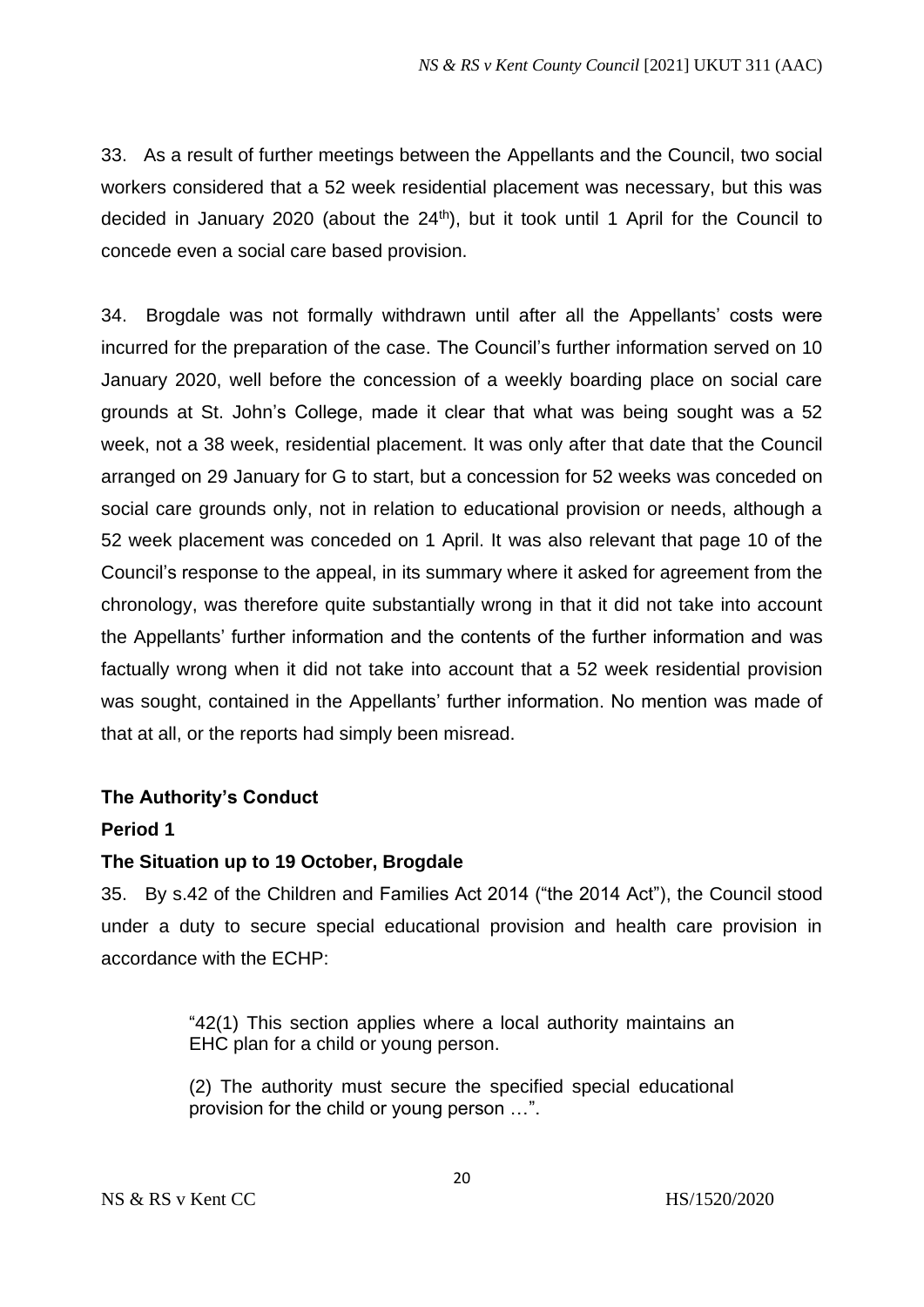33. As a result of further meetings between the Appellants and the Council, two social workers considered that a 52 week residential placement was necessary, but this was decided in January 2020 (about the 24th), but it took until 1 April for the Council to concede even a social care based provision.

34. Brogdale was not formally withdrawn until after all the Appellants' costs were incurred for the preparation of the case. The Council's further information served on 10 January 2020, well before the concession of a weekly boarding place on social care grounds at St. John's College, made it clear that what was being sought was a 52 week, not a 38 week, residential placement. It was only after that date that the Council arranged on 29 January for G to start, but a concession for 52 weeks was conceded on social care grounds only, not in relation to educational provision or needs, although a 52 week placement was conceded on 1 April. It was also relevant that page 10 of the Council's response to the appeal, in its summary where it asked for agreement from the chronology, was therefore quite substantially wrong in that it did not take into account the Appellants' further information and the contents of the further information and was factually wrong when it did not take into account that a 52 week residential provision was sought, contained in the Appellants' further information. No mention was made of that at all, or the reports had simply been misread.

**The Authority's Conduct**

**Period 1**

**The Situation up to 19 October, Brogdale**

35. By s.42 of the Children and Families Act 2014 ("the 2014 Act"), the Council stood under a duty to secure special educational provision and health care provision in accordance with the ECHP:

> "42(1) This section applies where a local authority maintains an EHC plan for a child or young person.
>
> (2) The authority must secure the specified special educational provision for the child or young person …".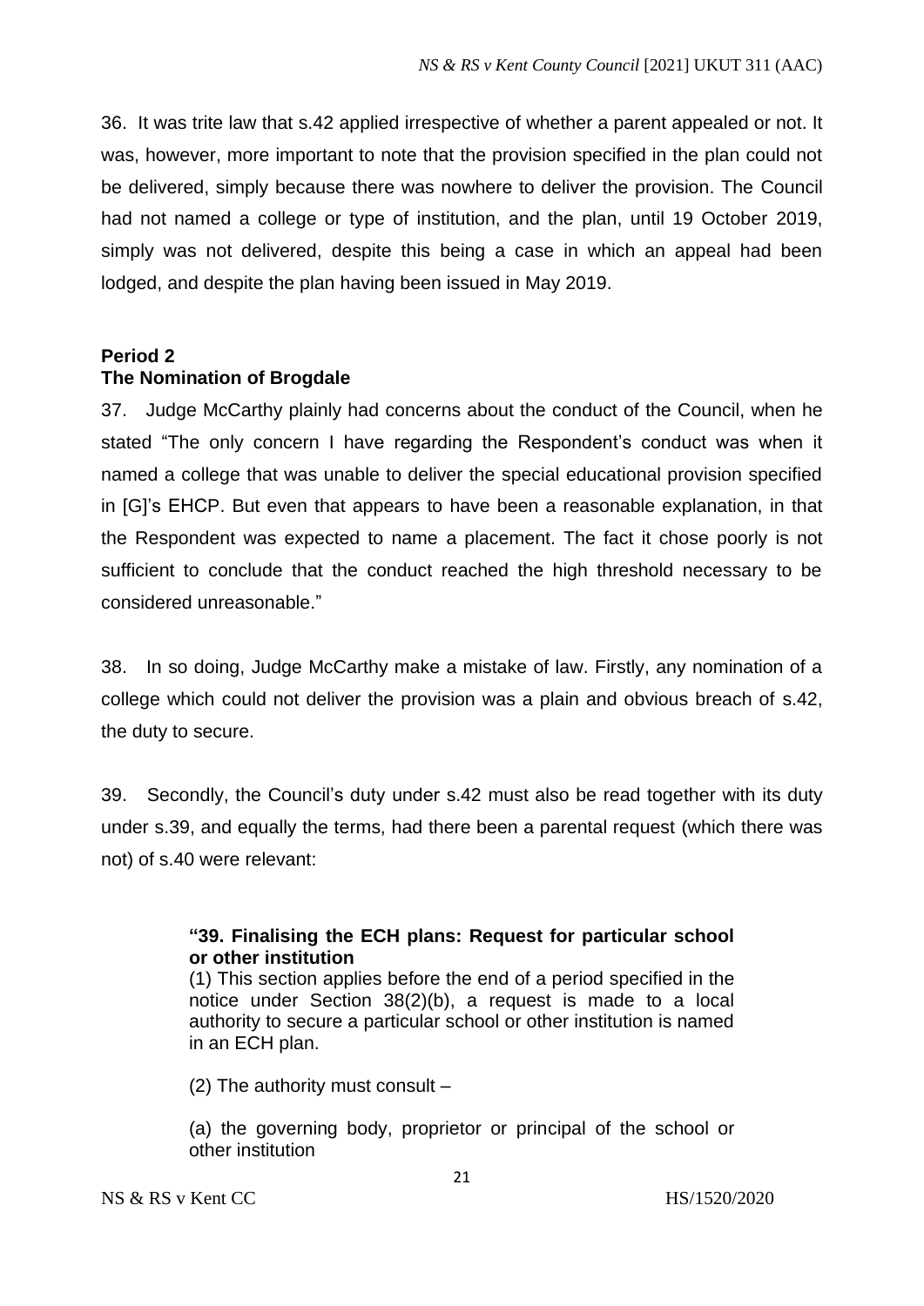36. It was trite law that s.42 applied irrespective of whether a parent appealed or not. It was, however, more important to note that the provision specified in the plan could not be delivered, simply because there was nowhere to deliver the provision. The Council had not named a college or type of institution, and the plan, until 19 October 2019, simply was not delivered, despite this being a case in which an appeal had been lodged, and despite the plan having been issued in May 2019.

**Period 2**
**The Nomination of Brogdale**

37. Judge McCarthy plainly had concerns about the conduct of the Council, when he stated "The only concern I have regarding the Respondent's conduct was when it named a college that was unable to deliver the special educational provision specified in [G]'s EHCP. But even that appears to have been a reasonable explanation, in that the Respondent was expected to name a placement. The fact it chose poorly is not sufficient to conclude that the conduct reached the high threshold necessary to be considered unreasonable."

38. In so doing, Judge McCarthy make a mistake of law. Firstly, any nomination of a college which could not deliver the provision was a plain and obvious breach of s.42, the duty to secure.

39. Secondly, the Council's duty under s.42 must also be read together with its duty under s.39, and equally the terms, had there been a parental request (which there was not) of s.40 were relevant:

> **"39. Finalising the ECH plans: Request for particular school or other institution**
> (1) This section applies before the end of a period specified in the notice under Section 38(2)(b), a request is made to a local authority to secure a particular school or other institution is named in an ECH plan.
>
> (2) The authority must consult –
>
> (a) the governing body, proprietor or principal of the school or other institution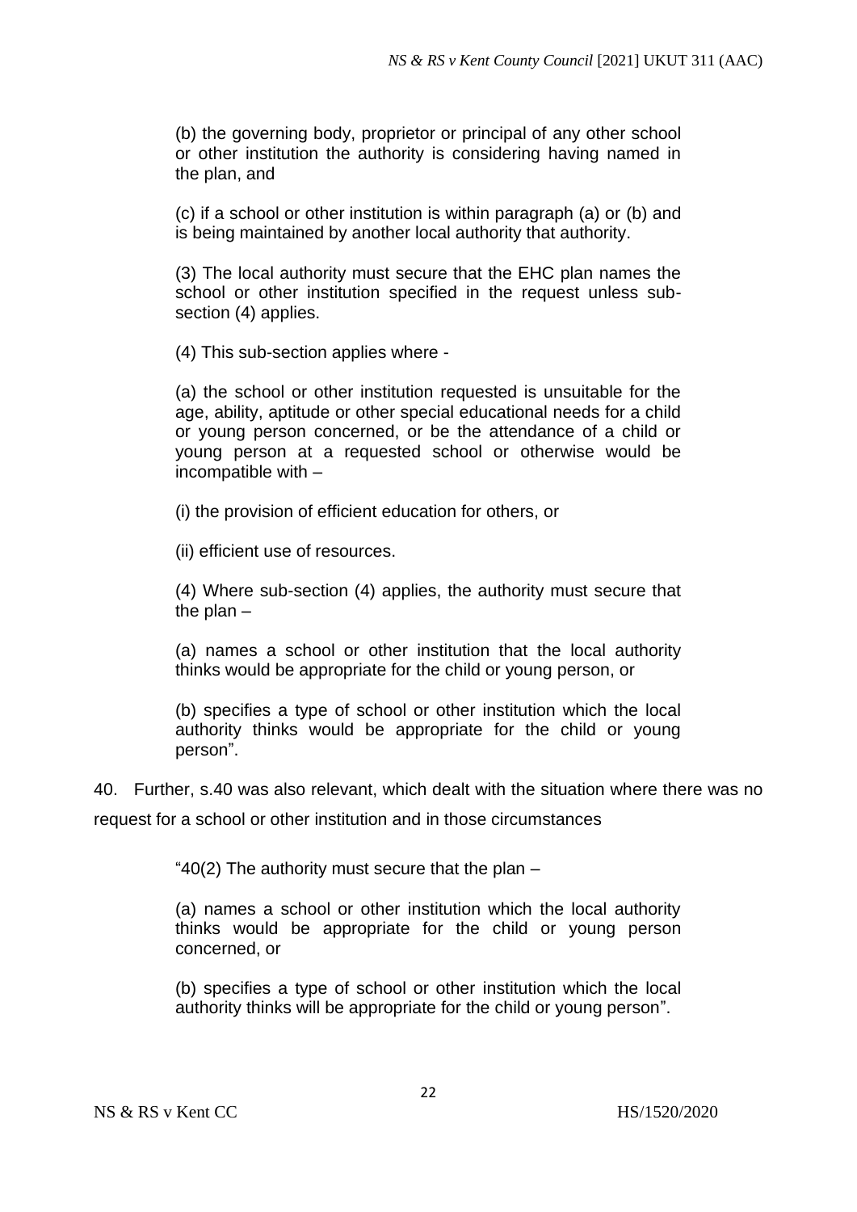> (b) the governing body, proprietor or principal of any other school or other institution the authority is considering having named in the plan, and
>
> (c) if a school or other institution is within paragraph (a) or (b) and is being maintained by another local authority that authority.
>
> (3) The local authority must secure that the EHC plan names the school or other institution specified in the request unless sub-section (4) applies.
>
> (4) This sub-section applies where -
>
> (a) the school or other institution requested is unsuitable for the age, ability, aptitude or other special educational needs for a child or young person concerned, or be the attendance of a child or young person at a requested school or otherwise would be incompatible with –
>
> (i) the provision of efficient education for others, or
>
> (ii) efficient use of resources.
>
> (4) Where sub-section (4) applies, the authority must secure that the plan –
>
> (a) names a school or other institution that the local authority thinks would be appropriate for the child or young person, or
>
> (b) specifies a type of school or other institution which the local authority thinks would be appropriate for the child or young person".

40. Further, s.40 was also relevant, which dealt with the situation where there was no request for a school or other institution and in those circumstances

> "40(2) The authority must secure that the plan –
>
> (a) names a school or other institution which the local authority thinks would be appropriate for the child or young person concerned, or
>
> (b) specifies a type of school or other institution which the local authority thinks will be appropriate for the child or young person".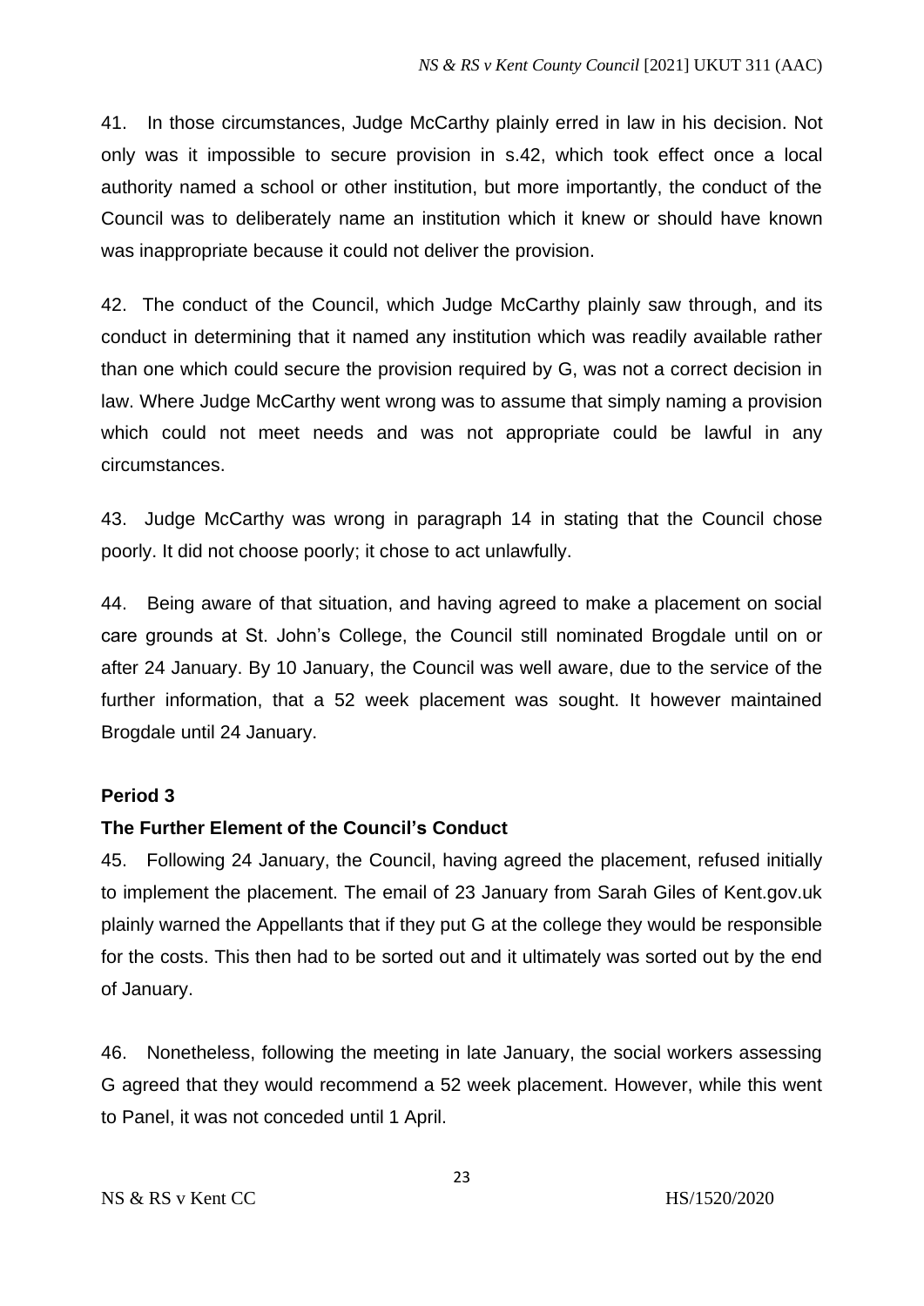41. In those circumstances, Judge McCarthy plainly erred in law in his decision. Not only was it impossible to secure provision in s.42, which took effect once a local authority named a school or other institution, but more importantly, the conduct of the Council was to deliberately name an institution which it knew or should have known was inappropriate because it could not deliver the provision.

42. The conduct of the Council, which Judge McCarthy plainly saw through, and its conduct in determining that it named any institution which was readily available rather than one which could secure the provision required by G, was not a correct decision in law. Where Judge McCarthy went wrong was to assume that simply naming a provision which could not meet needs and was not appropriate could be lawful in any circumstances.

43. Judge McCarthy was wrong in paragraph 14 in stating that the Council chose poorly. It did not choose poorly; it chose to act unlawfully.

44. Being aware of that situation, and having agreed to make a placement on social care grounds at St. John's College, the Council still nominated Brogdale until on or after 24 January. By 10 January, the Council was well aware, due to the service of the further information, that a 52 week placement was sought. It however maintained Brogdale until 24 January.

**Period 3**

**The Further Element of the Council's Conduct**

45. Following 24 January, the Council, having agreed the placement, refused initially to implement the placement. The email of 23 January from Sarah Giles of Kent.gov.uk plainly warned the Appellants that if they put G at the college they would be responsible for the costs. This then had to be sorted out and it ultimately was sorted out by the end of January.

46. Nonetheless, following the meeting in late January, the social workers assessing G agreed that they would recommend a 52 week placement. However, while this went to Panel, it was not conceded until 1 April.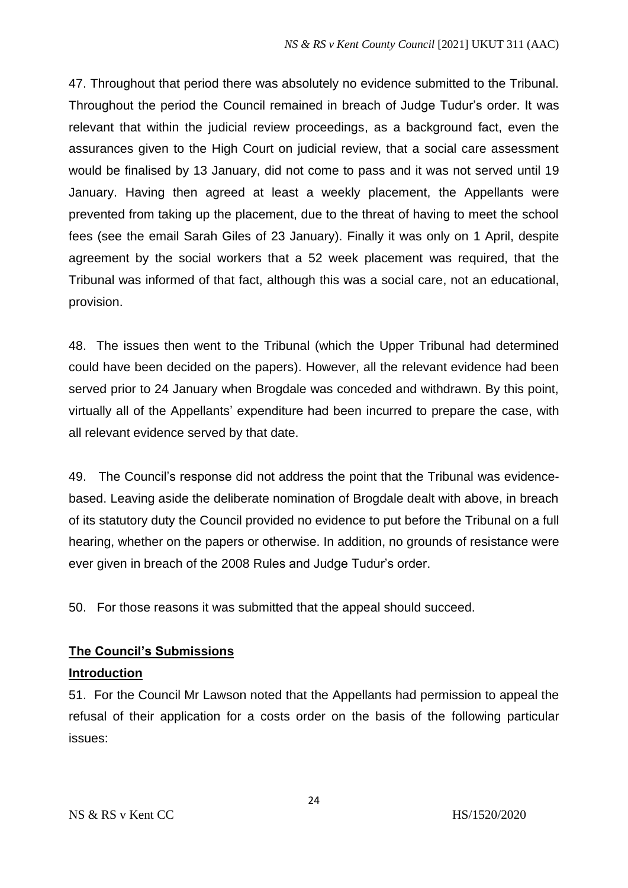47. Throughout that period there was absolutely no evidence submitted to the Tribunal. Throughout the period the Council remained in breach of Judge Tudur's order. It was relevant that within the judicial review proceedings, as a background fact, even the assurances given to the High Court on judicial review, that a social care assessment would be finalised by 13 January, did not come to pass and it was not served until 19 January. Having then agreed at least a weekly placement, the Appellants were prevented from taking up the placement, due to the threat of having to meet the school fees (see the email Sarah Giles of 23 January). Finally it was only on 1 April, despite agreement by the social workers that a 52 week placement was required, that the Tribunal was informed of that fact, although this was a social care, not an educational, provision.

48. The issues then went to the Tribunal (which the Upper Tribunal had determined could have been decided on the papers). However, all the relevant evidence had been served prior to 24 January when Brogdale was conceded and withdrawn. By this point, virtually all of the Appellants' expenditure had been incurred to prepare the case, with all relevant evidence served by that date.

49. The Council's response did not address the point that the Tribunal was evidence-based. Leaving aside the deliberate nomination of Brogdale dealt with above, in breach of its statutory duty the Council provided no evidence to put before the Tribunal on a full hearing, whether on the papers or otherwise. In addition, no grounds of resistance were ever given in breach of the 2008 Rules and Judge Tudur's order.

50. For those reasons it was submitted that the appeal should succeed.

## **The Council's Submissions**

### **Introduction**

51. For the Council Mr Lawson noted that the Appellants had permission to appeal the refusal of their application for a costs order on the basis of the following particular issues: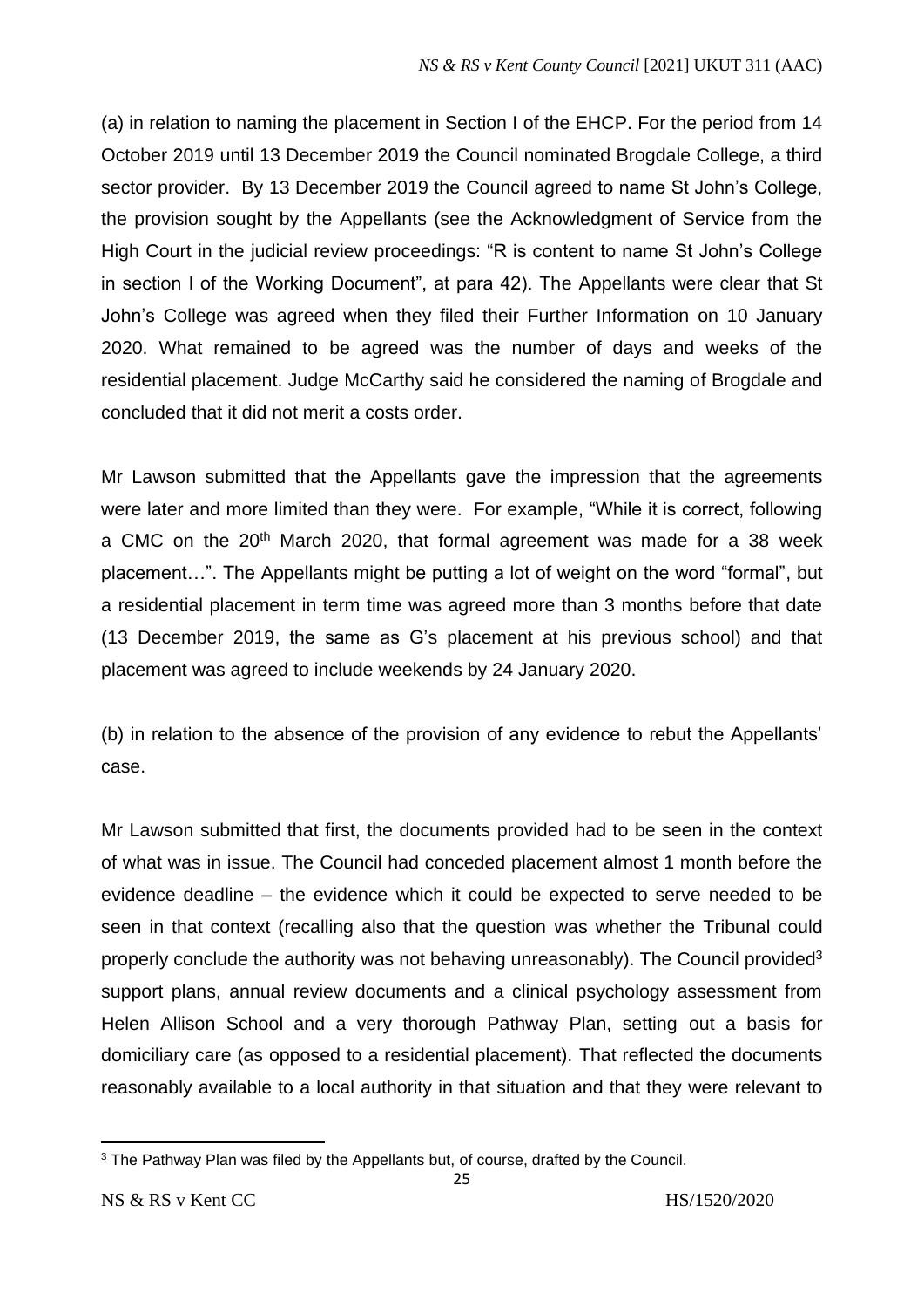(a) in relation to naming the placement in Section I of the EHCP. For the period from 14 October 2019 until 13 December 2019 the Council nominated Brogdale College, a third sector provider. By 13 December 2019 the Council agreed to name St John's College, the provision sought by the Appellants (see the Acknowledgment of Service from the High Court in the judicial review proceedings: "R is content to name St John's College in section I of the Working Document", at para 42). The Appellants were clear that St John's College was agreed when they filed their Further Information on 10 January 2020. What remained to be agreed was the number of days and weeks of the residential placement. Judge McCarthy said he considered the naming of Brogdale and concluded that it did not merit a costs order.

Mr Lawson submitted that the Appellants gave the impression that the agreements were later and more limited than they were. For example, "While it is correct, following a CMC on the 20th March 2020, that formal agreement was made for a 38 week placement…". The Appellants might be putting a lot of weight on the word "formal", but a residential placement in term time was agreed more than 3 months before that date (13 December 2019, the same as G's placement at his previous school) and that placement was agreed to include weekends by 24 January 2020.

(b) in relation to the absence of the provision of any evidence to rebut the Appellants' case.

Mr Lawson submitted that first, the documents provided had to be seen in the context of what was in issue. The Council had conceded placement almost 1 month before the evidence deadline – the evidence which it could be expected to serve needed to be seen in that context (recalling also that the question was whether the Tribunal could properly conclude the authority was not behaving unreasonably). The Council provided[3] support plans, annual review documents and a clinical psychology assessment from Helen Allison School and a very thorough Pathway Plan, setting out a basis for domiciliary care (as opposed to a residential placement). That reflected the documents reasonably available to a local authority in that situation and that they were relevant to

[3] The Pathway Plan was filed by the Appellants but, of course, drafted by the Council.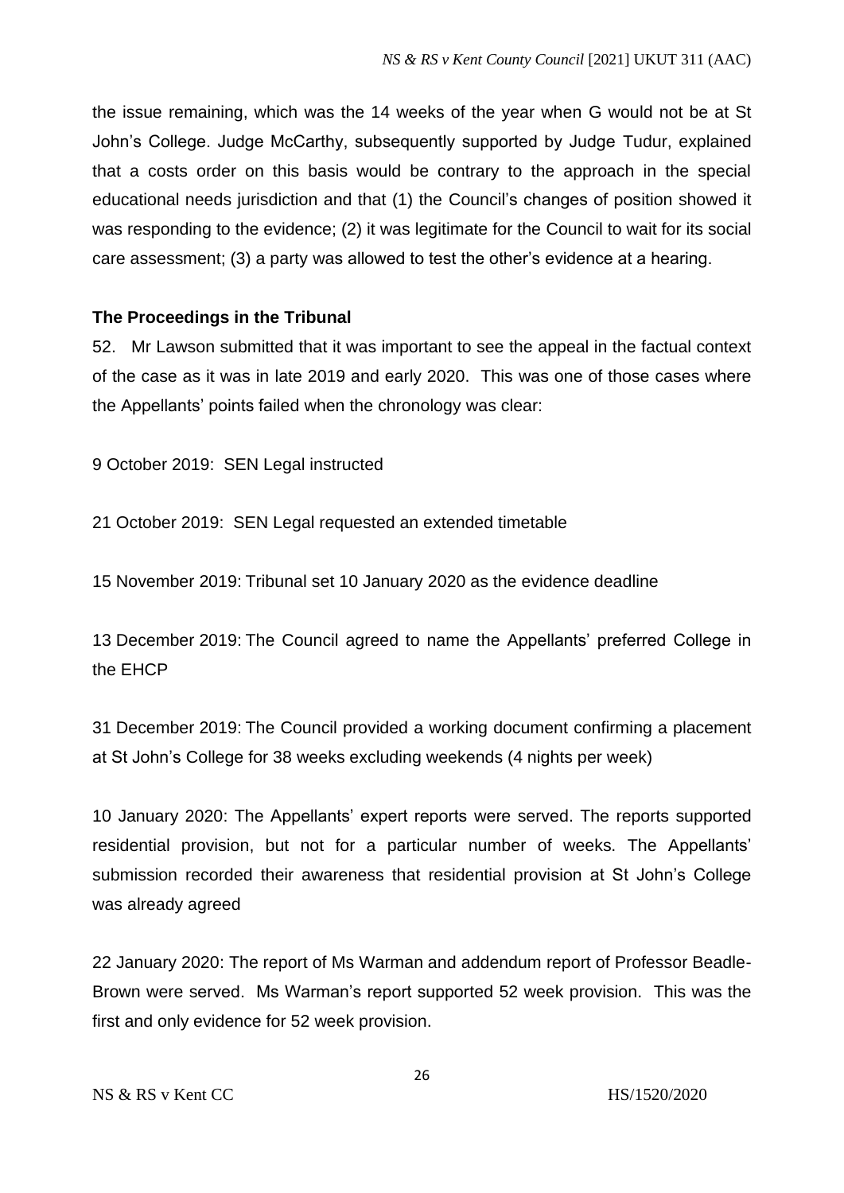the issue remaining, which was the 14 weeks of the year when G would not be at St John's College. Judge McCarthy, subsequently supported by Judge Tudur, explained that a costs order on this basis would be contrary to the approach in the special educational needs jurisdiction and that (1) the Council's changes of position showed it was responding to the evidence; (2) it was legitimate for the Council to wait for its social care assessment; (3) a party was allowed to test the other's evidence at a hearing.

### The Proceedings in the Tribunal

52. Mr Lawson submitted that it was important to see the appeal in the factual context of the case as it was in late 2019 and early 2020. This was one of those cases where the Appellants' points failed when the chronology was clear:

9 October 2019: SEN Legal instructed

21 October 2019: SEN Legal requested an extended timetable

15 November 2019: Tribunal set 10 January 2020 as the evidence deadline

13 December 2019: The Council agreed to name the Appellants' preferred College in the EHCP

31 December 2019: The Council provided a working document confirming a placement at St John's College for 38 weeks excluding weekends (4 nights per week)

10 January 2020: The Appellants' expert reports were served. The reports supported residential provision, but not for a particular number of weeks. The Appellants' submission recorded their awareness that residential provision at St John's College was already agreed

22 January 2020: The report of Ms Warman and addendum report of Professor Beadle-Brown were served. Ms Warman's report supported 52 week provision. This was the first and only evidence for 52 week provision.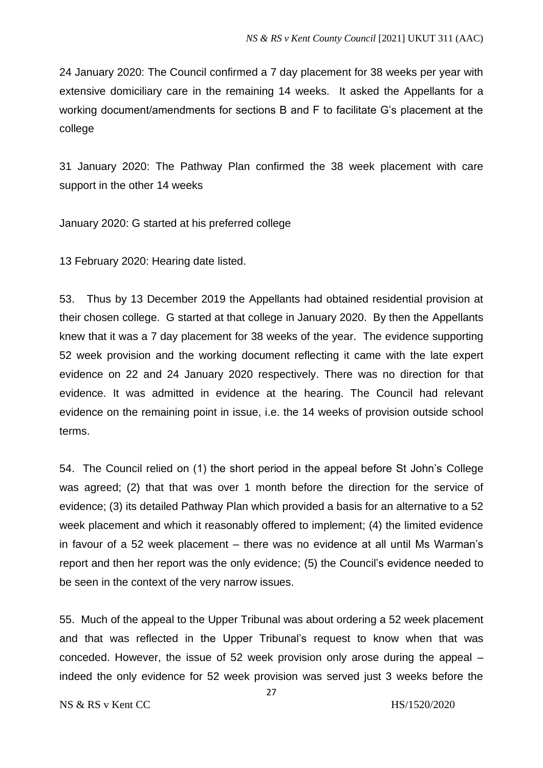24 January 2020: The Council confirmed a 7 day placement for 38 weeks per year with extensive domiciliary care in the remaining 14 weeks. It asked the Appellants for a working document/amendments for sections B and F to facilitate G's placement at the college

31 January 2020: The Pathway Plan confirmed the 38 week placement with care support in the other 14 weeks

January 2020: G started at his preferred college

13 February 2020: Hearing date listed.

53. Thus by 13 December 2019 the Appellants had obtained residential provision at their chosen college. G started at that college in January 2020. By then the Appellants knew that it was a 7 day placement for 38 weeks of the year. The evidence supporting 52 week provision and the working document reflecting it came with the late expert evidence on 22 and 24 January 2020 respectively. There was no direction for that evidence. It was admitted in evidence at the hearing. The Council had relevant evidence on the remaining point in issue, i.e. the 14 weeks of provision outside school terms.

54. The Council relied on (1) the short period in the appeal before St John's College was agreed; (2) that that was over 1 month before the direction for the service of evidence; (3) its detailed Pathway Plan which provided a basis for an alternative to a 52 week placement and which it reasonably offered to implement; (4) the limited evidence in favour of a 52 week placement – there was no evidence at all until Ms Warman's report and then her report was the only evidence; (5) the Council's evidence needed to be seen in the context of the very narrow issues.

55. Much of the appeal to the Upper Tribunal was about ordering a 52 week placement and that was reflected in the Upper Tribunal's request to know when that was conceded. However, the issue of 52 week provision only arose during the appeal – indeed the only evidence for 52 week provision was served just 3 weeks before the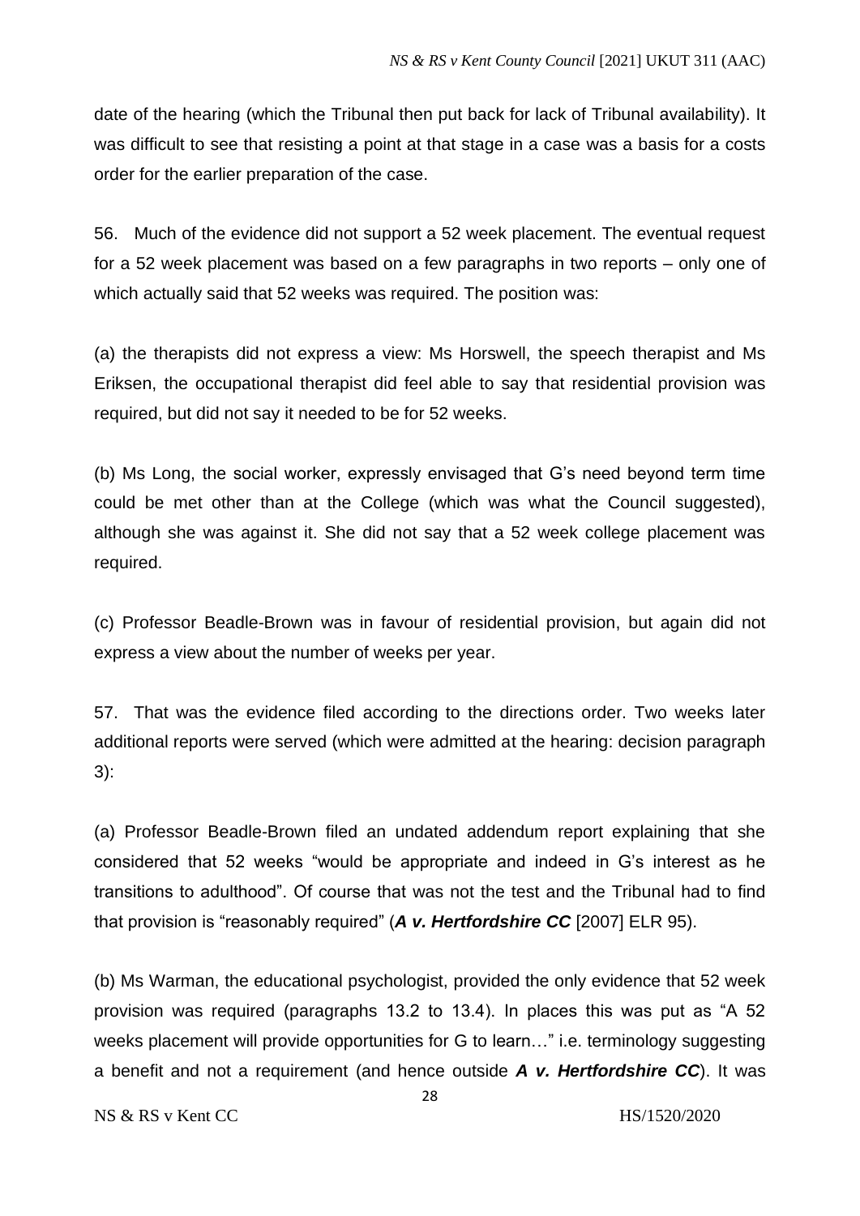date of the hearing (which the Tribunal then put back for lack of Tribunal availability). It was difficult to see that resisting a point at that stage in a case was a basis for a costs order for the earlier preparation of the case.

56. Much of the evidence did not support a 52 week placement. The eventual request for a 52 week placement was based on a few paragraphs in two reports – only one of which actually said that 52 weeks was required. The position was:

(a) the therapists did not express a view: Ms Horswell, the speech therapist and Ms Eriksen, the occupational therapist did feel able to say that residential provision was required, but did not say it needed to be for 52 weeks.

(b) Ms Long, the social worker, expressly envisaged that G's need beyond term time could be met other than at the College (which was what the Council suggested), although she was against it. She did not say that a 52 week college placement was required.

(c) Professor Beadle-Brown was in favour of residential provision, but again did not express a view about the number of weeks per year.

57. That was the evidence filed according to the directions order. Two weeks later additional reports were served (which were admitted at the hearing: decision paragraph 3):

(a) Professor Beadle-Brown filed an undated addendum report explaining that she considered that 52 weeks "would be appropriate and indeed in G's interest as he transitions to adulthood". Of course that was not the test and the Tribunal had to find that provision is "reasonably required" (***A v. Hertfordshire CC*** [2007] ELR 95).

(b) Ms Warman, the educational psychologist, provided the only evidence that 52 week provision was required (paragraphs 13.2 to 13.4). In places this was put as "A 52 weeks placement will provide opportunities for G to learn…" i.e. terminology suggesting a benefit and not a requirement (and hence outside ***A v. Hertfordshire CC***). It was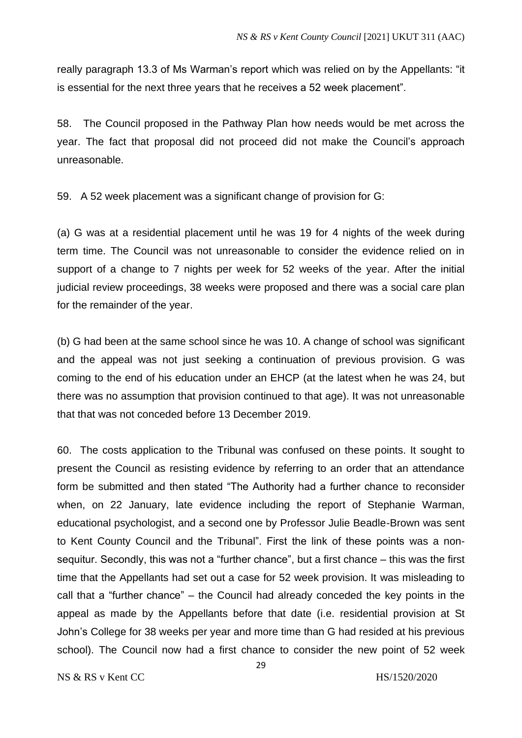really paragraph 13.3 of Ms Warman's report which was relied on by the Appellants: "it is essential for the next three years that he receives a 52 week placement".

58. The Council proposed in the Pathway Plan how needs would be met across the year. The fact that proposal did not proceed did not make the Council's approach unreasonable.

59. A 52 week placement was a significant change of provision for G:

(a) G was at a residential placement until he was 19 for 4 nights of the week during term time. The Council was not unreasonable to consider the evidence relied on in support of a change to 7 nights per week for 52 weeks of the year. After the initial judicial review proceedings, 38 weeks were proposed and there was a social care plan for the remainder of the year.

(b) G had been at the same school since he was 10. A change of school was significant and the appeal was not just seeking a continuation of previous provision. G was coming to the end of his education under an EHCP (at the latest when he was 24, but there was no assumption that provision continued to that age). It was not unreasonable that that was not conceded before 13 December 2019.

60. The costs application to the Tribunal was confused on these points. It sought to present the Council as resisting evidence by referring to an order that an attendance form be submitted and then stated "The Authority had a further chance to reconsider when, on 22 January, late evidence including the report of Stephanie Warman, educational psychologist, and a second one by Professor Julie Beadle-Brown was sent to Kent County Council and the Tribunal". First the link of these points was a non-sequitur. Secondly, this was not a "further chance", but a first chance – this was the first time that the Appellants had set out a case for 52 week provision. It was misleading to call that a "further chance" – the Council had already conceded the key points in the appeal as made by the Appellants before that date (i.e. residential provision at St John's College for 38 weeks per year and more time than G had resided at his previous school). The Council now had a first chance to consider the new point of 52 week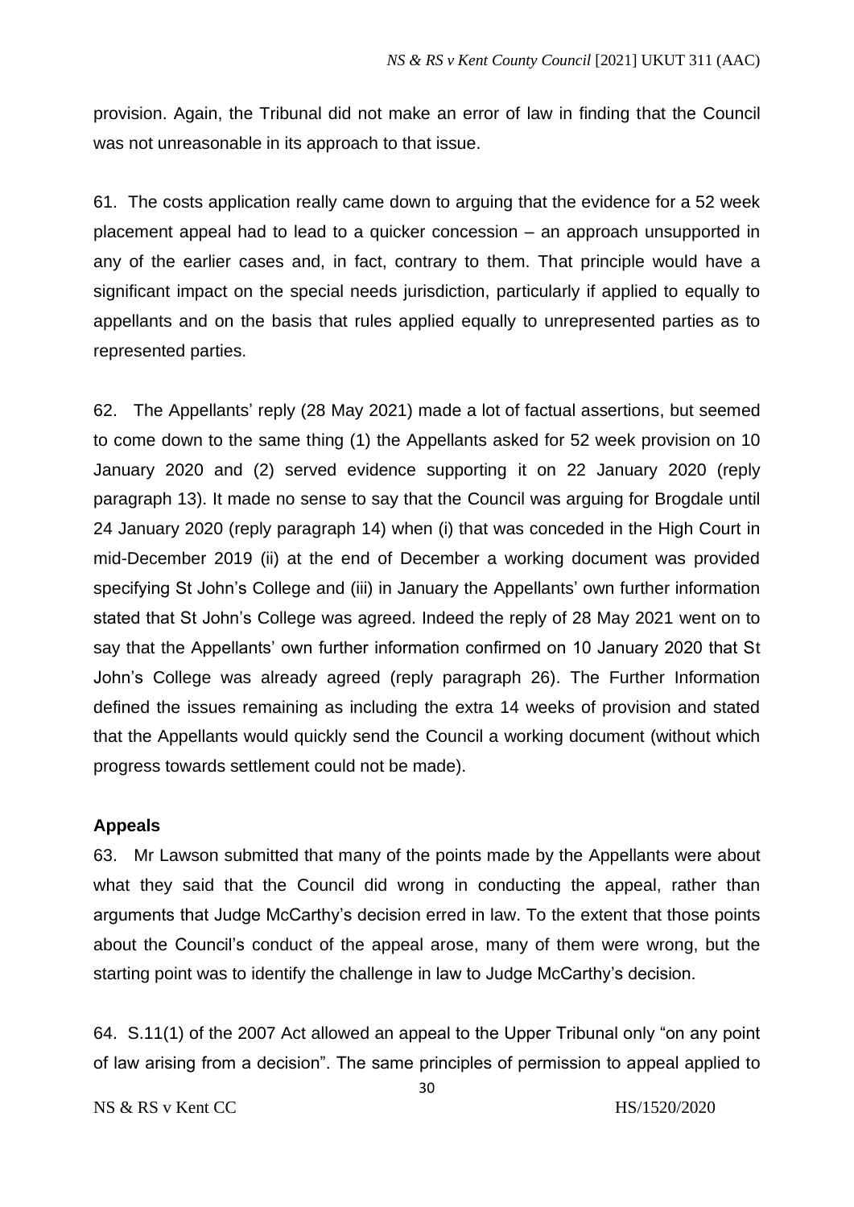provision. Again, the Tribunal did not make an error of law in finding that the Council was not unreasonable in its approach to that issue.

61. The costs application really came down to arguing that the evidence for a 52 week placement appeal had to lead to a quicker concession – an approach unsupported in any of the earlier cases and, in fact, contrary to them. That principle would have a significant impact on the special needs jurisdiction, particularly if applied to equally to appellants and on the basis that rules applied equally to unrepresented parties as to represented parties.

62. The Appellants' reply (28 May 2021) made a lot of factual assertions, but seemed to come down to the same thing (1) the Appellants asked for 52 week provision on 10 January 2020 and (2) served evidence supporting it on 22 January 2020 (reply paragraph 13). It made no sense to say that the Council was arguing for Brogdale until 24 January 2020 (reply paragraph 14) when (i) that was conceded in the High Court in mid-December 2019 (ii) at the end of December a working document was provided specifying St John's College and (iii) in January the Appellants' own further information stated that St John's College was agreed. Indeed the reply of 28 May 2021 went on to say that the Appellants' own further information confirmed on 10 January 2020 that St John's College was already agreed (reply paragraph 26). The Further Information defined the issues remaining as including the extra 14 weeks of provision and stated that the Appellants would quickly send the Council a working document (without which progress towards settlement could not be made).

### Appeals

63. Mr Lawson submitted that many of the points made by the Appellants were about what they said that the Council did wrong in conducting the appeal, rather than arguments that Judge McCarthy's decision erred in law. To the extent that those points about the Council's conduct of the appeal arose, many of them were wrong, but the starting point was to identify the challenge in law to Judge McCarthy's decision.

64. S.11(1) of the 2007 Act allowed an appeal to the Upper Tribunal only "on any point of law arising from a decision". The same principles of permission to appeal applied to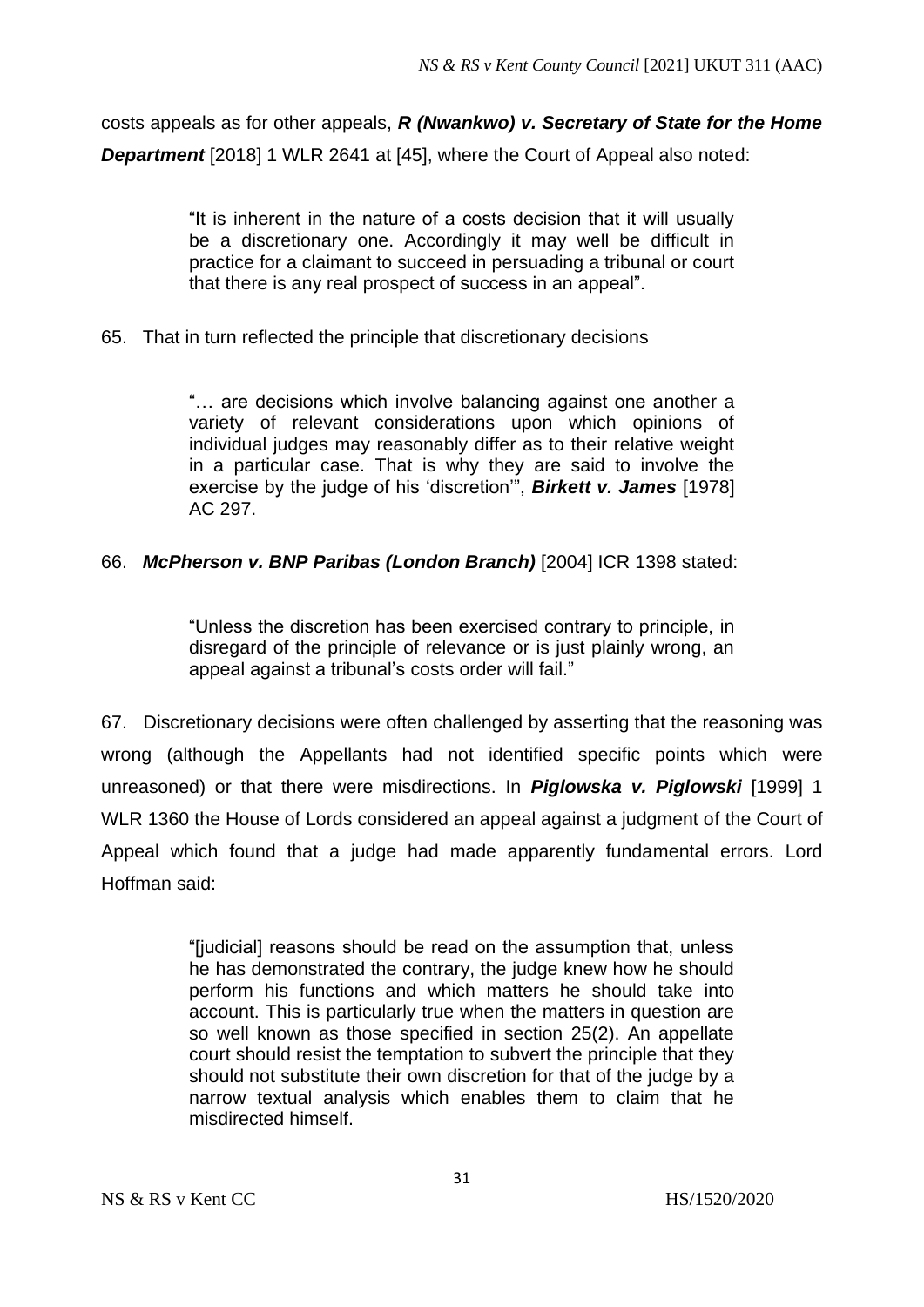costs appeals as for other appeals, ***R (Nwankwo) v. Secretary of State for the Home Department*** [2018] 1 WLR 2641 at [45], where the Court of Appeal also noted:

> "It is inherent in the nature of a costs decision that it will usually be a discretionary one. Accordingly it may well be difficult in practice for a claimant to succeed in persuading a tribunal or court that there is any real prospect of success in an appeal".

65. That in turn reflected the principle that discretionary decisions

> "… are decisions which involve balancing against one another a variety of relevant considerations upon which opinions of individual judges may reasonably differ as to their relative weight in a particular case. That is why they are said to involve the exercise by the judge of his 'discretion'", ***Birkett v. James*** [1978] AC 297.

66. ***McPherson v. BNP Paribas (London Branch)*** [2004] ICR 1398 stated:

> "Unless the discretion has been exercised contrary to principle, in disregard of the principle of relevance or is just plainly wrong, an appeal against a tribunal's costs order will fail."

67. Discretionary decisions were often challenged by asserting that the reasoning was wrong (although the Appellants had not identified specific points which were unreasoned) or that there were misdirections. In ***Piglowska v. Piglowski*** [1999] 1 WLR 1360 the House of Lords considered an appeal against a judgment of the Court of Appeal which found that a judge had made apparently fundamental errors. Lord Hoffman said:

> "[judicial] reasons should be read on the assumption that, unless he has demonstrated the contrary, the judge knew how he should perform his functions and which matters he should take into account. This is particularly true when the matters in question are so well known as those specified in section 25(2). An appellate court should resist the temptation to subvert the principle that they should not substitute their own discretion for that of the judge by a narrow textual analysis which enables them to claim that he misdirected himself.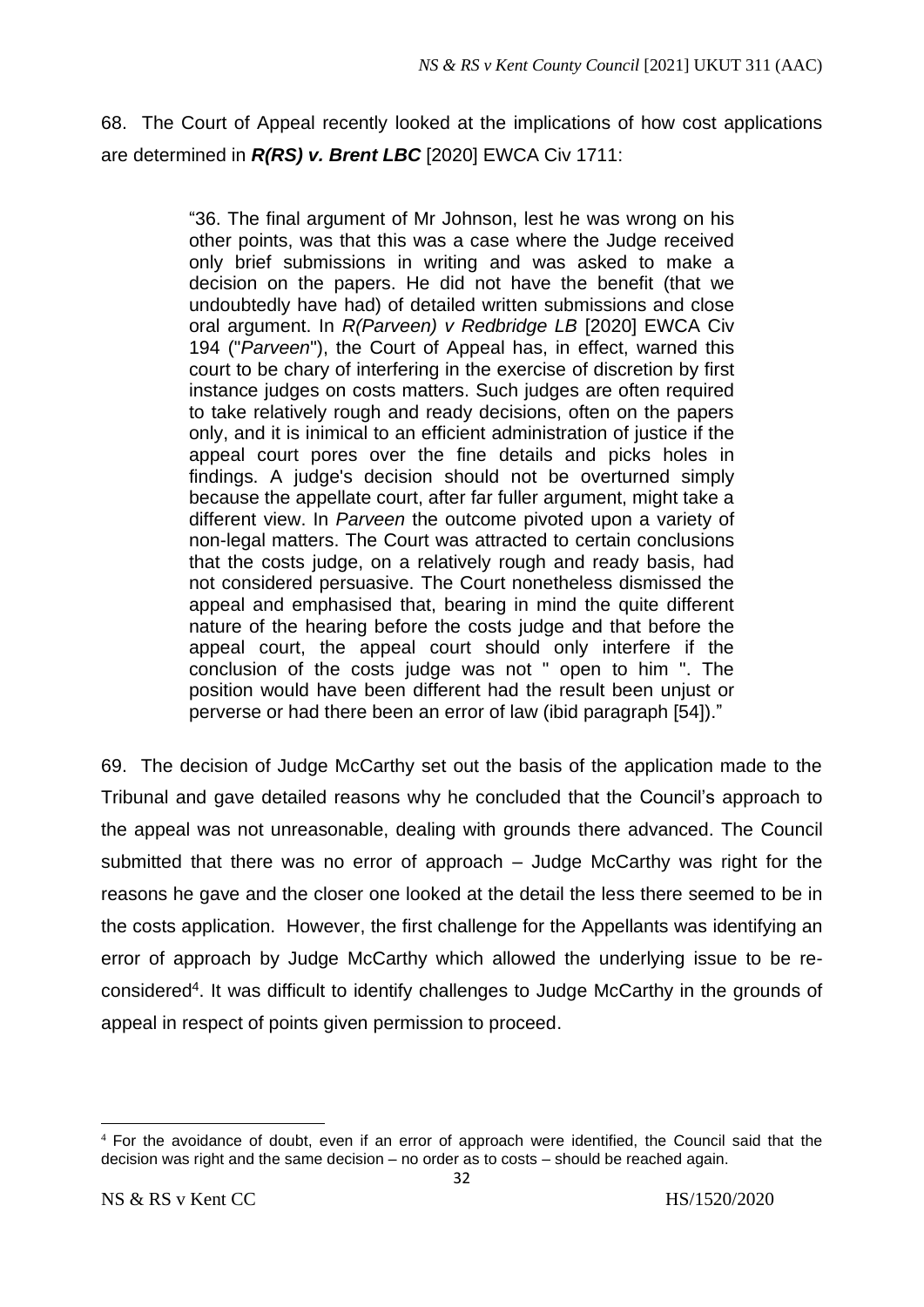68. The Court of Appeal recently looked at the implications of how cost applications are determined in ***R(RS) v. Brent LBC*** [2020] EWCA Civ 1711:

> "36. The final argument of Mr Johnson, lest he was wrong on his other points, was that this was a case where the Judge received only brief submissions in writing and was asked to make a decision on the papers. He did not have the benefit (that we undoubtedly have had) of detailed written submissions and close oral argument. In *R(Parveen) v Redbridge LB* [2020] EWCA Civ 194 ("*Parveen*"), the Court of Appeal has, in effect, warned this court to be chary of interfering in the exercise of discretion by first instance judges on costs matters. Such judges are often required to take relatively rough and ready decisions, often on the papers only, and it is inimical to an efficient administration of justice if the appeal court pores over the fine details and picks holes in findings. A judge's decision should not be overturned simply because the appellate court, after far fuller argument, might take a different view. In *Parveen* the outcome pivoted upon a variety of non-legal matters. The Court was attracted to certain conclusions that the costs judge, on a relatively rough and ready basis, had not considered persuasive. The Court nonetheless dismissed the appeal and emphasised that, bearing in mind the quite different nature of the hearing before the costs judge and that before the appeal court, the appeal court should only interfere if the conclusion of the costs judge was not " open to him ". The position would have been different had the result been unjust or perverse or had there been an error of law (ibid paragraph [54])."

69. The decision of Judge McCarthy set out the basis of the application made to the Tribunal and gave detailed reasons why he concluded that the Council's approach to the appeal was not unreasonable, dealing with grounds there advanced. The Council submitted that there was no error of approach – Judge McCarthy was right for the reasons he gave and the closer one looked at the detail the less there seemed to be in the costs application. However, the first challenge for the Appellants was identifying an error of approach by Judge McCarthy which allowed the underlying issue to be re-considered[4]. It was difficult to identify challenges to Judge McCarthy in the grounds of appeal in respect of points given permission to proceed.

[4] For the avoidance of doubt, even if an error of approach were identified, the Council said that the decision was right and the same decision – no order as to costs – should be reached again.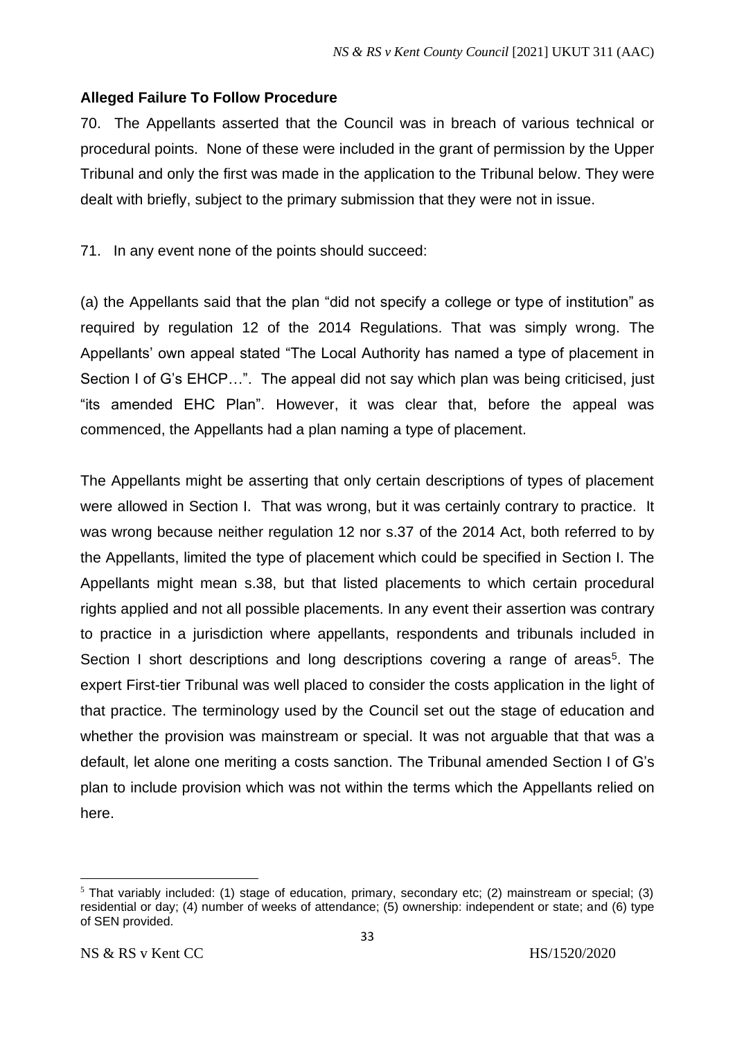## Alleged Failure To Follow Procedure

70. The Appellants asserted that the Council was in breach of various technical or procedural points. None of these were included in the grant of permission by the Upper Tribunal and only the first was made in the application to the Tribunal below. They were dealt with briefly, subject to the primary submission that they were not in issue.

71. In any event none of the points should succeed:

(a) the Appellants said that the plan "did not specify a college or type of institution" as required by regulation 12 of the 2014 Regulations. That was simply wrong. The Appellants' own appeal stated "The Local Authority has named a type of placement in Section I of G's EHCP…". The appeal did not say which plan was being criticised, just "its amended EHC Plan". However, it was clear that, before the appeal was commenced, the Appellants had a plan naming a type of placement.

The Appellants might be asserting that only certain descriptions of types of placement were allowed in Section I. That was wrong, but it was certainly contrary to practice. It was wrong because neither regulation 12 nor s.37 of the 2014 Act, both referred to by the Appellants, limited the type of placement which could be specified in Section I. The Appellants might mean s.38, but that listed placements to which certain procedural rights applied and not all possible placements. In any event their assertion was contrary to practice in a jurisdiction where appellants, respondents and tribunals included in Section I short descriptions and long descriptions covering a range of areas[5]. The expert First-tier Tribunal was well placed to consider the costs application in the light of that practice. The terminology used by the Council set out the stage of education and whether the provision was mainstream or special. It was not arguable that that was a default, let alone one meriting a costs sanction. The Tribunal amended Section I of G's plan to include provision which was not within the terms which the Appellants relied on here.

---

[5] That variably included: (1) stage of education, primary, secondary etc; (2) mainstream or special; (3) residential or day; (4) number of weeks of attendance; (5) ownership: independent or state; and (6) type of SEN provided.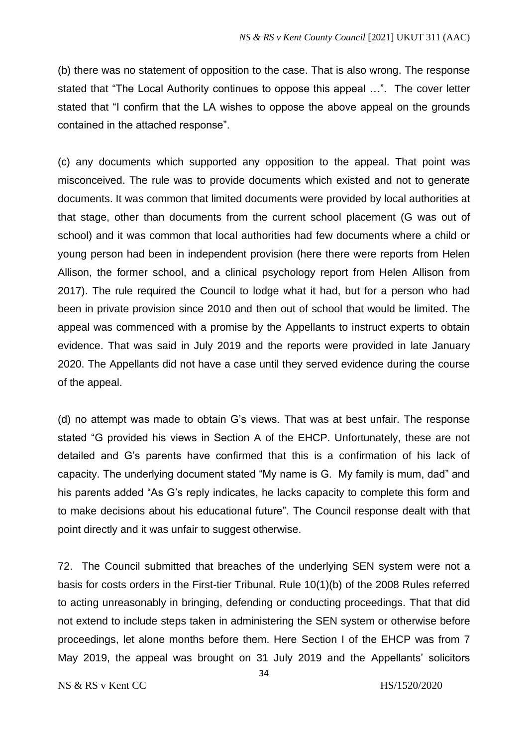(b) there was no statement of opposition to the case. That is also wrong. The response stated that "The Local Authority continues to oppose this appeal …". The cover letter stated that "I confirm that the LA wishes to oppose the above appeal on the grounds contained in the attached response".

(c) any documents which supported any opposition to the appeal. That point was misconceived. The rule was to provide documents which existed and not to generate documents. It was common that limited documents were provided by local authorities at that stage, other than documents from the current school placement (G was out of school) and it was common that local authorities had few documents where a child or young person had been in independent provision (here there were reports from Helen Allison, the former school, and a clinical psychology report from Helen Allison from 2017). The rule required the Council to lodge what it had, but for a person who had been in private provision since 2010 and then out of school that would be limited. The appeal was commenced with a promise by the Appellants to instruct experts to obtain evidence. That was said in July 2019 and the reports were provided in late January 2020. The Appellants did not have a case until they served evidence during the course of the appeal.

(d) no attempt was made to obtain G's views. That was at best unfair. The response stated "G provided his views in Section A of the EHCP. Unfortunately, these are not detailed and G's parents have confirmed that this is a confirmation of his lack of capacity. The underlying document stated "My name is G. My family is mum, dad" and his parents added "As G's reply indicates, he lacks capacity to complete this form and to make decisions about his educational future". The Council response dealt with that point directly and it was unfair to suggest otherwise.

72. The Council submitted that breaches of the underlying SEN system were not a basis for costs orders in the First-tier Tribunal. Rule 10(1)(b) of the 2008 Rules referred to acting unreasonably in bringing, defending or conducting proceedings. That that did not extend to include steps taken in administering the SEN system or otherwise before proceedings, let alone months before them. Here Section I of the EHCP was from 7 May 2019, the appeal was brought on 31 July 2019 and the Appellants' solicitors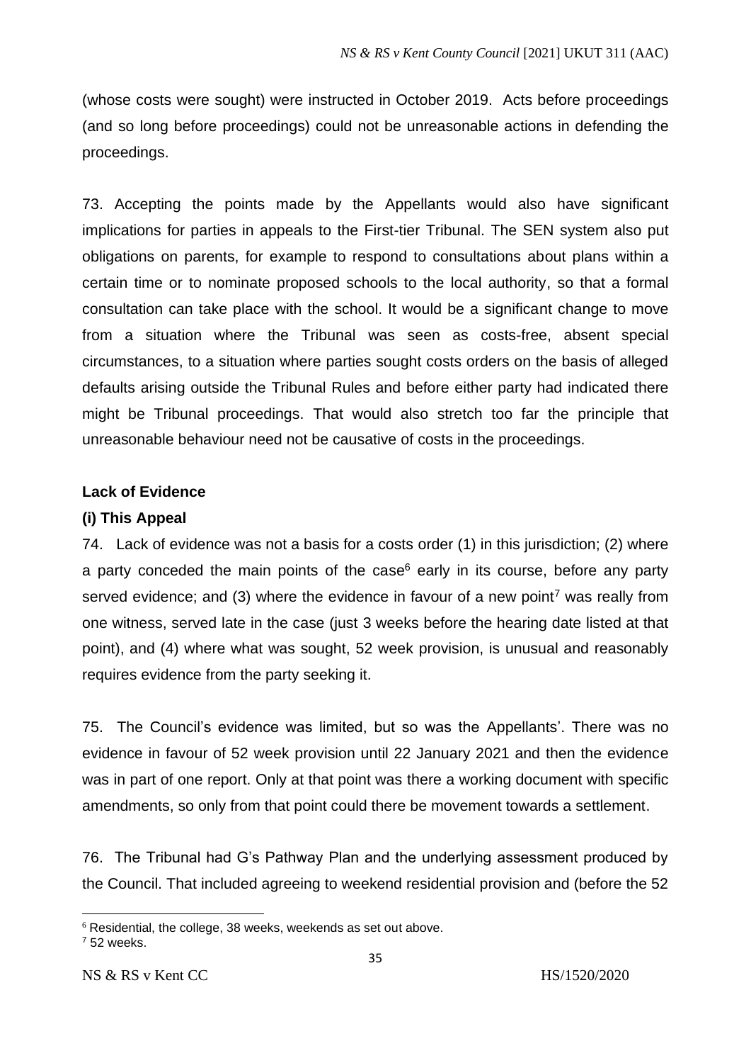(whose costs were sought) were instructed in October 2019. Acts before proceedings (and so long before proceedings) could not be unreasonable actions in defending the proceedings.

73. Accepting the points made by the Appellants would also have significant implications for parties in appeals to the First-tier Tribunal. The SEN system also put obligations on parents, for example to respond to consultations about plans within a certain time or to nominate proposed schools to the local authority, so that a formal consultation can take place with the school. It would be a significant change to move from a situation where the Tribunal was seen as costs-free, absent special circumstances, to a situation where parties sought costs orders on the basis of alleged defaults arising outside the Tribunal Rules and before either party had indicated there might be Tribunal proceedings. That would also stretch too far the principle that unreasonable behaviour need not be causative of costs in the proceedings.

**Lack of Evidence**

**(i) This Appeal**

74. Lack of evidence was not a basis for a costs order (1) in this jurisdiction; (2) where a party conceded the main points of the case[6] early in its course, before any party served evidence; and (3) where the evidence in favour of a new point[7] was really from one witness, served late in the case (just 3 weeks before the hearing date listed at that point), and (4) where what was sought, 52 week provision, is unusual and reasonably requires evidence from the party seeking it.

75. The Council's evidence was limited, but so was the Appellants'. There was no evidence in favour of 52 week provision until 22 January 2021 and then the evidence was in part of one report. Only at that point was there a working document with specific amendments, so only from that point could there be movement towards a settlement.

76. The Tribunal had G's Pathway Plan and the underlying assessment produced by the Council. That included agreeing to weekend residential provision and (before the 52

[6] Residential, the college, 38 weeks, weekends as set out above.

[7] 52 weeks.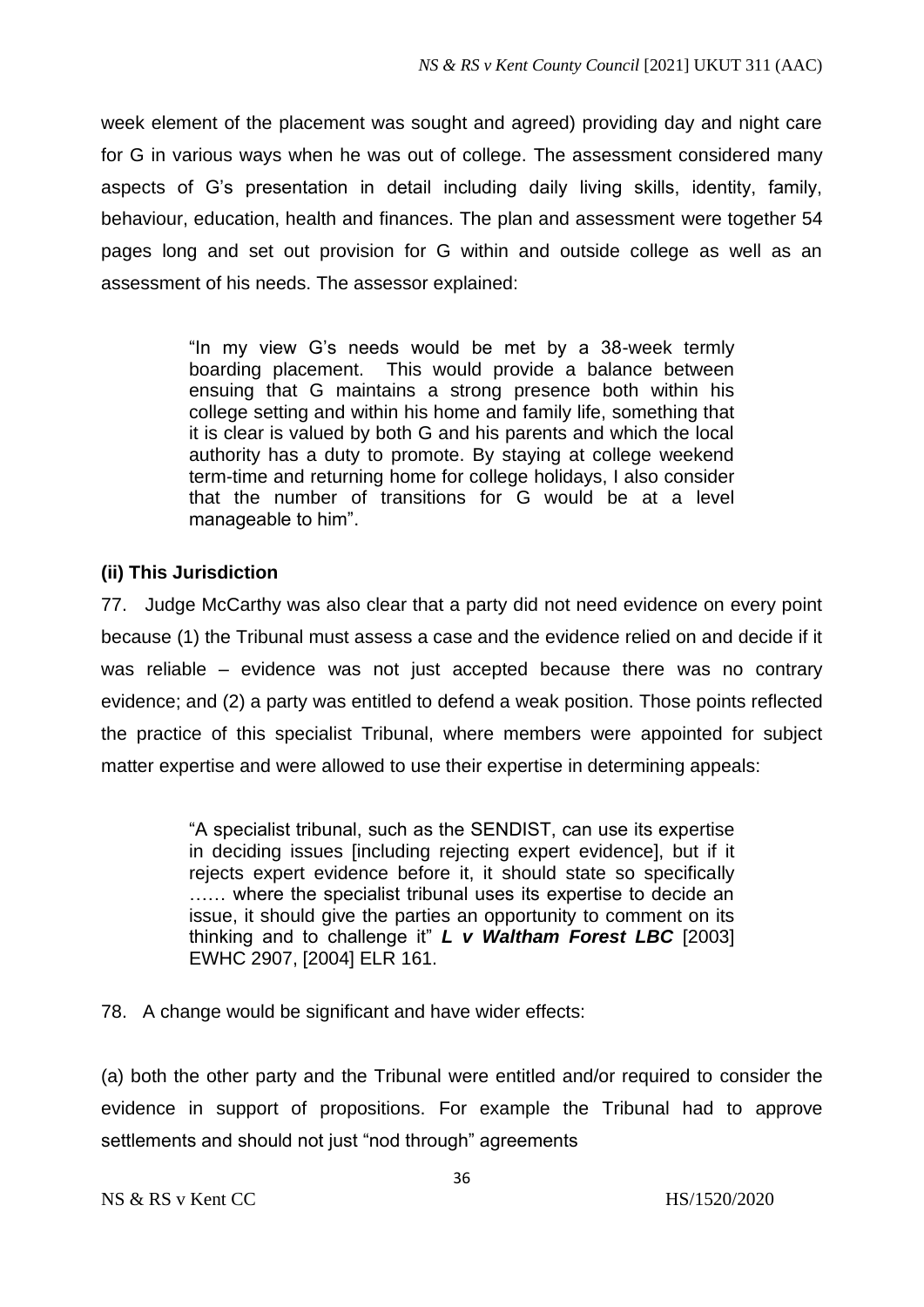week element of the placement was sought and agreed) providing day and night care for G in various ways when he was out of college. The assessment considered many aspects of G's presentation in detail including daily living skills, identity, family, behaviour, education, health and finances. The plan and assessment were together 54 pages long and set out provision for G within and outside college as well as an assessment of his needs. The assessor explained:

> "In my view G's needs would be met by a 38-week termly boarding placement. This would provide a balance between ensuing that G maintains a strong presence both within his college setting and within his home and family life, something that it is clear is valued by both G and his parents and which the local authority has a duty to promote. By staying at college weekend term-time and returning home for college holidays, I also consider that the number of transitions for G would be at a level manageable to him".

### (ii) This Jurisdiction

77. Judge McCarthy was also clear that a party did not need evidence on every point because (1) the Tribunal must assess a case and the evidence relied on and decide if it was reliable – evidence was not just accepted because there was no contrary evidence; and (2) a party was entitled to defend a weak position. Those points reflected the practice of this specialist Tribunal, where members were appointed for subject matter expertise and were allowed to use their expertise in determining appeals:

> "A specialist tribunal, such as the SENDIST, can use its expertise in deciding issues [including rejecting expert evidence], but if it rejects expert evidence before it, it should state so specifically …… where the specialist tribunal uses its expertise to decide an issue, it should give the parties an opportunity to comment on its thinking and to challenge it" ***L v Waltham Forest LBC*** [2003] EWHC 2907, [2004] ELR 161.

78. A change would be significant and have wider effects:

(a) both the other party and the Tribunal were entitled and/or required to consider the evidence in support of propositions. For example the Tribunal had to approve settlements and should not just "nod through" agreements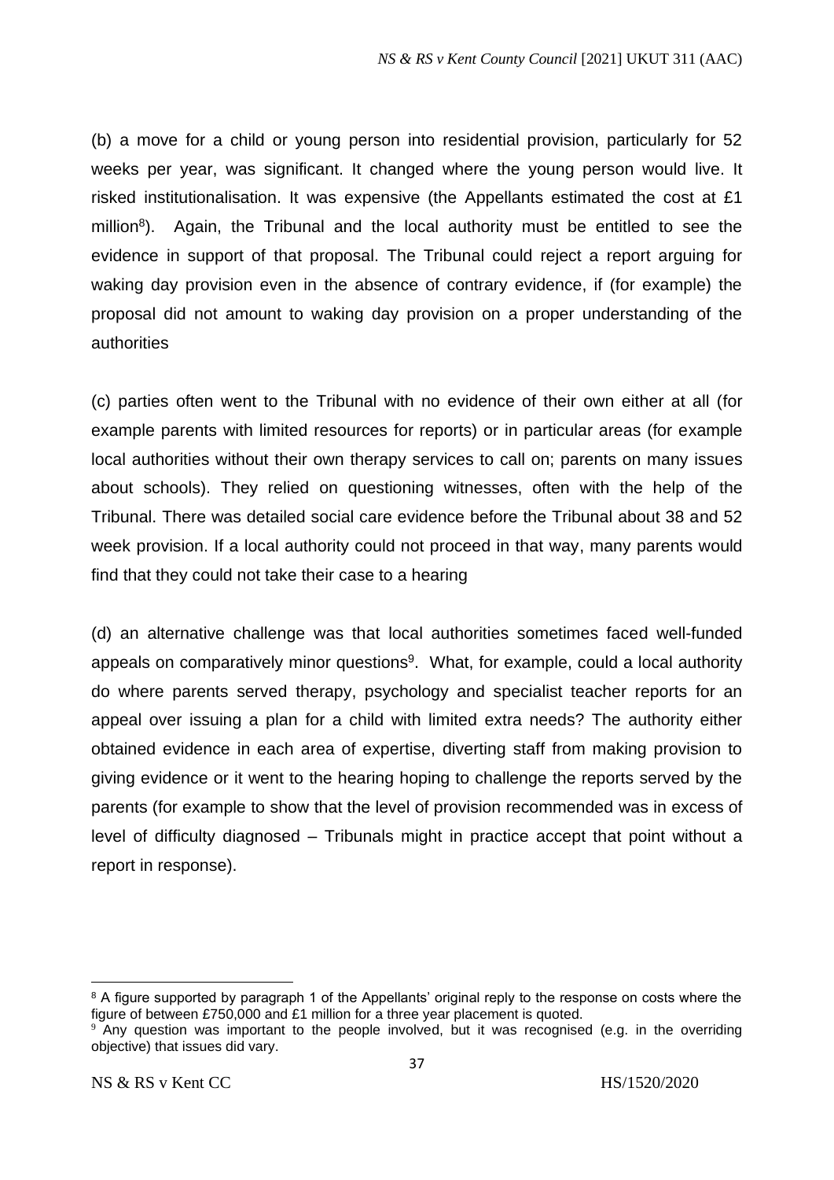(b) a move for a child or young person into residential provision, particularly for 52 weeks per year, was significant. It changed where the young person would live. It risked institutionalisation. It was expensive (the Appellants estimated the cost at £1 million[8]). Again, the Tribunal and the local authority must be entitled to see the evidence in support of that proposal. The Tribunal could reject a report arguing for waking day provision even in the absence of contrary evidence, if (for example) the proposal did not amount to waking day provision on a proper understanding of the authorities

(c) parties often went to the Tribunal with no evidence of their own either at all (for example parents with limited resources for reports) or in particular areas (for example local authorities without their own therapy services to call on; parents on many issues about schools). They relied on questioning witnesses, often with the help of the Tribunal. There was detailed social care evidence before the Tribunal about 38 and 52 week provision. If a local authority could not proceed in that way, many parents would find that they could not take their case to a hearing

(d) an alternative challenge was that local authorities sometimes faced well-funded appeals on comparatively minor questions[9]. What, for example, could a local authority do where parents served therapy, psychology and specialist teacher reports for an appeal over issuing a plan for a child with limited extra needs? The authority either obtained evidence in each area of expertise, diverting staff from making provision to giving evidence or it went to the hearing hoping to challenge the reports served by the parents (for example to show that the level of provision recommended was in excess of level of difficulty diagnosed – Tribunals might in practice accept that point without a report in response).

---

[8] A figure supported by paragraph 1 of the Appellants' original reply to the response on costs where the figure of between £750,000 and £1 million for a three year placement is quoted.

[9] Any question was important to the people involved, but it was recognised (e.g. in the overriding objective) that issues did vary.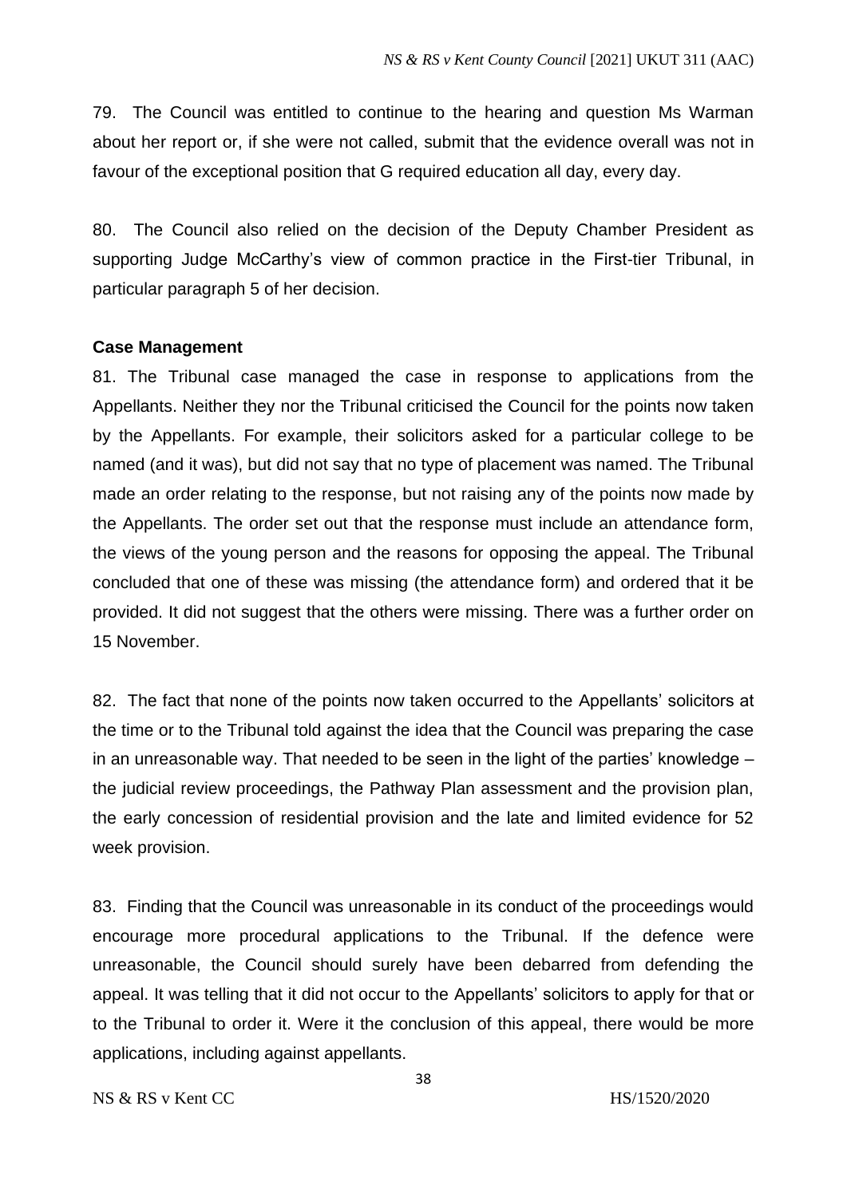79. The Council was entitled to continue to the hearing and question Ms Warman about her report or, if she were not called, submit that the evidence overall was not in favour of the exceptional position that G required education all day, every day.

80. The Council also relied on the decision of the Deputy Chamber President as supporting Judge McCarthy's view of common practice in the First-tier Tribunal, in particular paragraph 5 of her decision.

**Case Management**

81. The Tribunal case managed the case in response to applications from the Appellants. Neither they nor the Tribunal criticised the Council for the points now taken by the Appellants. For example, their solicitors asked for a particular college to be named (and it was), but did not say that no type of placement was named. The Tribunal made an order relating to the response, but not raising any of the points now made by the Appellants. The order set out that the response must include an attendance form, the views of the young person and the reasons for opposing the appeal. The Tribunal concluded that one of these was missing (the attendance form) and ordered that it be provided. It did not suggest that the others were missing. There was a further order on 15 November.

82. The fact that none of the points now taken occurred to the Appellants' solicitors at the time or to the Tribunal told against the idea that the Council was preparing the case in an unreasonable way. That needed to be seen in the light of the parties' knowledge – the judicial review proceedings, the Pathway Plan assessment and the provision plan, the early concession of residential provision and the late and limited evidence for 52 week provision.

83. Finding that the Council was unreasonable in its conduct of the proceedings would encourage more procedural applications to the Tribunal. If the defence were unreasonable, the Council should surely have been debarred from defending the appeal. It was telling that it did not occur to the Appellants' solicitors to apply for that or to the Tribunal to order it. Were it the conclusion of this appeal, there would be more applications, including against appellants.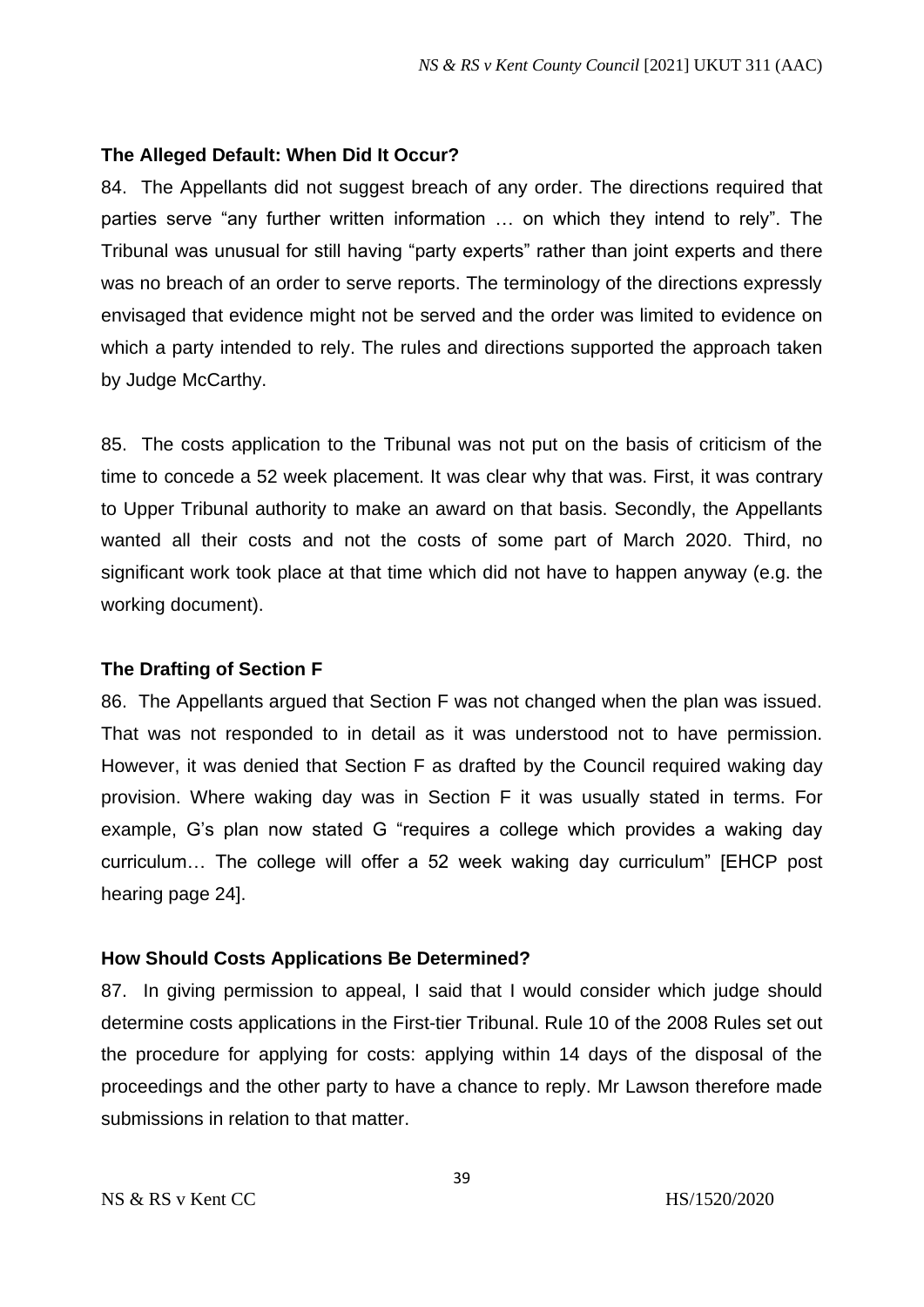### The Alleged Default: When Did It Occur?

84. The Appellants did not suggest breach of any order. The directions required that parties serve "any further written information … on which they intend to rely". The Tribunal was unusual for still having "party experts" rather than joint experts and there was no breach of an order to serve reports. The terminology of the directions expressly envisaged that evidence might not be served and the order was limited to evidence on which a party intended to rely. The rules and directions supported the approach taken by Judge McCarthy.

85. The costs application to the Tribunal was not put on the basis of criticism of the time to concede a 52 week placement. It was clear why that was. First, it was contrary to Upper Tribunal authority to make an award on that basis. Secondly, the Appellants wanted all their costs and not the costs of some part of March 2020. Third, no significant work took place at that time which did not have to happen anyway (e.g. the working document).

### The Drafting of Section F

86. The Appellants argued that Section F was not changed when the plan was issued. That was not responded to in detail as it was understood not to have permission. However, it was denied that Section F as drafted by the Council required waking day provision. Where waking day was in Section F it was usually stated in terms. For example, G's plan now stated G "requires a college which provides a waking day curriculum… The college will offer a 52 week waking day curriculum" [EHCP post hearing page 24].

### How Should Costs Applications Be Determined?

87. In giving permission to appeal, I said that I would consider which judge should determine costs applications in the First-tier Tribunal. Rule 10 of the 2008 Rules set out the procedure for applying for costs: applying within 14 days of the disposal of the proceedings and the other party to have a chance to reply. Mr Lawson therefore made submissions in relation to that matter.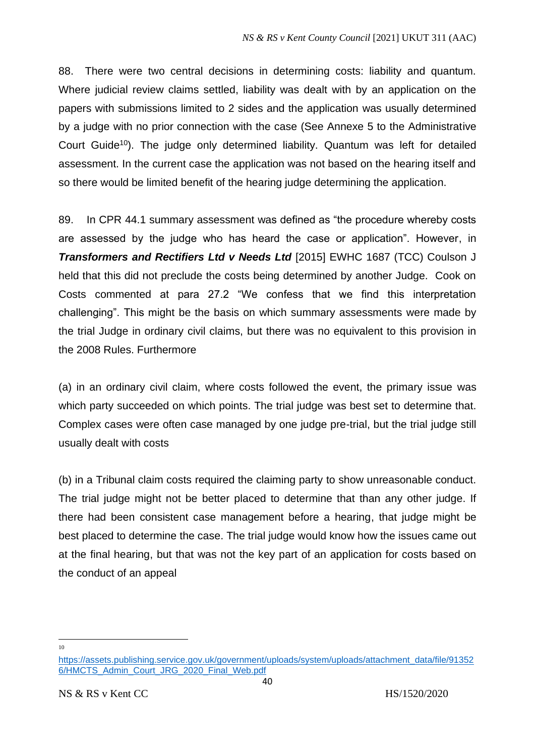88. There were two central decisions in determining costs: liability and quantum. Where judicial review claims settled, liability was dealt with by an application on the papers with submissions limited to 2 sides and the application was usually determined by a judge with no prior connection with the case (See Annexe 5 to the Administrative Court Guide[10]). The judge only determined liability. Quantum was left for detailed assessment. In the current case the application was not based on the hearing itself and so there would be limited benefit of the hearing judge determining the application.

89. In CPR 44.1 summary assessment was defined as "the procedure whereby costs are assessed by the judge who has heard the case or application". However, in ***Transformers and Rectifiers Ltd v Needs Ltd*** [2015] EWHC 1687 (TCC) Coulson J held that this did not preclude the costs being determined by another Judge. Cook on Costs commented at para 27.2 "We confess that we find this interpretation challenging". This might be the basis on which summary assessments were made by the trial Judge in ordinary civil claims, but there was no equivalent to this provision in the 2008 Rules. Furthermore

(a) in an ordinary civil claim, where costs followed the event, the primary issue was which party succeeded on which points. The trial judge was best set to determine that. Complex cases were often case managed by one judge pre-trial, but the trial judge still usually dealt with costs

(b) in a Tribunal claim costs required the claiming party to show unreasonable conduct. The trial judge might not be better placed to determine that than any other judge. If there had been consistent case management before a hearing, that judge might be best placed to determine the case. The trial judge would know how the issues came out at the final hearing, but that was not the key part of an application for costs based on the conduct of an appeal

[10] https://assets.publishing.service.gov.uk/government/uploads/system/uploads/attachment_data/file/913526/HMCTS_Admin_Court_JRG_2020_Final_Web.pdf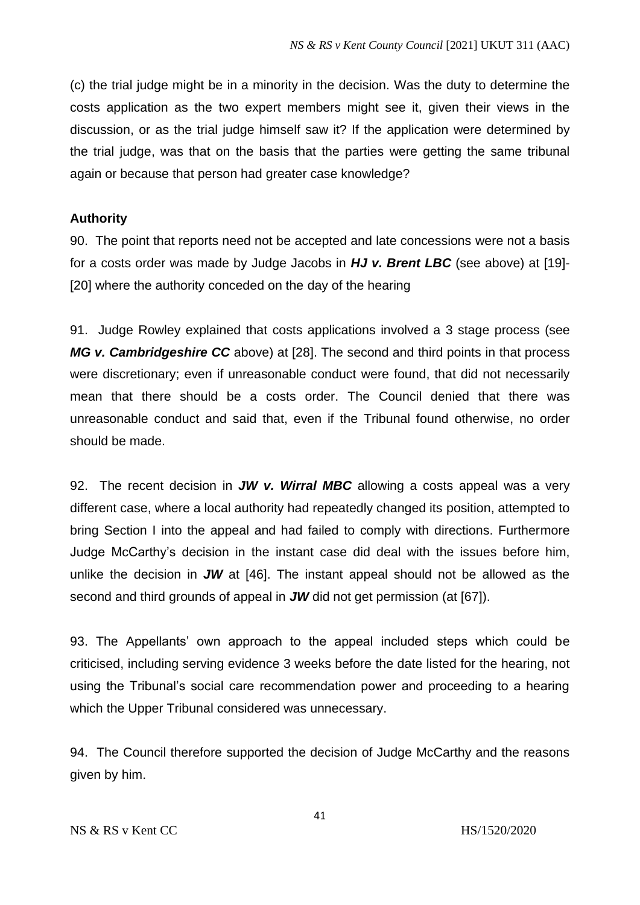(c) the trial judge might be in a minority in the decision. Was the duty to determine the costs application as the two expert members might see it, given their views in the discussion, or as the trial judge himself saw it? If the application were determined by the trial judge, was that on the basis that the parties were getting the same tribunal again or because that person had greater case knowledge?

### Authority

90. The point that reports need not be accepted and late concessions were not a basis for a costs order was made by Judge Jacobs in ***HJ v. Brent LBC*** (see above) at [19]-[20] where the authority conceded on the day of the hearing

91. Judge Rowley explained that costs applications involved a 3 stage process (see ***MG v. Cambridgeshire CC*** above) at [28]. The second and third points in that process were discretionary; even if unreasonable conduct were found, that did not necessarily mean that there should be a costs order. The Council denied that there was unreasonable conduct and said that, even if the Tribunal found otherwise, no order should be made.

92. The recent decision in ***JW v. Wirral MBC*** allowing a costs appeal was a very different case, where a local authority had repeatedly changed its position, attempted to bring Section I into the appeal and had failed to comply with directions. Furthermore Judge McCarthy's decision in the instant case did deal with the issues before him, unlike the decision in ***JW*** at [46]. The instant appeal should not be allowed as the second and third grounds of appeal in ***JW*** did not get permission (at [67]).

93. The Appellants' own approach to the appeal included steps which could be criticised, including serving evidence 3 weeks before the date listed for the hearing, not using the Tribunal's social care recommendation power and proceeding to a hearing which the Upper Tribunal considered was unnecessary.

94. The Council therefore supported the decision of Judge McCarthy and the reasons given by him.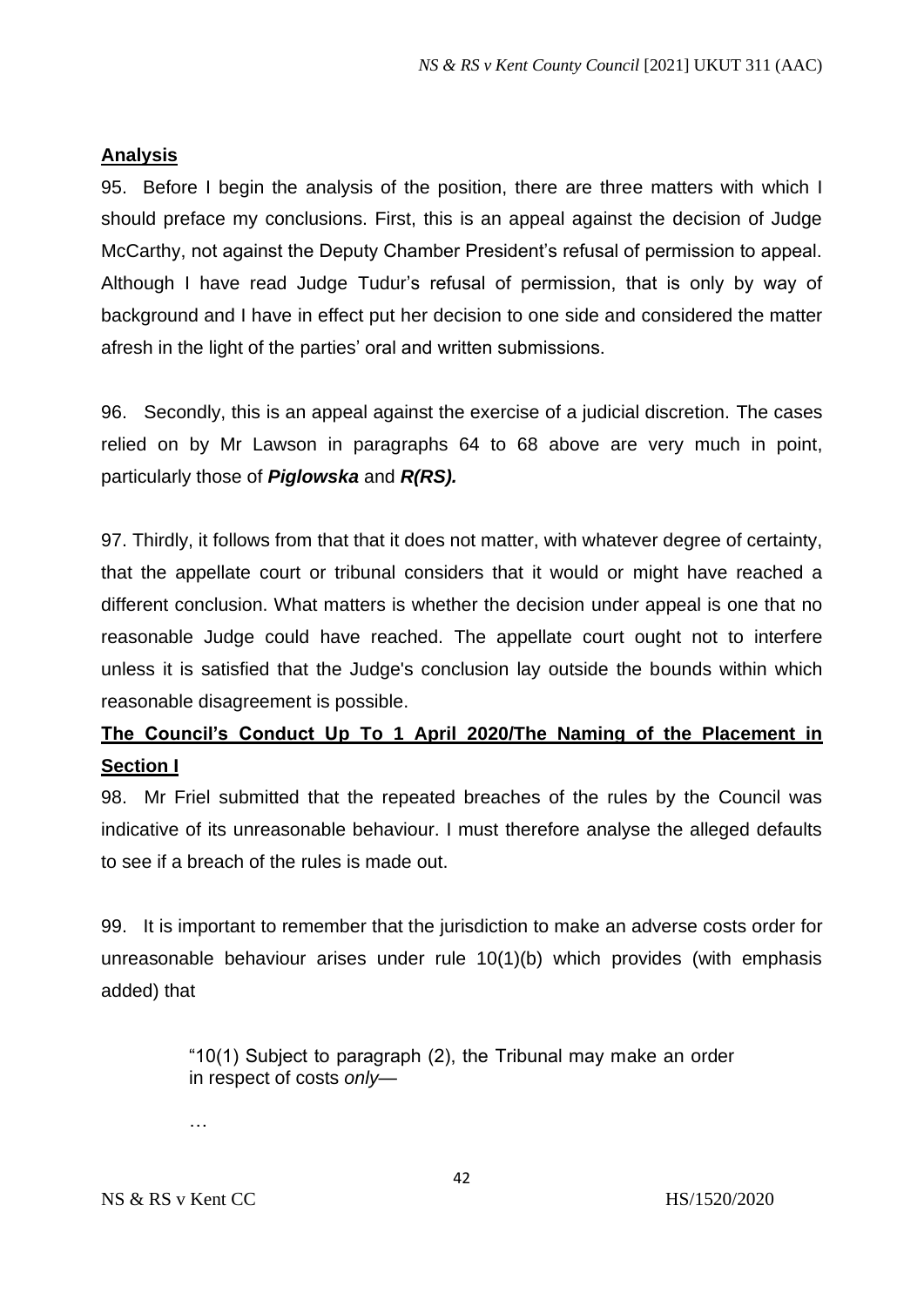## Analysis

95. Before I begin the analysis of the position, there are three matters with which I should preface my conclusions. First, this is an appeal against the decision of Judge McCarthy, not against the Deputy Chamber President's refusal of permission to appeal. Although I have read Judge Tudur's refusal of permission, that is only by way of background and I have in effect put her decision to one side and considered the matter afresh in the light of the parties' oral and written submissions.

96. Secondly, this is an appeal against the exercise of a judicial discretion. The cases relied on by Mr Lawson in paragraphs 64 to 68 above are very much in point, particularly those of ***Piglowska*** and ***R(RS).***

97. Thirdly, it follows from that that it does not matter, with whatever degree of certainty, that the appellate court or tribunal considers that it would or might have reached a different conclusion. What matters is whether the decision under appeal is one that no reasonable Judge could have reached. The appellate court ought not to interfere unless it is satisfied that the Judge's conclusion lay outside the bounds within which reasonable disagreement is possible.

## The Council's Conduct Up To 1 April 2020/The Naming of the Placement in Section I

98. Mr Friel submitted that the repeated breaches of the rules by the Council was indicative of its unreasonable behaviour. I must therefore analyse the alleged defaults to see if a breach of the rules is made out.

99. It is important to remember that the jurisdiction to make an adverse costs order for unreasonable behaviour arises under rule 10(1)(b) which provides (with emphasis added) that

> "10(1) Subject to paragraph (2), the Tribunal may make an order in respect of costs *only*—
>
> …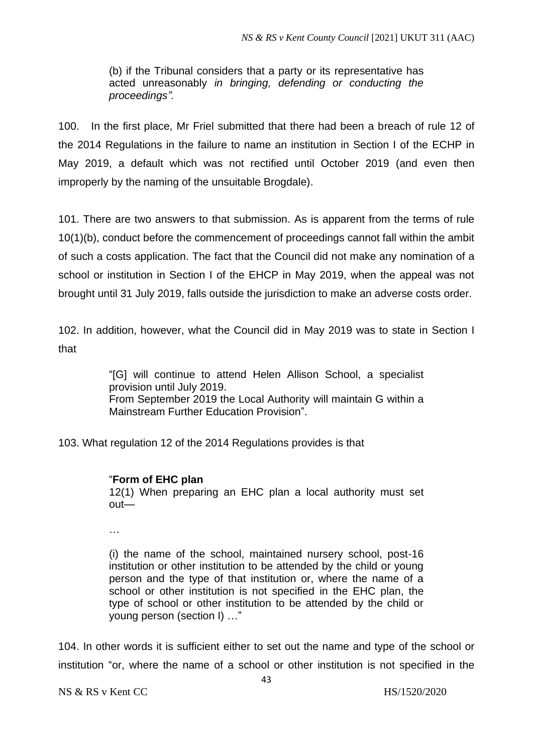(b) if the Tribunal considers that a party or its representative has acted unreasonably *in bringing, defending or conducting the proceedings".*

100. In the first place, Mr Friel submitted that there had been a breach of rule 12 of the 2014 Regulations in the failure to name an institution in Section I of the ECHP in May 2019, a default which was not rectified until October 2019 (and even then improperly by the naming of the unsuitable Brogdale).

101. There are two answers to that submission. As is apparent from the terms of rule 10(1)(b), conduct before the commencement of proceedings cannot fall within the ambit of such a costs application. The fact that the Council did not make any nomination of a school or institution in Section I of the EHCP in May 2019, when the appeal was not brought until 31 July 2019, falls outside the jurisdiction to make an adverse costs order.

102. In addition, however, what the Council did in May 2019 was to state in Section I that

> "[G] will continue to attend Helen Allison School, a specialist provision until July 2019.
> From September 2019 the Local Authority will maintain G within a Mainstream Further Education Provision".

103. What regulation 12 of the 2014 Regulations provides is that

> "**Form of EHC plan**
> 12(1) When preparing an EHC plan a local authority must set out—
>
> …
>
> (i) the name of the school, maintained nursery school, post-16 institution or other institution to be attended by the child or young person and the type of that institution or, where the name of a school or other institution is not specified in the EHC plan, the type of school or other institution to be attended by the child or young person (section I) …"

104. In other words it is sufficient either to set out the name and type of the school or institution "or, where the name of a school or other institution is not specified in the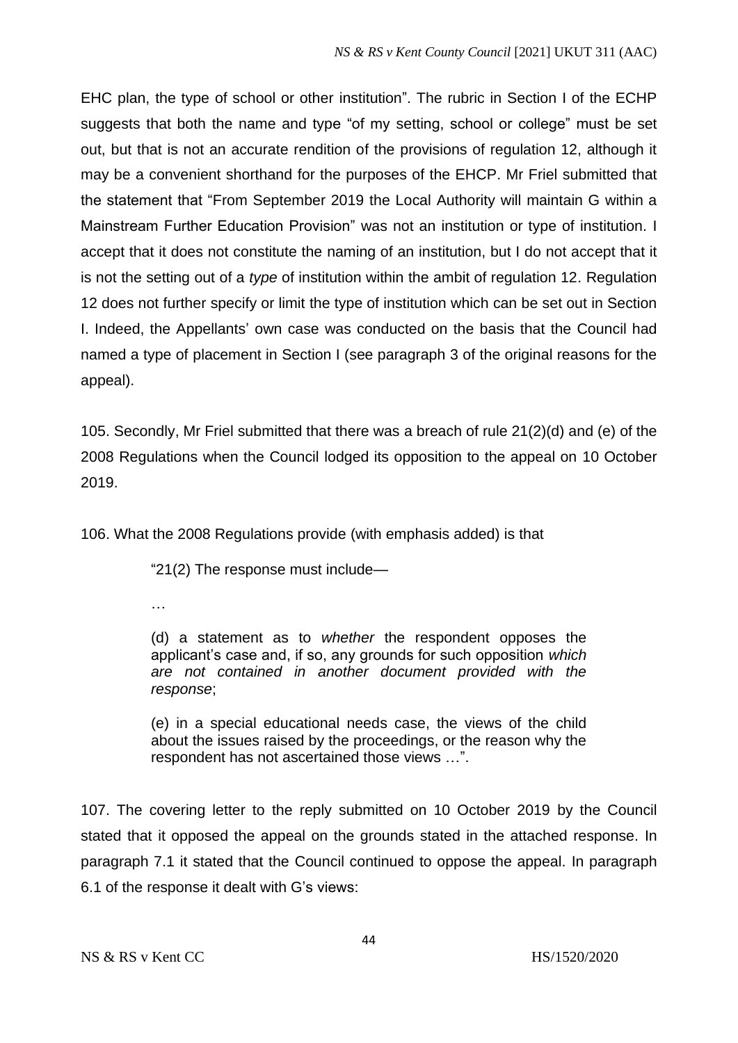EHC plan, the type of school or other institution". The rubric in Section I of the ECHP suggests that both the name and type "of my setting, school or college" must be set out, but that is not an accurate rendition of the provisions of regulation 12, although it may be a convenient shorthand for the purposes of the EHCP. Mr Friel submitted that the statement that "From September 2019 the Local Authority will maintain G within a Mainstream Further Education Provision" was not an institution or type of institution. I accept that it does not constitute the naming of an institution, but I do not accept that it is not the setting out of a *type* of institution within the ambit of regulation 12. Regulation 12 does not further specify or limit the type of institution which can be set out in Section I. Indeed, the Appellants' own case was conducted on the basis that the Council had named a type of placement in Section I (see paragraph 3 of the original reasons for the appeal).

105. Secondly, Mr Friel submitted that there was a breach of rule 21(2)(d) and (e) of the 2008 Regulations when the Council lodged its opposition to the appeal on 10 October 2019.

106. What the 2008 Regulations provide (with emphasis added) is that

> "21(2) The response must include—
>
> …
>
> (d) a statement as to *whether* the respondent opposes the applicant's case and, if so, any grounds for such opposition *which are not contained in another document provided with the response*;
>
> (e) in a special educational needs case, the views of the child about the issues raised by the proceedings, or the reason why the respondent has not ascertained those views …".

107. The covering letter to the reply submitted on 10 October 2019 by the Council stated that it opposed the appeal on the grounds stated in the attached response. In paragraph 7.1 it stated that the Council continued to oppose the appeal. In paragraph 6.1 of the response it dealt with G's views: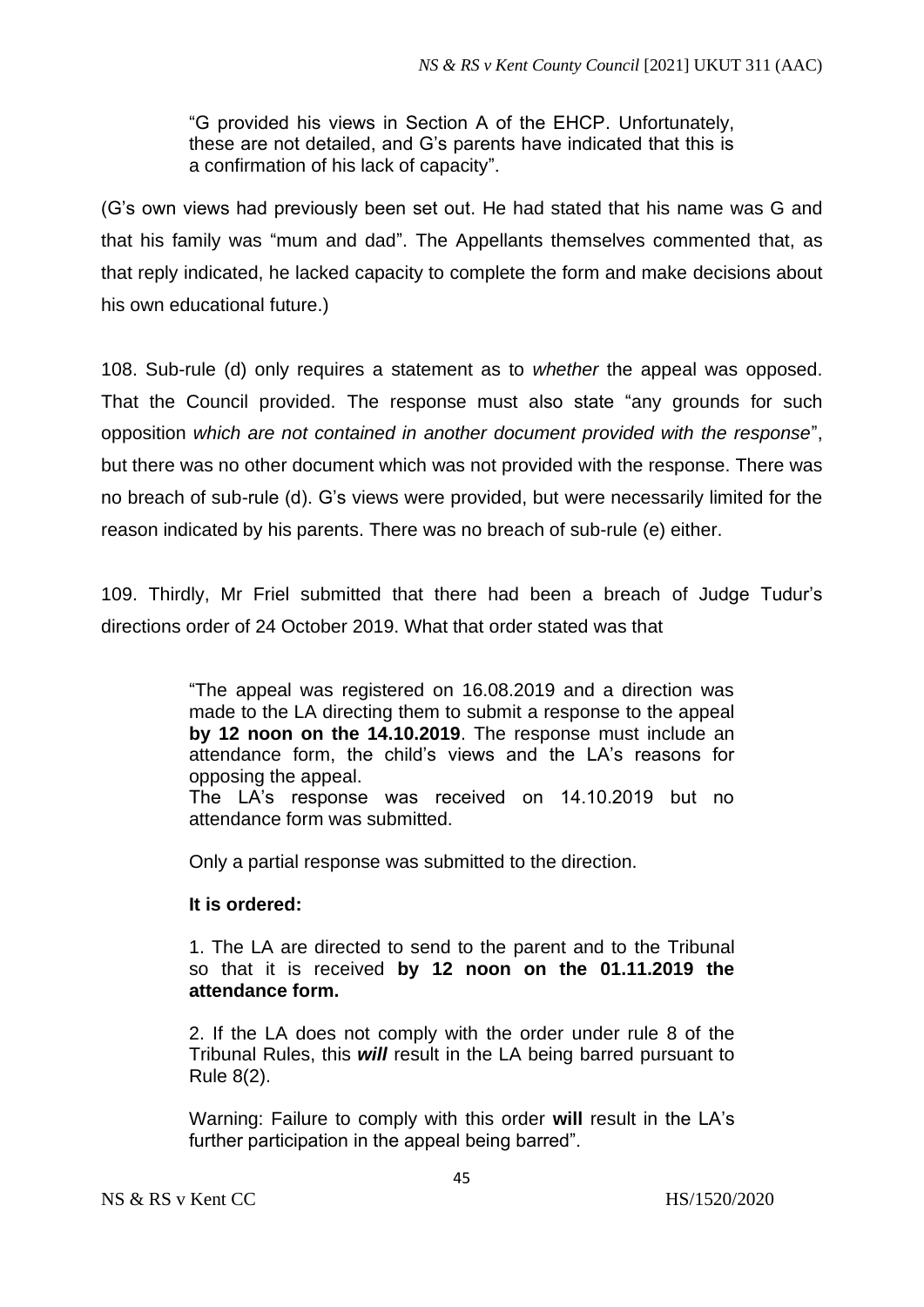> "G provided his views in Section A of the EHCP. Unfortunately, these are not detailed, and G's parents have indicated that this is a confirmation of his lack of capacity".

(G's own views had previously been set out. He had stated that his name was G and that his family was "mum and dad". The Appellants themselves commented that, as that reply indicated, he lacked capacity to complete the form and make decisions about his own educational future.)

108. Sub-rule (d) only requires a statement as to *whether* the appeal was opposed. That the Council provided. The response must also state "any grounds for such opposition *which are not contained in another document provided with the response*", but there was no other document which was not provided with the response. There was no breach of sub-rule (d). G's views were provided, but were necessarily limited for the reason indicated by his parents. There was no breach of sub-rule (e) either.

109. Thirdly, Mr Friel submitted that there had been a breach of Judge Tudur's directions order of 24 October 2019. What that order stated was that

> "The appeal was registered on 16.08.2019 and a direction was made to the LA directing them to submit a response to the appeal **by 12 noon on the 14.10.2019**. The response must include an attendance form, the child's views and the LA's reasons for opposing the appeal.
> The LA's response was received on 14.10.2019 but no attendance form was submitted.
>
> Only a partial response was submitted to the direction.
>
> **It is ordered:**
>
> 1. The LA are directed to send to the parent and to the Tribunal so that it is received **by 12 noon on the 01.11.2019 the attendance form.**
>
> 2. If the LA does not comply with the order under rule 8 of the Tribunal Rules, this ***will*** result in the LA being barred pursuant to Rule 8(2).
>
> Warning: Failure to comply with this order **will** result in the LA's further participation in the appeal being barred".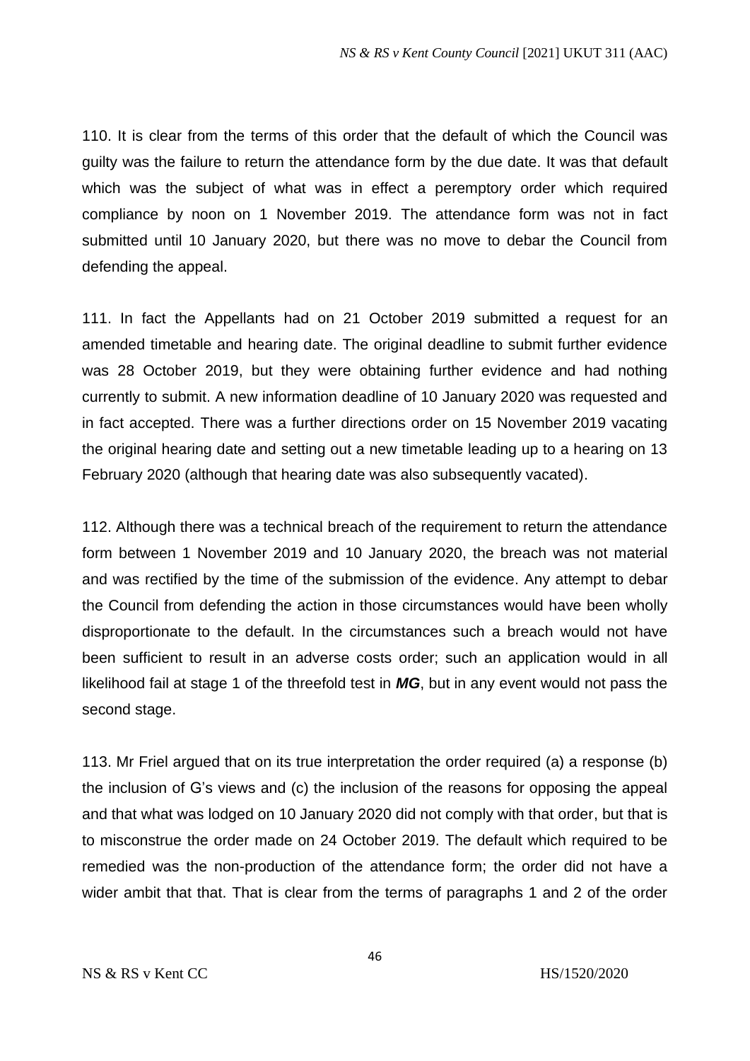110. It is clear from the terms of this order that the default of which the Council was guilty was the failure to return the attendance form by the due date. It was that default which was the subject of what was in effect a peremptory order which required compliance by noon on 1 November 2019. The attendance form was not in fact submitted until 10 January 2020, but there was no move to debar the Council from defending the appeal.

111. In fact the Appellants had on 21 October 2019 submitted a request for an amended timetable and hearing date. The original deadline to submit further evidence was 28 October 2019, but they were obtaining further evidence and had nothing currently to submit. A new information deadline of 10 January 2020 was requested and in fact accepted. There was a further directions order on 15 November 2019 vacating the original hearing date and setting out a new timetable leading up to a hearing on 13 February 2020 (although that hearing date was also subsequently vacated).

112. Although there was a technical breach of the requirement to return the attendance form between 1 November 2019 and 10 January 2020, the breach was not material and was rectified by the time of the submission of the evidence. Any attempt to debar the Council from defending the action in those circumstances would have been wholly disproportionate to the default. In the circumstances such a breach would not have been sufficient to result in an adverse costs order; such an application would in all likelihood fail at stage 1 of the threefold test in ***MG***, but in any event would not pass the second stage.

113. Mr Friel argued that on its true interpretation the order required (a) a response (b) the inclusion of G's views and (c) the inclusion of the reasons for opposing the appeal and that what was lodged on 10 January 2020 did not comply with that order, but that is to misconstrue the order made on 24 October 2019. The default which required to be remedied was the non-production of the attendance form; the order did not have a wider ambit that that. That is clear from the terms of paragraphs 1 and 2 of the order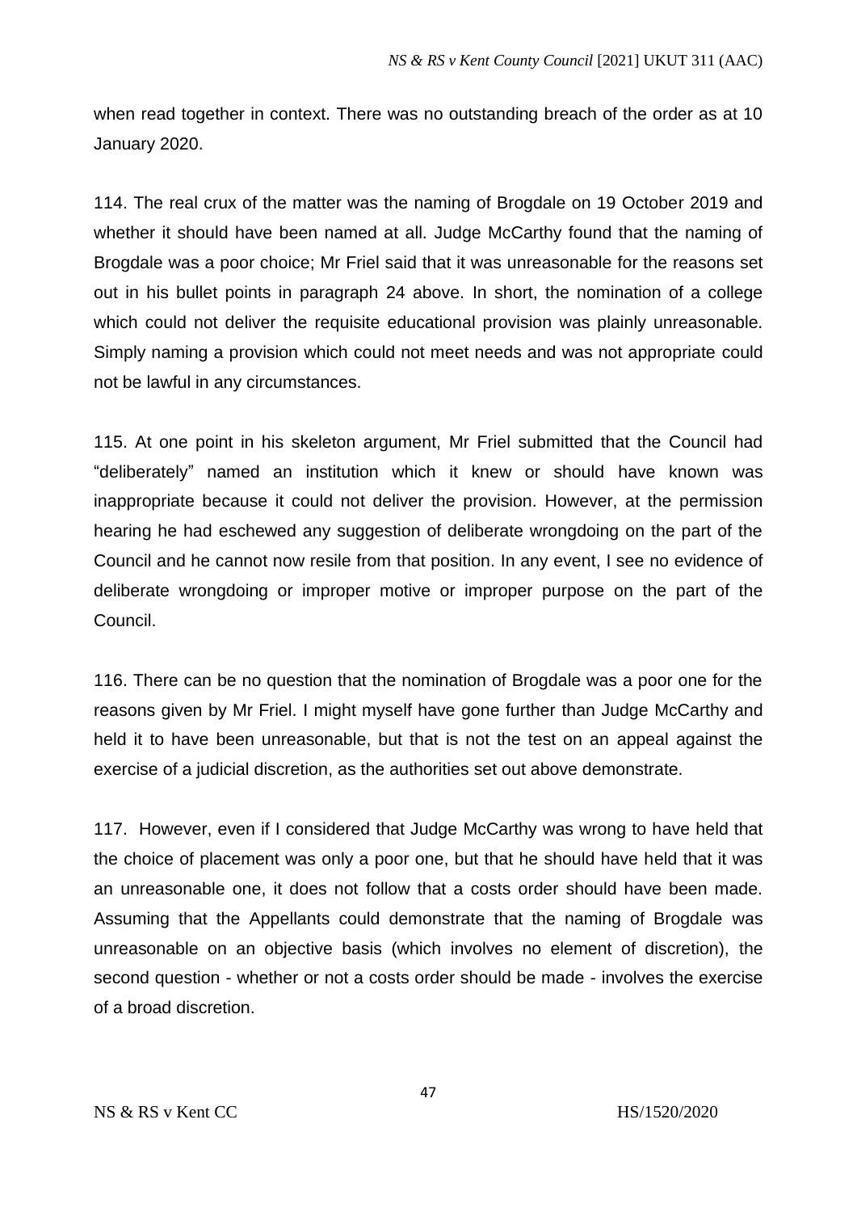when read together in context. There was no outstanding breach of the order as at 10 January 2020.

114. The real crux of the matter was the naming of Brogdale on 19 October 2019 and whether it should have been named at all. Judge McCarthy found that the naming of Brogdale was a poor choice; Mr Friel said that it was unreasonable for the reasons set out in his bullet points in paragraph 24 above. In short, the nomination of a college which could not deliver the requisite educational provision was plainly unreasonable. Simply naming a provision which could not meet needs and was not appropriate could not be lawful in any circumstances.

115. At one point in his skeleton argument, Mr Friel submitted that the Council had "deliberately" named an institution which it knew or should have known was inappropriate because it could not deliver the provision. However, at the permission hearing he had eschewed any suggestion of deliberate wrongdoing on the part of the Council and he cannot now resile from that position. In any event, I see no evidence of deliberate wrongdoing or improper motive or improper purpose on the part of the Council.

116. There can be no question that the nomination of Brogdale was a poor one for the reasons given by Mr Friel. I might myself have gone further than Judge McCarthy and held it to have been unreasonable, but that is not the test on an appeal against the exercise of a judicial discretion, as the authorities set out above demonstrate.

117. However, even if I considered that Judge McCarthy was wrong to have held that the choice of placement was only a poor one, but that he should have held that it was an unreasonable one, it does not follow that a costs order should have been made. Assuming that the Appellants could demonstrate that the naming of Brogdale was unreasonable on an objective basis (which involves no element of discretion), the second question - whether or not a costs order should be made - involves the exercise of a broad discretion.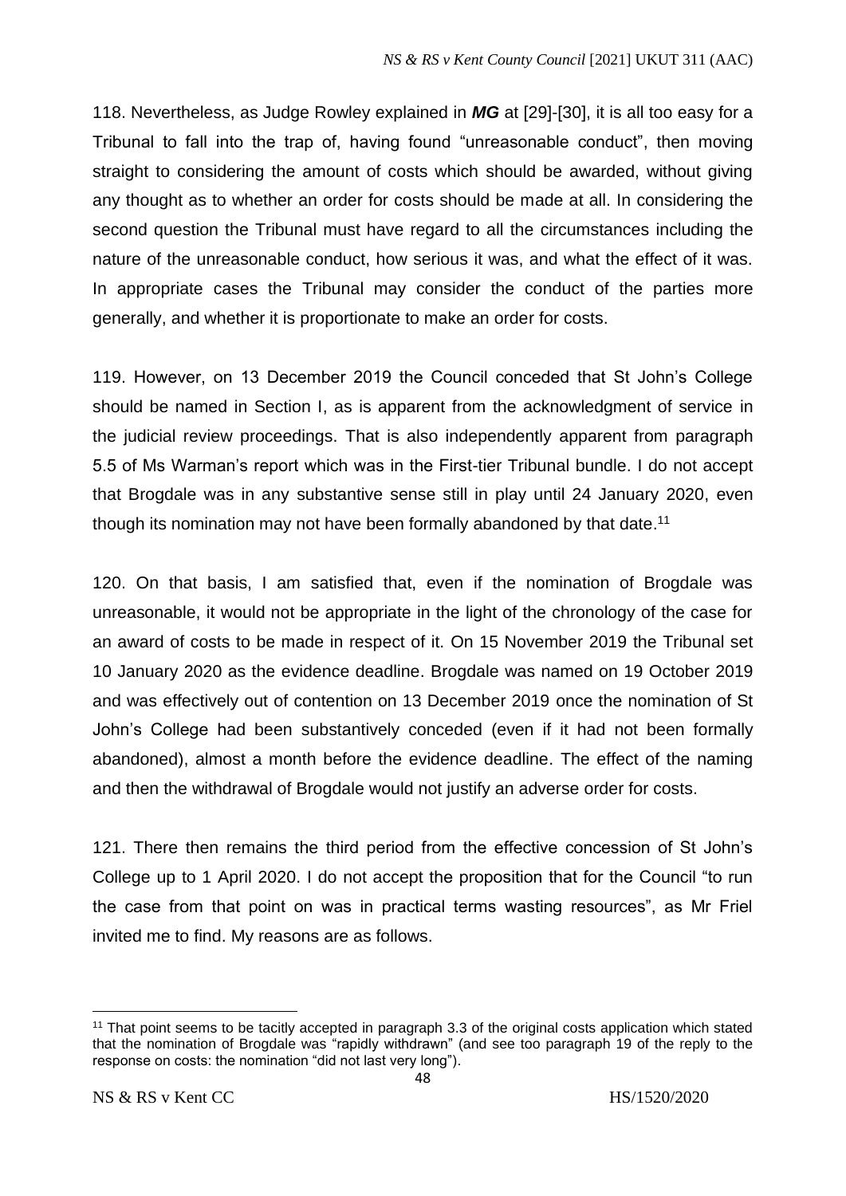118. Nevertheless, as Judge Rowley explained in ***MG*** at [29]-[30], it is all too easy for a Tribunal to fall into the trap of, having found "unreasonable conduct", then moving straight to considering the amount of costs which should be awarded, without giving any thought as to whether an order for costs should be made at all. In considering the second question the Tribunal must have regard to all the circumstances including the nature of the unreasonable conduct, how serious it was, and what the effect of it was. In appropriate cases the Tribunal may consider the conduct of the parties more generally, and whether it is proportionate to make an order for costs.

119. However, on 13 December 2019 the Council conceded that St John's College should be named in Section I, as is apparent from the acknowledgment of service in the judicial review proceedings. That is also independently apparent from paragraph 5.5 of Ms Warman's report which was in the First-tier Tribunal bundle. I do not accept that Brogdale was in any substantive sense still in play until 24 January 2020, even though its nomination may not have been formally abandoned by that date.[11]

120. On that basis, I am satisfied that, even if the nomination of Brogdale was unreasonable, it would not be appropriate in the light of the chronology of the case for an award of costs to be made in respect of it. On 15 November 2019 the Tribunal set 10 January 2020 as the evidence deadline. Brogdale was named on 19 October 2019 and was effectively out of contention on 13 December 2019 once the nomination of St John's College had been substantively conceded (even if it had not been formally abandoned), almost a month before the evidence deadline. The effect of the naming and then the withdrawal of Brogdale would not justify an adverse order for costs.

121. There then remains the third period from the effective concession of St John's College up to 1 April 2020. I do not accept the proposition that for the Council "to run the case from that point on was in practical terms wasting resources", as Mr Friel invited me to find. My reasons are as follows.

---

[11] That point seems to be tacitly accepted in paragraph 3.3 of the original costs application which stated that the nomination of Brogdale was "rapidly withdrawn" (and see too paragraph 19 of the reply to the response on costs: the nomination "did not last very long").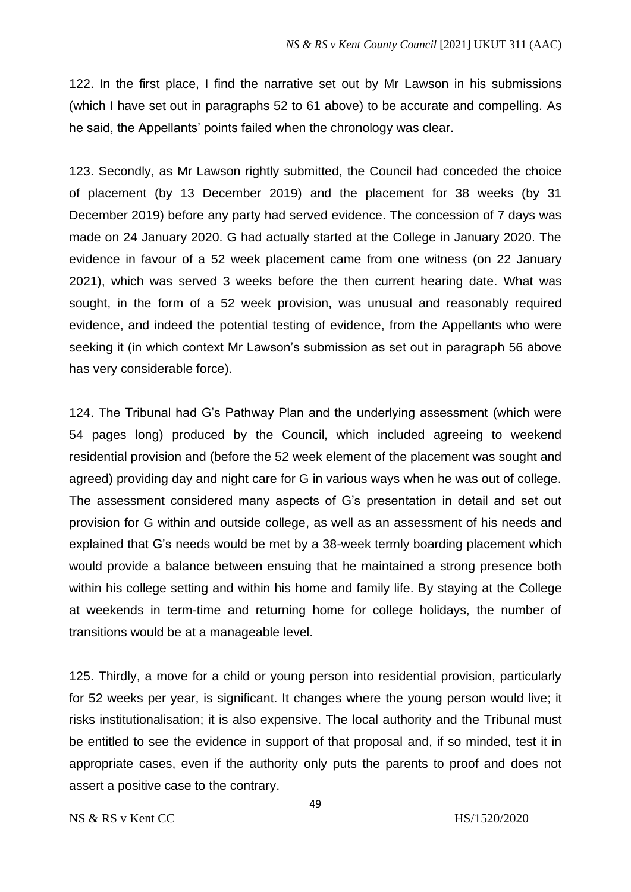122. In the first place, I find the narrative set out by Mr Lawson in his submissions (which I have set out in paragraphs 52 to 61 above) to be accurate and compelling. As he said, the Appellants' points failed when the chronology was clear.

123. Secondly, as Mr Lawson rightly submitted, the Council had conceded the choice of placement (by 13 December 2019) and the placement for 38 weeks (by 31 December 2019) before any party had served evidence. The concession of 7 days was made on 24 January 2020. G had actually started at the College in January 2020. The evidence in favour of a 52 week placement came from one witness (on 22 January 2021), which was served 3 weeks before the then current hearing date. What was sought, in the form of a 52 week provision, was unusual and reasonably required evidence, and indeed the potential testing of evidence, from the Appellants who were seeking it (in which context Mr Lawson's submission as set out in paragraph 56 above has very considerable force).

124. The Tribunal had G's Pathway Plan and the underlying assessment (which were 54 pages long) produced by the Council, which included agreeing to weekend residential provision and (before the 52 week element of the placement was sought and agreed) providing day and night care for G in various ways when he was out of college. The assessment considered many aspects of G's presentation in detail and set out provision for G within and outside college, as well as an assessment of his needs and explained that G's needs would be met by a 38-week termly boarding placement which would provide a balance between ensuing that he maintained a strong presence both within his college setting and within his home and family life. By staying at the College at weekends in term-time and returning home for college holidays, the number of transitions would be at a manageable level.

125. Thirdly, a move for a child or young person into residential provision, particularly for 52 weeks per year, is significant. It changes where the young person would live; it risks institutionalisation; it is also expensive. The local authority and the Tribunal must be entitled to see the evidence in support of that proposal and, if so minded, test it in appropriate cases, even if the authority only puts the parents to proof and does not assert a positive case to the contrary.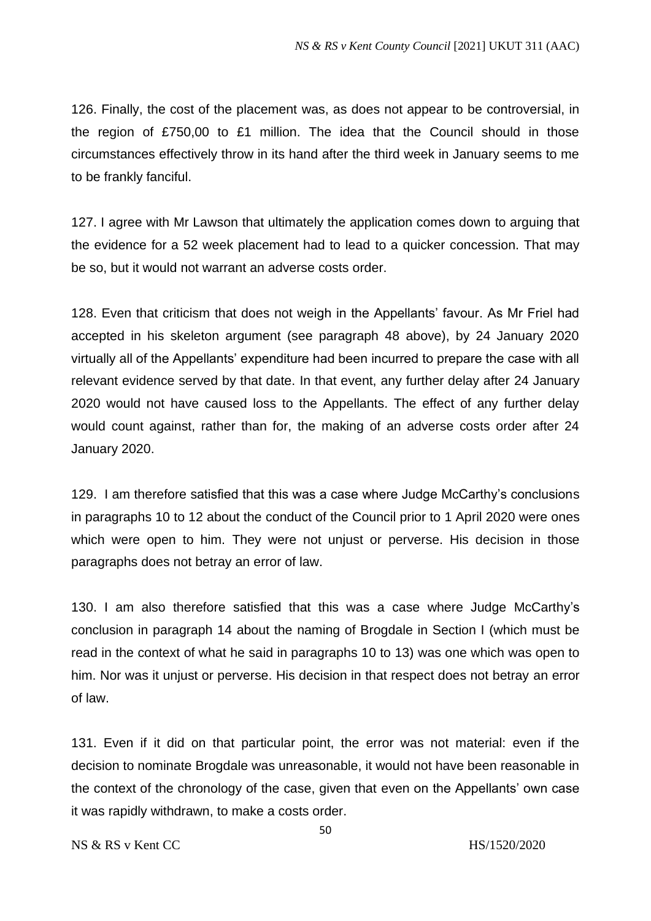126. Finally, the cost of the placement was, as does not appear to be controversial, in the region of £750,00 to £1 million. The idea that the Council should in those circumstances effectively throw in its hand after the third week in January seems to me to be frankly fanciful.

127. I agree with Mr Lawson that ultimately the application comes down to arguing that the evidence for a 52 week placement had to lead to a quicker concession. That may be so, but it would not warrant an adverse costs order.

128. Even that criticism that does not weigh in the Appellants' favour. As Mr Friel had accepted in his skeleton argument (see paragraph 48 above), by 24 January 2020 virtually all of the Appellants' expenditure had been incurred to prepare the case with all relevant evidence served by that date. In that event, any further delay after 24 January 2020 would not have caused loss to the Appellants. The effect of any further delay would count against, rather than for, the making of an adverse costs order after 24 January 2020.

129. I am therefore satisfied that this was a case where Judge McCarthy's conclusions in paragraphs 10 to 12 about the conduct of the Council prior to 1 April 2020 were ones which were open to him. They were not unjust or perverse. His decision in those paragraphs does not betray an error of law.

130. I am also therefore satisfied that this was a case where Judge McCarthy's conclusion in paragraph 14 about the naming of Brogdale in Section I (which must be read in the context of what he said in paragraphs 10 to 13) was one which was open to him. Nor was it unjust or perverse. His decision in that respect does not betray an error of law.

131. Even if it did on that particular point, the error was not material: even if the decision to nominate Brogdale was unreasonable, it would not have been reasonable in the context of the chronology of the case, given that even on the Appellants' own case it was rapidly withdrawn, to make a costs order.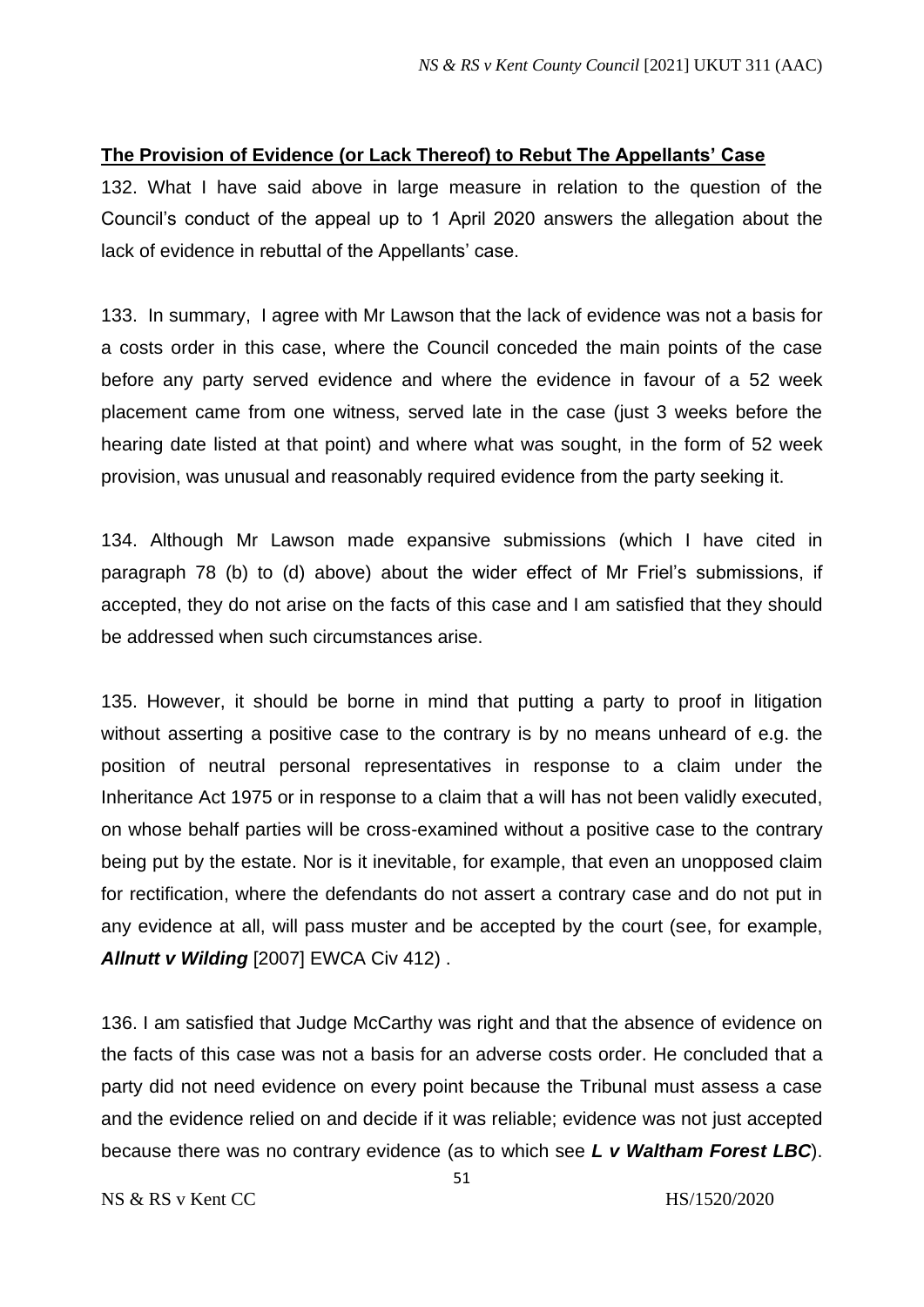**The Provision of Evidence (or Lack Thereof) to Rebut The Appellants' Case**

132. What I have said above in large measure in relation to the question of the Council's conduct of the appeal up to 1 April 2020 answers the allegation about the lack of evidence in rebuttal of the Appellants' case.

133. In summary, I agree with Mr Lawson that the lack of evidence was not a basis for a costs order in this case, where the Council conceded the main points of the case before any party served evidence and where the evidence in favour of a 52 week placement came from one witness, served late in the case (just 3 weeks before the hearing date listed at that point) and where what was sought, in the form of 52 week provision, was unusual and reasonably required evidence from the party seeking it.

134. Although Mr Lawson made expansive submissions (which I have cited in paragraph 78 (b) to (d) above) about the wider effect of Mr Friel's submissions, if accepted, they do not arise on the facts of this case and I am satisfied that they should be addressed when such circumstances arise.

135. However, it should be borne in mind that putting a party to proof in litigation without asserting a positive case to the contrary is by no means unheard of e.g. the position of neutral personal representatives in response to a claim under the Inheritance Act 1975 or in response to a claim that a will has not been validly executed, on whose behalf parties will be cross-examined without a positive case to the contrary being put by the estate. Nor is it inevitable, for example, that even an unopposed claim for rectification, where the defendants do not assert a contrary case and do not put in any evidence at all, will pass muster and be accepted by the court (see, for example, ***Allnutt v Wilding*** [2007] EWCA Civ 412) .

136. I am satisfied that Judge McCarthy was right and that the absence of evidence on the facts of this case was not a basis for an adverse costs order. He concluded that a party did not need evidence on every point because the Tribunal must assess a case and the evidence relied on and decide if it was reliable; evidence was not just accepted because there was no contrary evidence (as to which see ***L v Waltham Forest LBC***).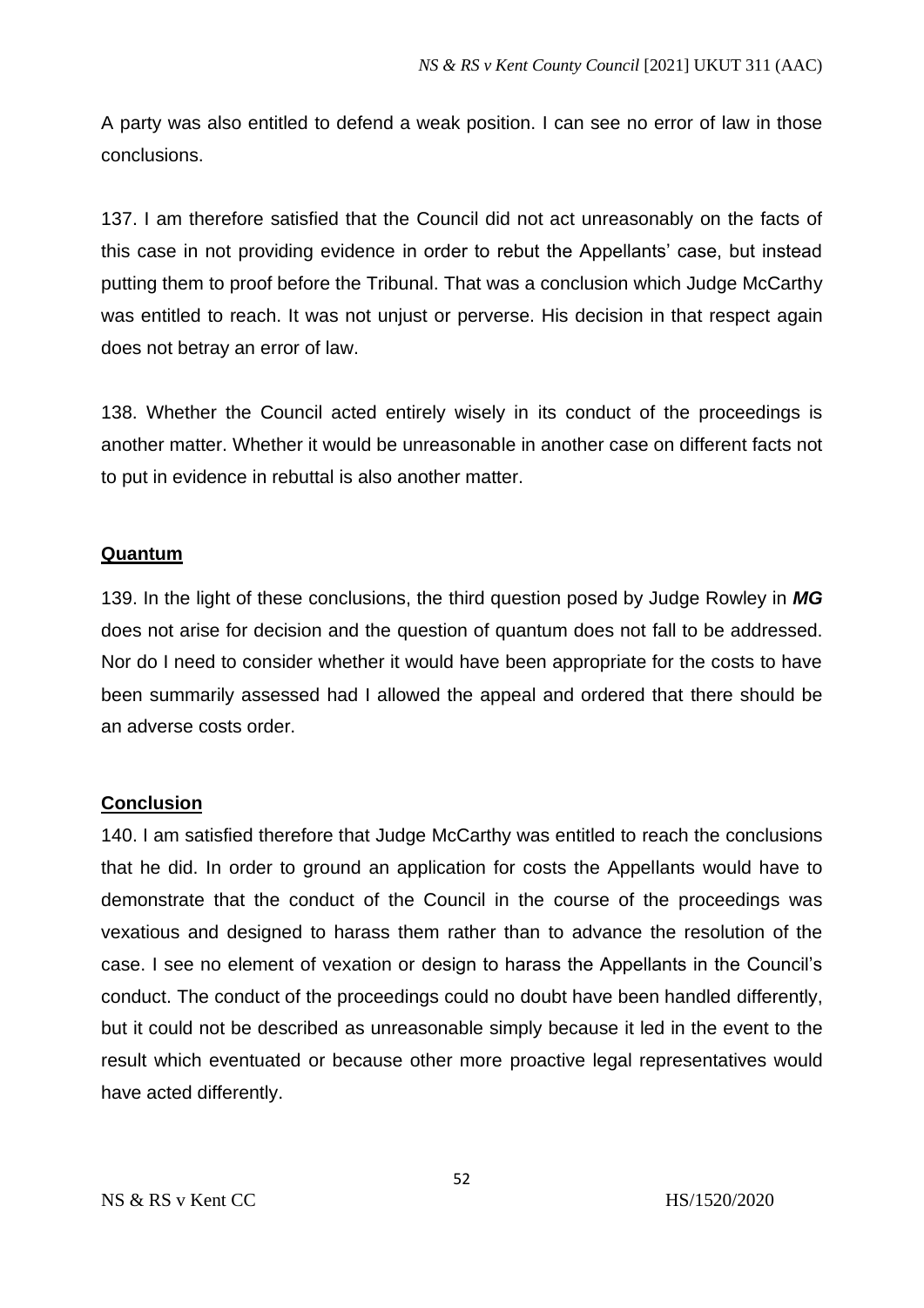A party was also entitled to defend a weak position. I can see no error of law in those conclusions.

137. I am therefore satisfied that the Council did not act unreasonably on the facts of this case in not providing evidence in order to rebut the Appellants' case, but instead putting them to proof before the Tribunal. That was a conclusion which Judge McCarthy was entitled to reach. It was not unjust or perverse. His decision in that respect again does not betray an error of law.

138. Whether the Council acted entirely wisely in its conduct of the proceedings is another matter. Whether it would be unreasonable in another case on different facts not to put in evidence in rebuttal is also another matter.

## Quantum

139. In the light of these conclusions, the third question posed by Judge Rowley in ***MG*** does not arise for decision and the question of quantum does not fall to be addressed. Nor do I need to consider whether it would have been appropriate for the costs to have been summarily assessed had I allowed the appeal and ordered that there should be an adverse costs order.

## Conclusion

140. I am satisfied therefore that Judge McCarthy was entitled to reach the conclusions that he did. In order to ground an application for costs the Appellants would have to demonstrate that the conduct of the Council in the course of the proceedings was vexatious and designed to harass them rather than to advance the resolution of the case. I see no element of vexation or design to harass the Appellants in the Council's conduct. The conduct of the proceedings could no doubt have been handled differently, but it could not be described as unreasonable simply because it led in the event to the result which eventuated or because other more proactive legal representatives would have acted differently.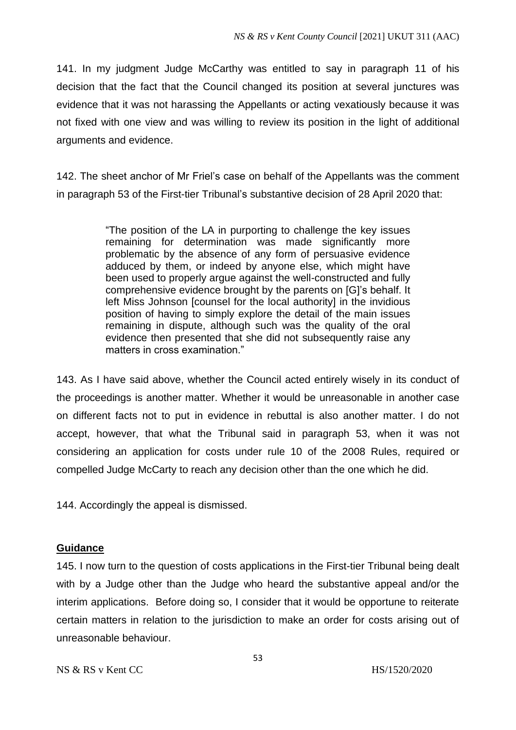141. In my judgment Judge McCarthy was entitled to say in paragraph 11 of his decision that the fact that the Council changed its position at several junctures was evidence that it was not harassing the Appellants or acting vexatiously because it was not fixed with one view and was willing to review its position in the light of additional arguments and evidence.

142. The sheet anchor of Mr Friel's case on behalf of the Appellants was the comment in paragraph 53 of the First-tier Tribunal's substantive decision of 28 April 2020 that:

> "The position of the LA in purporting to challenge the key issues remaining for determination was made significantly more problematic by the absence of any form of persuasive evidence adduced by them, or indeed by anyone else, which might have been used to properly argue against the well-constructed and fully comprehensive evidence brought by the parents on [G]'s behalf. It left Miss Johnson [counsel for the local authority] in the invidious position of having to simply explore the detail of the main issues remaining in dispute, although such was the quality of the oral evidence then presented that she did not subsequently raise any matters in cross examination."

143. As I have said above, whether the Council acted entirely wisely in its conduct of the proceedings is another matter. Whether it would be unreasonable in another case on different facts not to put in evidence in rebuttal is also another matter. I do not accept, however, that what the Tribunal said in paragraph 53, when it was not considering an application for costs under rule 10 of the 2008 Rules, required or compelled Judge McCarty to reach any decision other than the one which he did.

144. Accordingly the appeal is dismissed.

## **Guidance**

145. I now turn to the question of costs applications in the First-tier Tribunal being dealt with by a Judge other than the Judge who heard the substantive appeal and/or the interim applications. Before doing so, I consider that it would be opportune to reiterate certain matters in relation to the jurisdiction to make an order for costs arising out of unreasonable behaviour.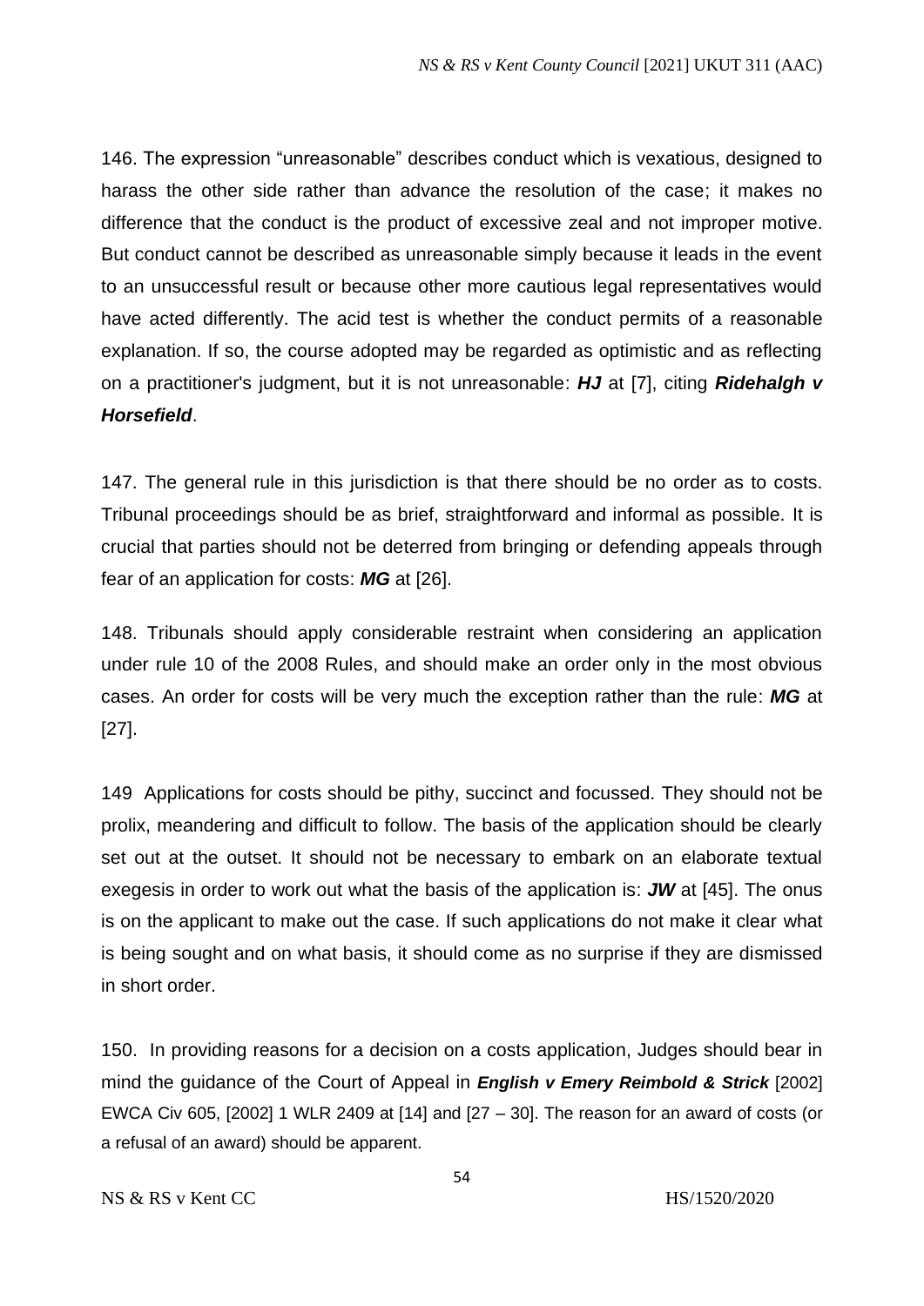146. The expression "unreasonable" describes conduct which is vexatious, designed to harass the other side rather than advance the resolution of the case; it makes no difference that the conduct is the product of excessive zeal and not improper motive. But conduct cannot be described as unreasonable simply because it leads in the event to an unsuccessful result or because other more cautious legal representatives would have acted differently. The acid test is whether the conduct permits of a reasonable explanation. If so, the course adopted may be regarded as optimistic and as reflecting on a practitioner's judgment, but it is not unreasonable: ***HJ*** at [7], citing ***Ridehalgh v Horsefield***.

147. The general rule in this jurisdiction is that there should be no order as to costs. Tribunal proceedings should be as brief, straightforward and informal as possible. It is crucial that parties should not be deterred from bringing or defending appeals through fear of an application for costs: ***MG*** at [26].

148. Tribunals should apply considerable restraint when considering an application under rule 10 of the 2008 Rules, and should make an order only in the most obvious cases. An order for costs will be very much the exception rather than the rule: ***MG*** at [27].

149 Applications for costs should be pithy, succinct and focussed. They should not be prolix, meandering and difficult to follow. The basis of the application should be clearly set out at the outset. It should not be necessary to embark on an elaborate textual exegesis in order to work out what the basis of the application is: ***JW*** at [45]. The onus is on the applicant to make out the case. If such applications do not make it clear what is being sought and on what basis, it should come as no surprise if they are dismissed in short order.

150. In providing reasons for a decision on a costs application, Judges should bear in mind the guidance of the Court of Appeal in ***English v Emery Reimbold & Strick*** [2002] EWCA Civ 605, [2002] 1 WLR 2409 at [14] and [27 – 30]. The reason for an award of costs (or a refusal of an award) should be apparent.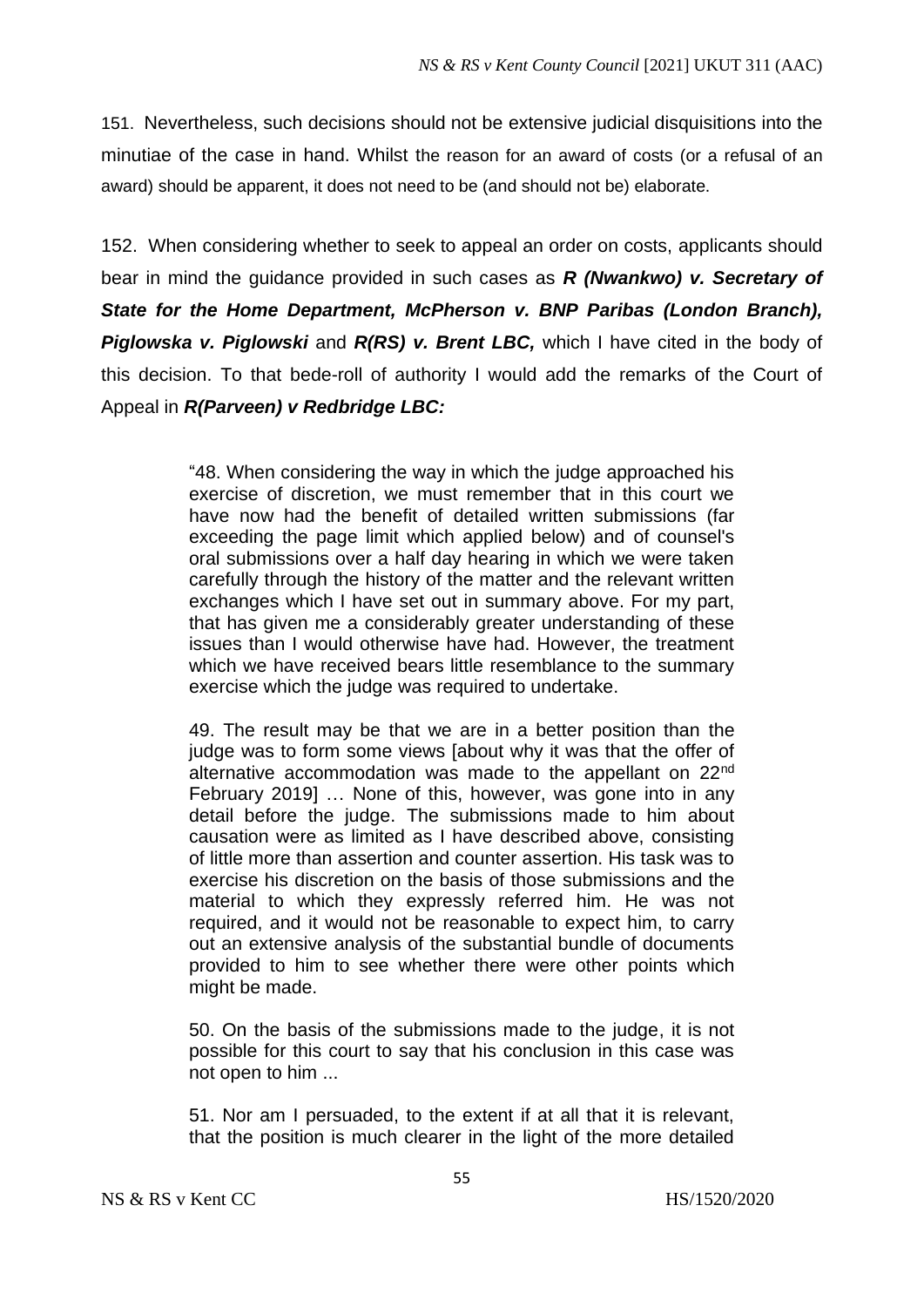151. Nevertheless, such decisions should not be extensive judicial disquisitions into the minutiae of the case in hand. Whilst the reason for an award of costs (or a refusal of an award) should be apparent, it does not need to be (and should not be) elaborate.

152. When considering whether to seek to appeal an order on costs, applicants should bear in mind the guidance provided in such cases as ***R (Nwankwo) v. Secretary of State for the Home Department, McPherson v. BNP Paribas (London Branch), Piglowska v. Piglowski*** and ***R(RS) v. Brent LBC,*** which I have cited in the body of this decision. To that bede-roll of authority I would add the remarks of the Court of Appeal in ***R(Parveen) v Redbridge LBC:***

> "48. When considering the way in which the judge approached his exercise of discretion, we must remember that in this court we have now had the benefit of detailed written submissions (far exceeding the page limit which applied below) and of counsel's oral submissions over a half day hearing in which we were taken carefully through the history of the matter and the relevant written exchanges which I have set out in summary above. For my part, that has given me a considerably greater understanding of these issues than I would otherwise have had. However, the treatment which we have received bears little resemblance to the summary exercise which the judge was required to undertake.
>
> 49. The result may be that we are in a better position than the judge was to form some views [about why it was that the offer of alternative accommodation was made to the appellant on 22nd February 2019] … None of this, however, was gone into in any detail before the judge. The submissions made to him about causation were as limited as I have described above, consisting of little more than assertion and counter assertion. His task was to exercise his discretion on the basis of those submissions and the material to which they expressly referred him. He was not required, and it would not be reasonable to expect him, to carry out an extensive analysis of the substantial bundle of documents provided to him to see whether there were other points which might be made.
>
> 50. On the basis of the submissions made to the judge, it is not possible for this court to say that his conclusion in this case was not open to him ...
>
> 51. Nor am I persuaded, to the extent if at all that it is relevant, that the position is much clearer in the light of the more detailed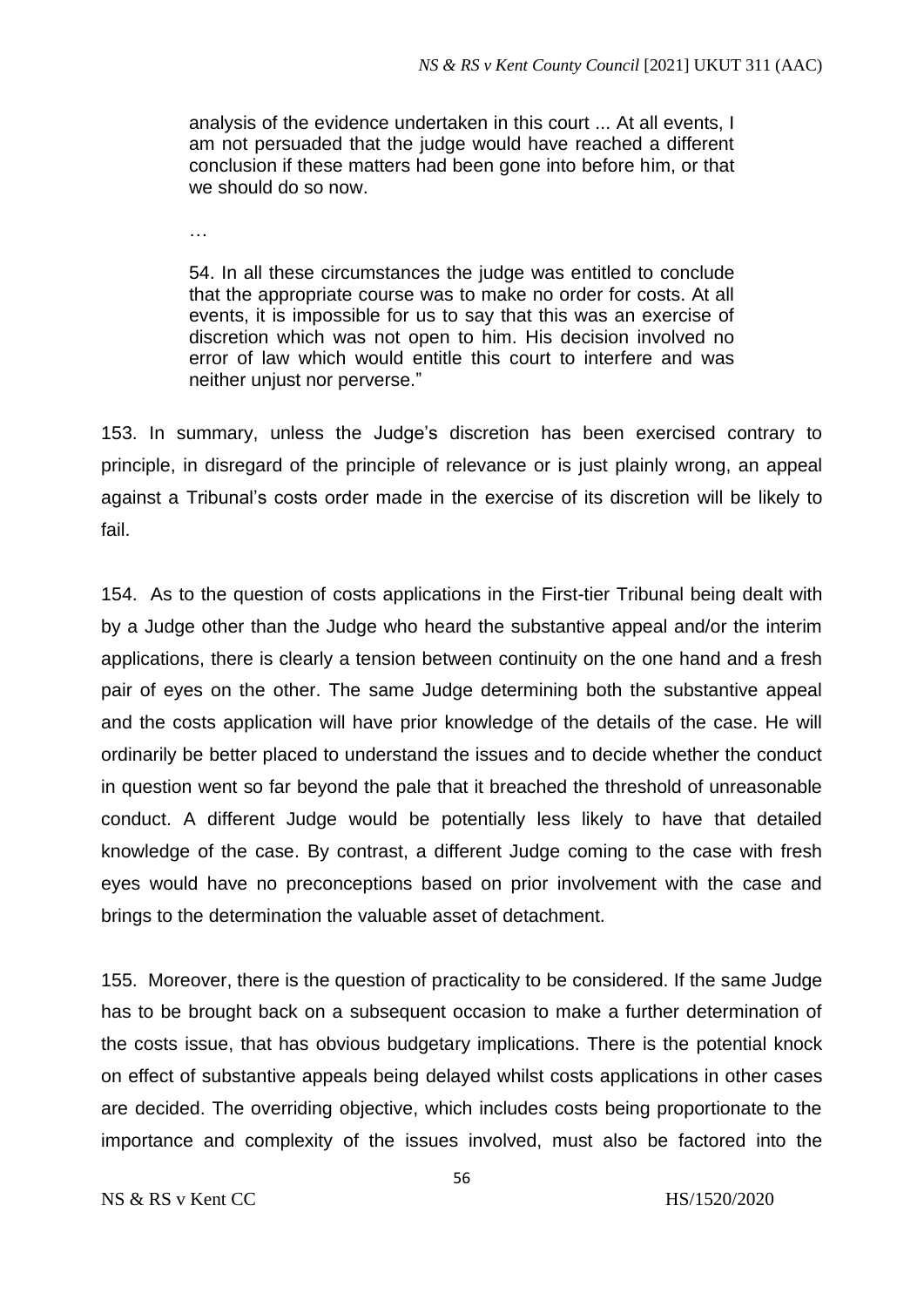> analysis of the evidence undertaken in this court ... At all events, I am not persuaded that the judge would have reached a different conclusion if these matters had been gone into before him, or that we should do so now.
>
> …
>
> 54. In all these circumstances the judge was entitled to conclude that the appropriate course was to make no order for costs. At all events, it is impossible for us to say that this was an exercise of discretion which was not open to him. His decision involved no error of law which would entitle this court to interfere and was neither unjust nor perverse."

153. In summary, unless the Judge's discretion has been exercised contrary to principle, in disregard of the principle of relevance or is just plainly wrong, an appeal against a Tribunal's costs order made in the exercise of its discretion will be likely to fail.

154. As to the question of costs applications in the First-tier Tribunal being dealt with by a Judge other than the Judge who heard the substantive appeal and/or the interim applications, there is clearly a tension between continuity on the one hand and a fresh pair of eyes on the other. The same Judge determining both the substantive appeal and the costs application will have prior knowledge of the details of the case. He will ordinarily be better placed to understand the issues and to decide whether the conduct in question went so far beyond the pale that it breached the threshold of unreasonable conduct. A different Judge would be potentially less likely to have that detailed knowledge of the case. By contrast, a different Judge coming to the case with fresh eyes would have no preconceptions based on prior involvement with the case and brings to the determination the valuable asset of detachment.

155. Moreover, there is the question of practicality to be considered. If the same Judge has to be brought back on a subsequent occasion to make a further determination of the costs issue, that has obvious budgetary implications. There is the potential knock on effect of substantive appeals being delayed whilst costs applications in other cases are decided. The overriding objective, which includes costs being proportionate to the importance and complexity of the issues involved, must also be factored into the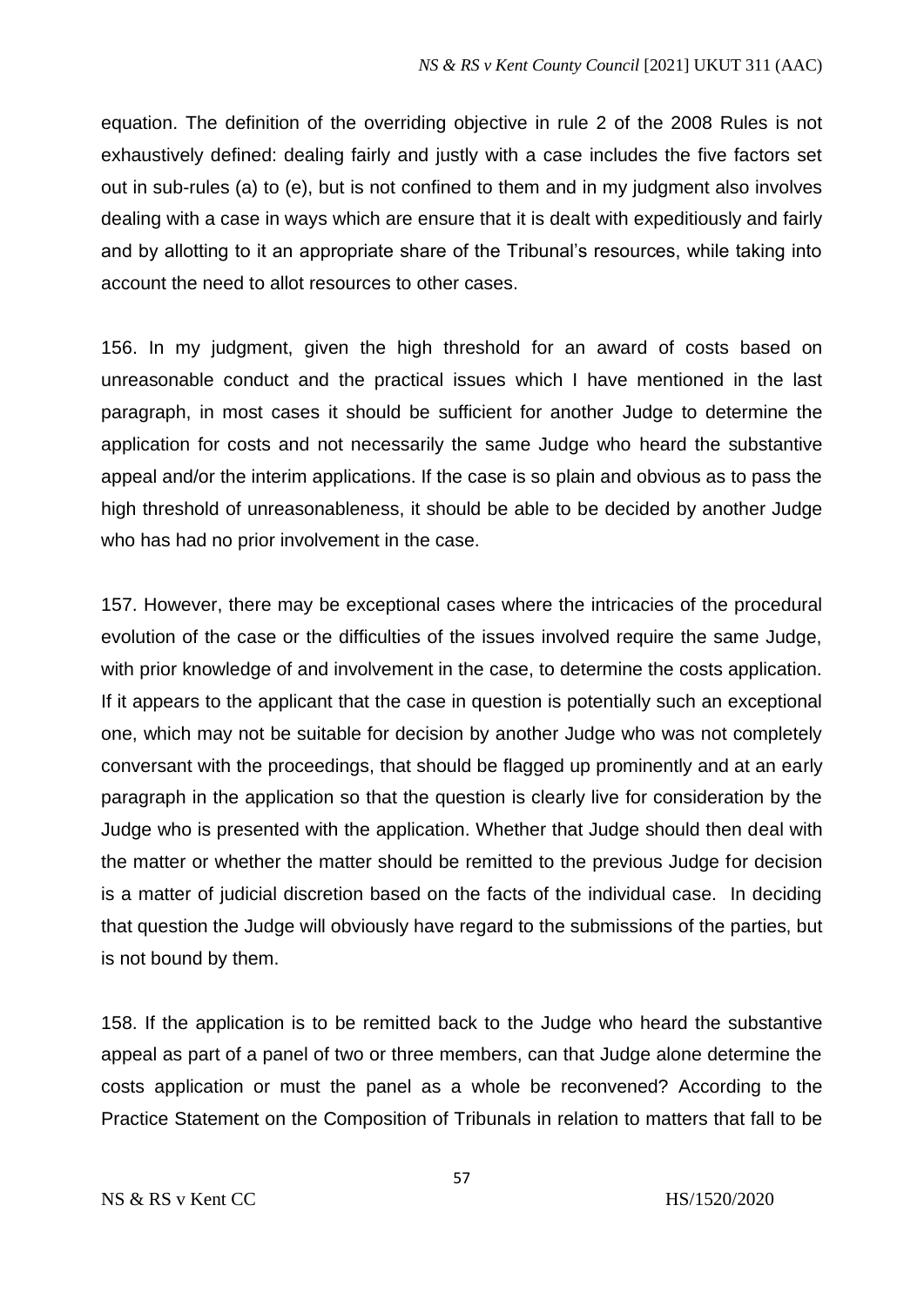equation. The definition of the overriding objective in rule 2 of the 2008 Rules is not exhaustively defined: dealing fairly and justly with a case includes the five factors set out in sub-rules (a) to (e), but is not confined to them and in my judgment also involves dealing with a case in ways which are ensure that it is dealt with expeditiously and fairly and by allotting to it an appropriate share of the Tribunal's resources, while taking into account the need to allot resources to other cases.

156. In my judgment, given the high threshold for an award of costs based on unreasonable conduct and the practical issues which I have mentioned in the last paragraph, in most cases it should be sufficient for another Judge to determine the application for costs and not necessarily the same Judge who heard the substantive appeal and/or the interim applications. If the case is so plain and obvious as to pass the high threshold of unreasonableness, it should be able to be decided by another Judge who has had no prior involvement in the case.

157. However, there may be exceptional cases where the intricacies of the procedural evolution of the case or the difficulties of the issues involved require the same Judge, with prior knowledge of and involvement in the case, to determine the costs application. If it appears to the applicant that the case in question is potentially such an exceptional one, which may not be suitable for decision by another Judge who was not completely conversant with the proceedings, that should be flagged up prominently and at an early paragraph in the application so that the question is clearly live for consideration by the Judge who is presented with the application. Whether that Judge should then deal with the matter or whether the matter should be remitted to the previous Judge for decision is a matter of judicial discretion based on the facts of the individual case. In deciding that question the Judge will obviously have regard to the submissions of the parties, but is not bound by them.

158. If the application is to be remitted back to the Judge who heard the substantive appeal as part of a panel of two or three members, can that Judge alone determine the costs application or must the panel as a whole be reconvened? According to the Practice Statement on the Composition of Tribunals in relation to matters that fall to be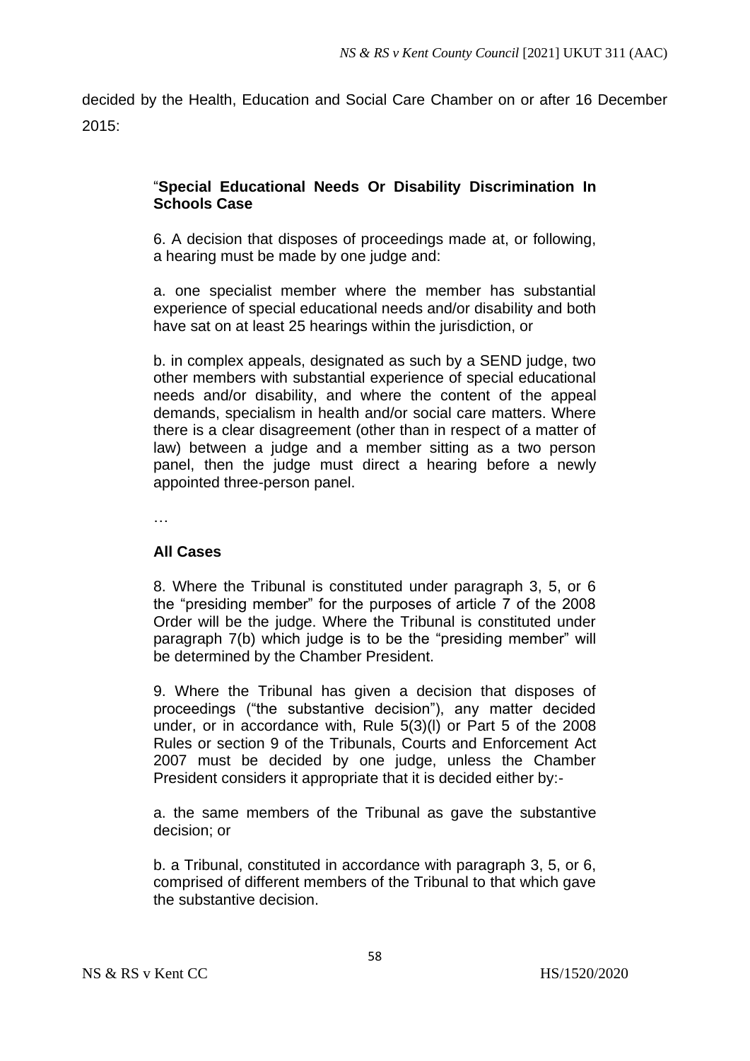decided by the Health, Education and Social Care Chamber on or after 16 December 2015:

> "**Special Educational Needs Or Disability Discrimination In Schools Case**
>
> 6. A decision that disposes of proceedings made at, or following, a hearing must be made by one judge and:
>
> a. one specialist member where the member has substantial experience of special educational needs and/or disability and both have sat on at least 25 hearings within the jurisdiction, or
>
> b. in complex appeals, designated as such by a SEND judge, two other members with substantial experience of special educational needs and/or disability, and where the content of the appeal demands, specialism in health and/or social care matters. Where there is a clear disagreement (other than in respect of a matter of law) between a judge and a member sitting as a two person panel, then the judge must direct a hearing before a newly appointed three-person panel.
>
> …
>
> **All Cases**
>
> 8. Where the Tribunal is constituted under paragraph 3, 5, or 6 the "presiding member" for the purposes of article 7 of the 2008 Order will be the judge. Where the Tribunal is constituted under paragraph 7(b) which judge is to be the "presiding member" will be determined by the Chamber President.
>
> 9. Where the Tribunal has given a decision that disposes of proceedings ("the substantive decision"), any matter decided under, or in accordance with, Rule 5(3)(l) or Part 5 of the 2008 Rules or section 9 of the Tribunals, Courts and Enforcement Act 2007 must be decided by one judge, unless the Chamber President considers it appropriate that it is decided either by:-
>
> a. the same members of the Tribunal as gave the substantive decision; or
>
> b. a Tribunal, constituted in accordance with paragraph 3, 5, or 6, comprised of different members of the Tribunal to that which gave the substantive decision.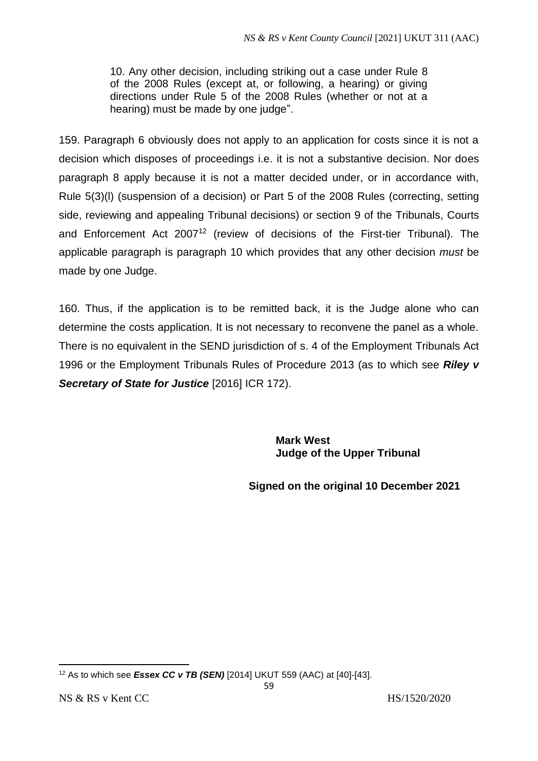> 10. Any other decision, including striking out a case under Rule 8 of the 2008 Rules (except at, or following, a hearing) or giving directions under Rule 5 of the 2008 Rules (whether or not at a hearing) must be made by one judge".

159. Paragraph 6 obviously does not apply to an application for costs since it is not a decision which disposes of proceedings i.e. it is not a substantive decision. Nor does paragraph 8 apply because it is not a matter decided under, or in accordance with, Rule 5(3)(l) (suspension of a decision) or Part 5 of the 2008 Rules (correcting, setting side, reviewing and appealing Tribunal decisions) or section 9 of the Tribunals, Courts and Enforcement Act 2007[12] (review of decisions of the First-tier Tribunal). The applicable paragraph is paragraph 10 which provides that any other decision *must* be made by one Judge.

160. Thus, if the application is to be remitted back, it is the Judge alone who can determine the costs application. It is not necessary to reconvene the panel as a whole. There is no equivalent in the SEND jurisdiction of s. 4 of the Employment Tribunals Act 1996 or the Employment Tribunals Rules of Procedure 2013 (as to which see ***Riley v Secretary of State for Justice*** [2016] ICR 172).

**Mark West**
**Judge of the Upper Tribunal**

**Signed on the original 10 December 2021**

---

[12] As to which see ***Essex CC v TB (SEN)*** [2014] UKUT 559 (AAC) at [40]-[43].